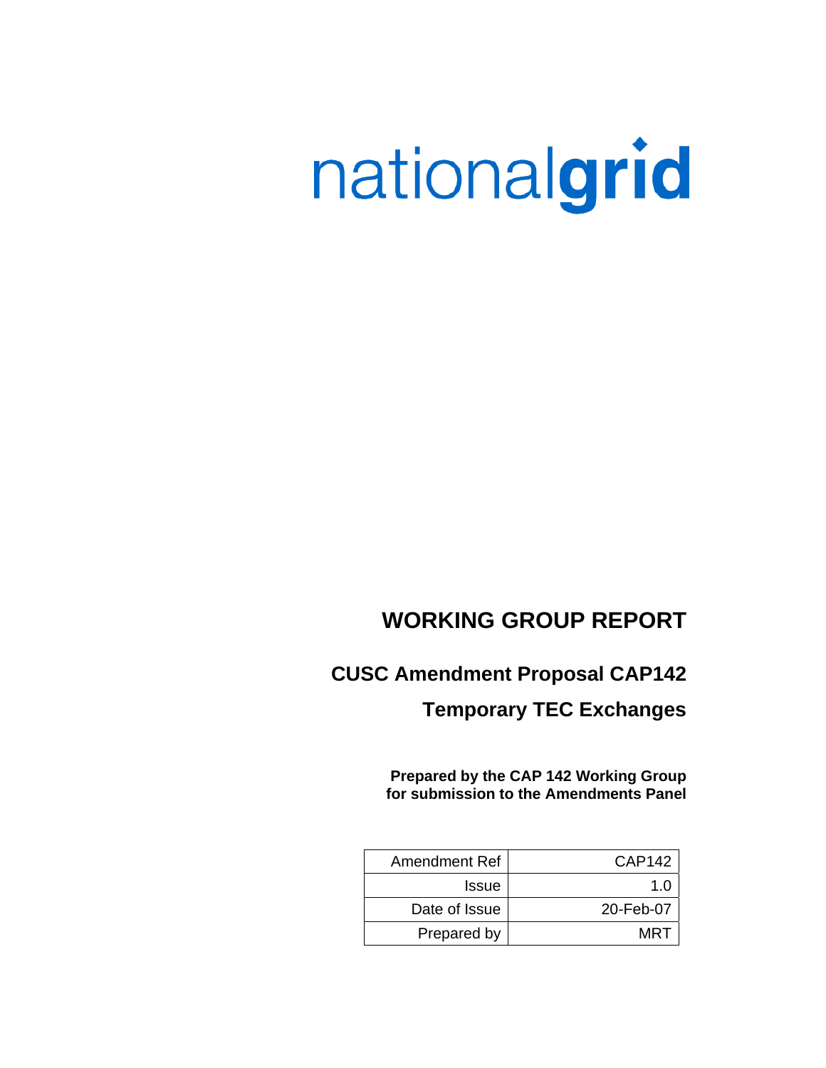nationalgrid

# WORKING GROUP REPORT

## CUSC Amendment Proposal CAP142

## Temporary TEC Exchanges

**Prepared by the CAP 142 Working Group for submission to the Amendments Panel**

| | |
|---|---|
| Amendment Ref | CAP142 |
| Issue | 1.0 |
| Date of Issue | 20-Feb-07 |
| Prepared by | MRT |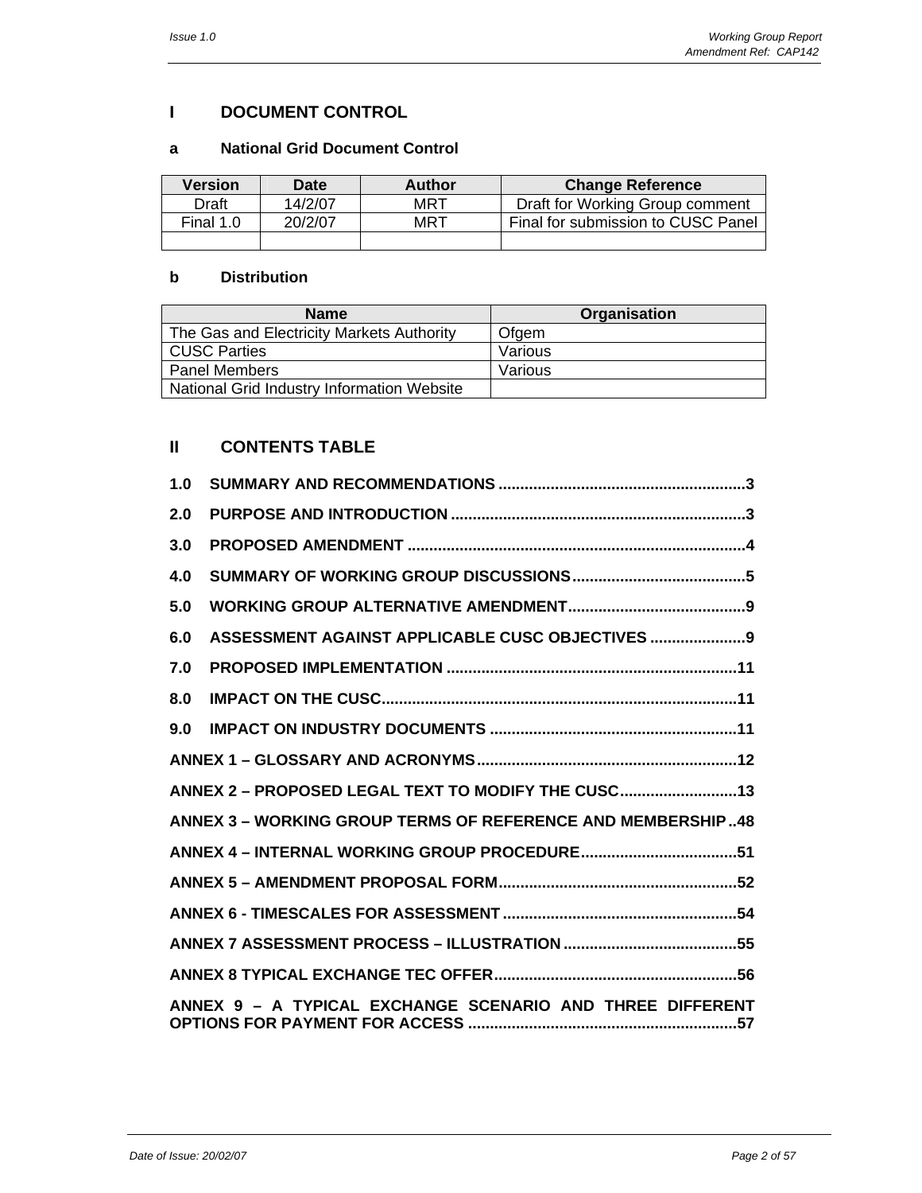# I DOCUMENT CONTROL

## a National Grid Document Control

| Version | Date | Author | Change Reference |
|---|---|---|---|
| Draft | 14/2/07 | MRT | Draft for Working Group comment |
| Final 1.0 | 20/2/07 | MRT | Final for submission to CUSC Panel |
| | | | |

## b Distribution

| Name | Organisation |
|---|---|
| The Gas and Electricity Markets Authority | Ofgem |
| CUSC Parties | Various |
| Panel Members | Various |
| National Grid Industry Information Website | |

# II CONTENTS TABLE

**1.0 SUMMARY AND RECOMMENDATIONS .........................................................3**

**2.0 PURPOSE AND INTRODUCTION ...................................................................3**

**3.0 PROPOSED AMENDMENT .............................................................................4**

**4.0 SUMMARY OF WORKING GROUP DISCUSSIONS........................................5**

**5.0 WORKING GROUP ALTERNATIVE AMENDMENT.........................................9**

**6.0 ASSESSMENT AGAINST APPLICABLE CUSC OBJECTIVES ......................9**

**7.0 PROPOSED IMPLEMENTATION ..................................................................11**

**8.0 IMPACT ON THE CUSC.................................................................................11**

**9.0 IMPACT ON INDUSTRY DOCUMENTS .........................................................11**

**ANNEX 1 – GLOSSARY AND ACRONYMS............................................................12**

**ANNEX 2 – PROPOSED LEGAL TEXT TO MODIFY THE CUSC...........................13**

**ANNEX 3 – WORKING GROUP TERMS OF REFERENCE AND MEMBERSHIP..48**

**ANNEX 4 – INTERNAL WORKING GROUP PROCEDURE....................................51**

**ANNEX 5 – AMENDMENT PROPOSAL FORM.......................................................52**

**ANNEX 6 - TIMESCALES FOR ASSESSMENT ......................................................54**

**ANNEX 7 ASSESSMENT PROCESS – ILLUSTRATION ........................................55**

**ANNEX 8 TYPICAL EXCHANGE TEC OFFER........................................................56**

**ANNEX 9 – A TYPICAL EXCHANGE SCENARIO AND THREE DIFFERENT OPTIONS FOR PAYMENT FOR ACCESS ..............................................................57**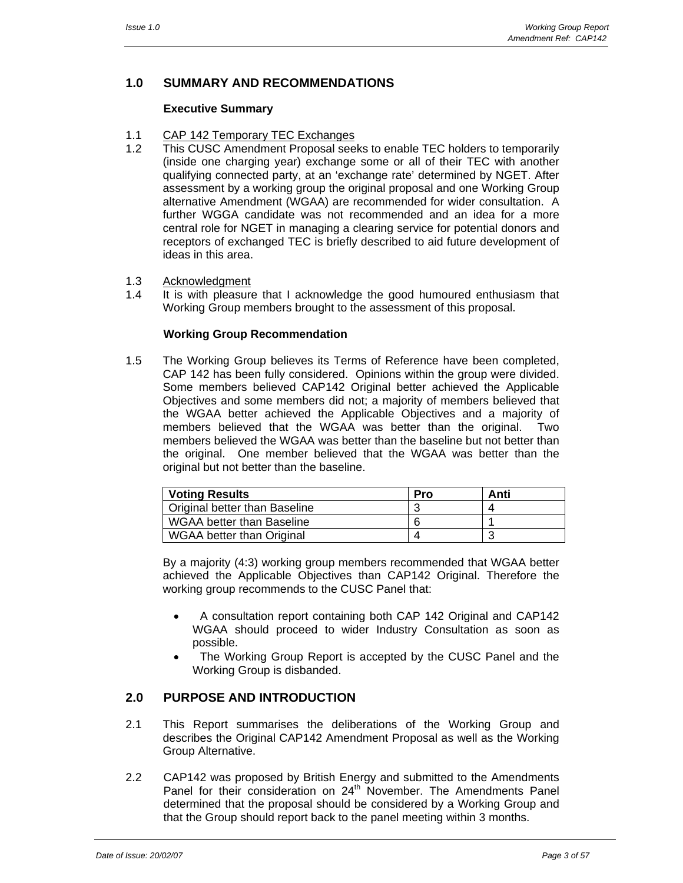## 1.0 SUMMARY AND RECOMMENDATIONS

**Executive Summary**

1.1 CAP 142 Temporary TEC Exchanges

1.2 This CUSC Amendment Proposal seeks to enable TEC holders to temporarily (inside one charging year) exchange some or all of their TEC with another qualifying connected party, at an 'exchange rate' determined by NGET. After assessment by a working group the original proposal and one Working Group alternative Amendment (WGAA) are recommended for wider consultation. A further WGGA candidate was not recommended and an idea for a more central role for NGET in managing a clearing service for potential donors and receptors of exchanged TEC is briefly described to aid future development of ideas in this area.

1.3 Acknowledgment

1.4 It is with pleasure that I acknowledge the good humoured enthusiasm that Working Group members brought to the assessment of this proposal.

**Working Group Recommendation**

1.5 The Working Group believes its Terms of Reference have been completed, CAP 142 has been fully considered. Opinions within the group were divided. Some members believed CAP142 Original better achieved the Applicable Objectives and some members did not; a majority of members believed that the WGAA better achieved the Applicable Objectives and a majority of members believed that the WGAA was better than the original. Two members believed the WGAA was better than the baseline but not better than the original. One member believed that the WGAA was better than the original but not better than the baseline.

| Voting Results | Pro | Anti |
|---|---|---|
| Original better than Baseline | 3 | 4 |
| WGAA better than Baseline | 6 | 1 |
| WGAA better than Original | 4 | 3 |

By a majority (4:3) working group members recommended that WGAA better achieved the Applicable Objectives than CAP142 Original. Therefore the working group recommends to the CUSC Panel that:

- A consultation report containing both CAP 142 Original and CAP142 WGAA should proceed to wider Industry Consultation as soon as possible.
- The Working Group Report is accepted by the CUSC Panel and the Working Group is disbanded.

## 2.0 PURPOSE AND INTRODUCTION

2.1 This Report summarises the deliberations of the Working Group and describes the Original CAP142 Amendment Proposal as well as the Working Group Alternative.

2.2 CAP142 was proposed by British Energy and submitted to the Amendments Panel for their consideration on 24th November. The Amendments Panel determined that the proposal should be considered by a Working Group and that the Group should report back to the panel meeting within 3 months.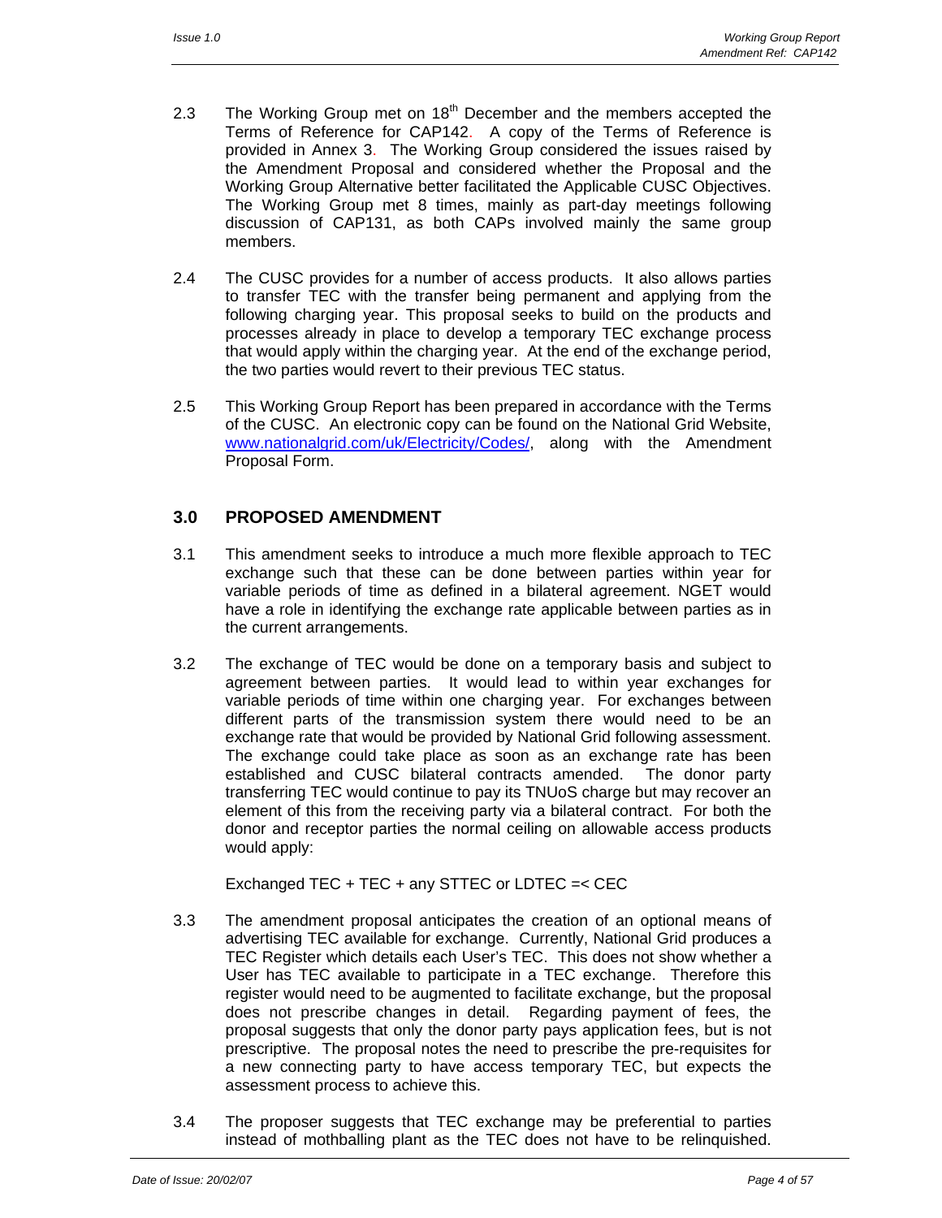2.3 The Working Group met on 18th December and the members accepted the Terms of Reference for CAP142. A copy of the Terms of Reference is provided in Annex 3. The Working Group considered the issues raised by the Amendment Proposal and considered whether the Proposal and the Working Group Alternative better facilitated the Applicable CUSC Objectives. The Working Group met 8 times, mainly as part-day meetings following discussion of CAP131, as both CAPs involved mainly the same group members.

2.4 The CUSC provides for a number of access products. It also allows parties to transfer TEC with the transfer being permanent and applying from the following charging year. This proposal seeks to build on the products and processes already in place to develop a temporary TEC exchange process that would apply within the charging year. At the end of the exchange period, the two parties would revert to their previous TEC status.

2.5 This Working Group Report has been prepared in accordance with the Terms of the CUSC. An electronic copy can be found on the National Grid Website, www.nationalgrid.com/uk/Electricity/Codes/, along with the Amendment Proposal Form.

## 3.0 PROPOSED AMENDMENT

3.1 This amendment seeks to introduce a much more flexible approach to TEC exchange such that these can be done between parties within year for variable periods of time as defined in a bilateral agreement. NGET would have a role in identifying the exchange rate applicable between parties as in the current arrangements.

3.2 The exchange of TEC would be done on a temporary basis and subject to agreement between parties. It would lead to within year exchanges for variable periods of time within one charging year. For exchanges between different parts of the transmission system there would need to be an exchange rate that would be provided by National Grid following assessment. The exchange could take place as soon as an exchange rate has been established and CUSC bilateral contracts amended. The donor party transferring TEC would continue to pay its TNUoS charge but may recover an element of this from the receiving party via a bilateral contract. For both the donor and receptor parties the normal ceiling on allowable access products would apply:

Exchanged TEC + TEC + any STTEC or LDTEC =< CEC

3.3 The amendment proposal anticipates the creation of an optional means of advertising TEC available for exchange. Currently, National Grid produces a TEC Register which details each User's TEC. This does not show whether a User has TEC available to participate in a TEC exchange. Therefore this register would need to be augmented to facilitate exchange, but the proposal does not prescribe changes in detail. Regarding payment of fees, the proposal suggests that only the donor party pays application fees, but is not prescriptive. The proposal notes the need to prescribe the pre-requisites for a new connecting party to have access temporary TEC, but expects the assessment process to achieve this.

3.4 The proposer suggests that TEC exchange may be preferential to parties instead of mothballing plant as the TEC does not have to be relinquished.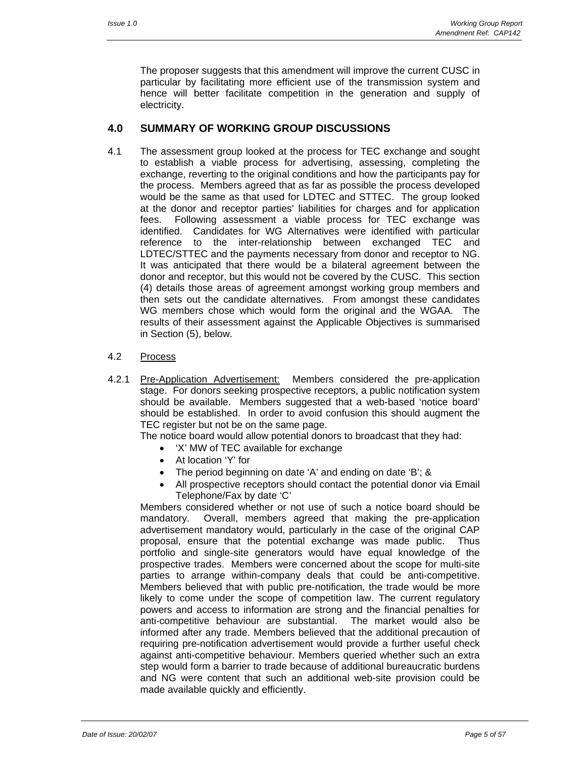The proposer suggests that this amendment will improve the current CUSC in particular by facilitating more efficient use of the transmission system and hence will better facilitate competition in the generation and supply of electricity.

## 4.0 SUMMARY OF WORKING GROUP DISCUSSIONS

4.1 The assessment group looked at the process for TEC exchange and sought to establish a viable process for advertising, assessing, completing the exchange, reverting to the original conditions and how the participants pay for the process. Members agreed that as far as possible the process developed would be the same as that used for LDTEC and STTEC. The group looked at the donor and receptor parties' liabilities for charges and for application fees. Following assessment a viable process for TEC exchange was identified. Candidates for WG Alternatives were identified with particular reference to the inter-relationship between exchanged TEC and LDTEC/STTEC and the payments necessary from donor and receptor to NG. It was anticipated that there would be a bilateral agreement between the donor and receptor, but this would not be covered by the CUSC. This section (4) details those areas of agreement amongst working group members and then sets out the candidate alternatives. From amongst these candidates WG members chose which would form the original and the WGAA. The results of their assessment against the Applicable Objectives is summarised in Section (5), below.

4.2 Process

4.2.1 Pre-Application Advertisement: Members considered the pre-application stage. For donors seeking prospective receptors, a public notification system should be available. Members suggested that a web-based 'notice board' should be established. In order to avoid confusion this should augment the TEC register but not be on the same page.

The notice board would allow potential donors to broadcast that they had:

- 'X' MW of TEC available for exchange
- At location 'Y' for
- The period beginning on date 'A' and ending on date 'B'; &
- All prospective receptors should contact the potential donor via Email Telephone/Fax by date 'C'

Members considered whether or not use of such a notice board should be mandatory. Overall, members agreed that making the pre-application advertisement mandatory would, particularly in the case of the original CAP proposal, ensure that the potential exchange was made public. Thus portfolio and single-site generators would have equal knowledge of the prospective trades. Members were concerned about the scope for multi-site parties to arrange within-company deals that could be anti-competitive. Members believed that with public pre-notification, the trade would be more likely to come under the scope of competition law. The current regulatory powers and access to information are strong and the financial penalties for anti-competitive behaviour are substantial. The market would also be informed after any trade. Members believed that the additional precaution of requiring pre-notification advertisement would provide a further useful check against anti-competitive behaviour. Members queried whether such an extra step would form a barrier to trade because of additional bureaucratic burdens and NG were content that such an additional web-site provision could be made available quickly and efficiently.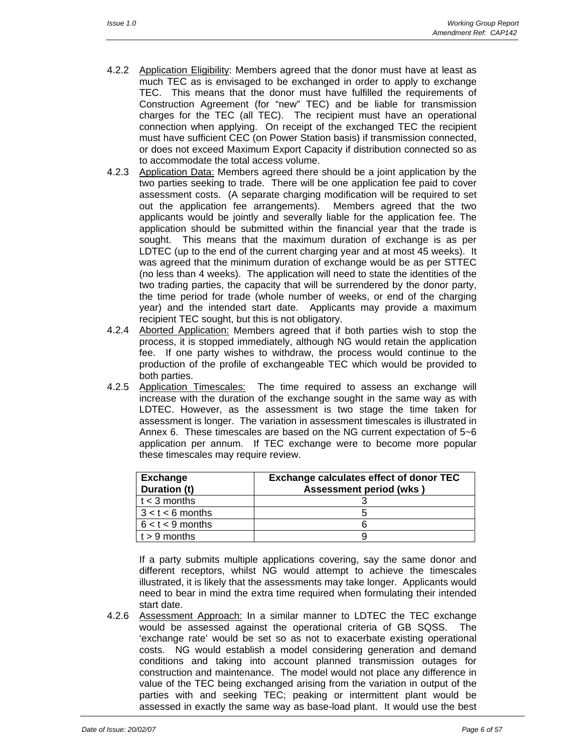4.2.2 Application Eligibility: Members agreed that the donor must have at least as much TEC as is envisaged to be exchanged in order to apply to exchange TEC. This means that the donor must have fulfilled the requirements of Construction Agreement (for "new" TEC) and be liable for transmission charges for the TEC (all TEC). The recipient must have an operational connection when applying. On receipt of the exchanged TEC the recipient must have sufficient CEC (on Power Station basis) if transmission connected, or does not exceed Maximum Export Capacity if distribution connected so as to accommodate the total access volume.

4.2.3 Application Data: Members agreed there should be a joint application by the two parties seeking to trade. There will be one application fee paid to cover assessment costs. (A separate charging modification will be required to set out the application fee arrangements). Members agreed that the two applicants would be jointly and severally liable for the application fee. The application should be submitted within the financial year that the trade is sought. This means that the maximum duration of exchange is as per LDTEC (up to the end of the current charging year and at most 45 weeks). It was agreed that the minimum duration of exchange would be as per STTEC (no less than 4 weeks). The application will need to state the identities of the two trading parties, the capacity that will be surrendered by the donor party, the time period for trade (whole number of weeks, or end of the charging year) and the intended start date. Applicants may provide a maximum recipient TEC sought, but this is not obligatory.

4.2.4 Aborted Application: Members agreed that if both parties wish to stop the process, it is stopped immediately, although NG would retain the application fee. If one party wishes to withdraw, the process would continue to the production of the profile of exchangeable TEC which would be provided to both parties.

4.2.5 Application Timescales: The time required to assess an exchange will increase with the duration of the exchange sought in the same way as with LDTEC. However, as the assessment is two stage the time taken for assessment is longer. The variation in assessment timescales is illustrated in Annex 6. These timescales are based on the NG current expectation of 5~6 application per annum. If TEC exchange were to become more popular these timescales may require review.

| Exchange Duration (t) | Exchange calculates effect of donor TEC Assessment period (wks ) |
|---|---|
| t < 3 months | 3 |
| 3 < t < 6 months | 5 |
| 6 < t < 9 months | 6 |
| t > 9 months | 9 |

If a party submits multiple applications covering, say the same donor and different receptors, whilst NG would attempt to achieve the timescales illustrated, it is likely that the assessments may take longer. Applicants would need to bear in mind the extra time required when formulating their intended start date.

4.2.6 Assessment Approach: In a similar manner to LDTEC the TEC exchange would be assessed against the operational criteria of GB SQSS. The 'exchange rate' would be set so as not to exacerbate existing operational costs. NG would establish a model considering generation and demand conditions and taking into account planned transmission outages for construction and maintenance. The model would not place any difference in value of the TEC being exchanged arising from the variation in output of the parties with and seeking TEC; peaking or intermittent plant would be assessed in exactly the same way as base-load plant. It would use the best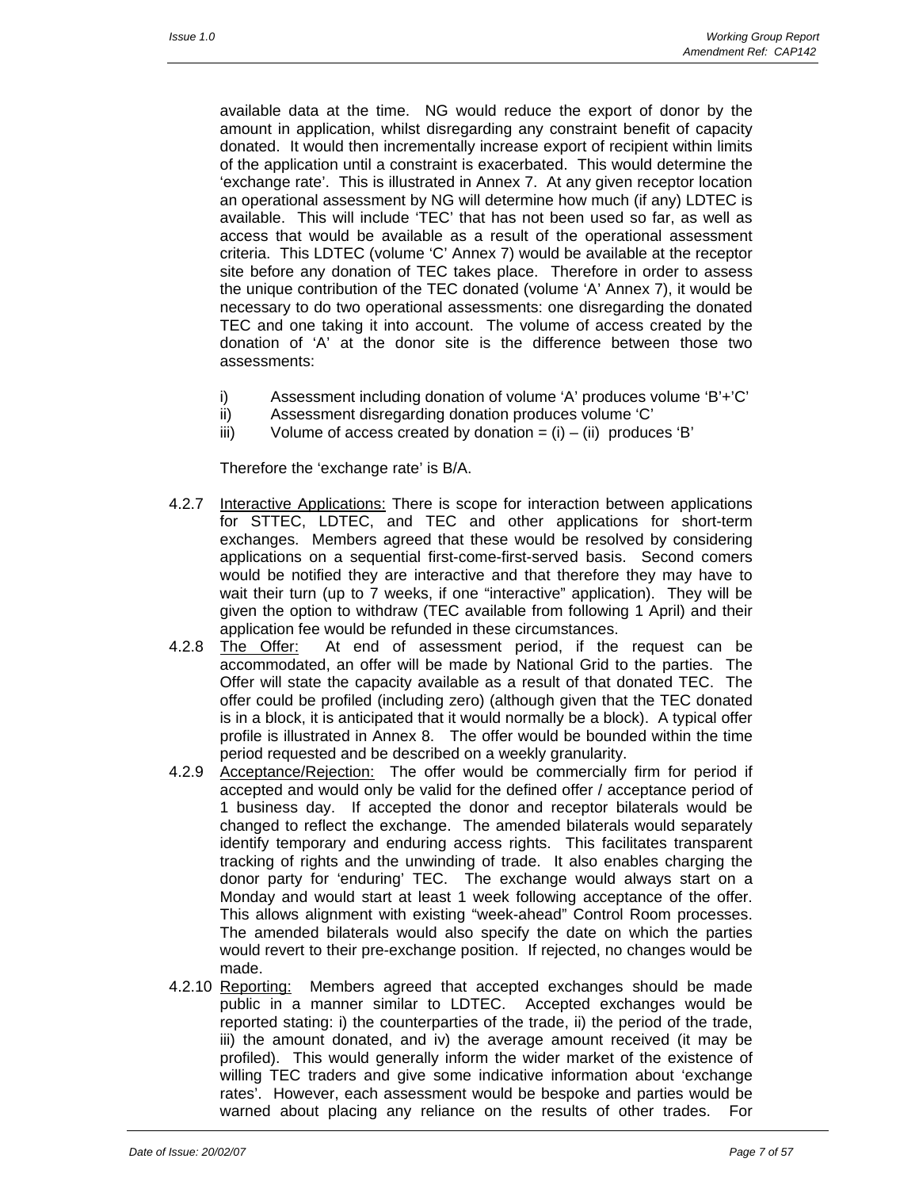available data at the time. NG would reduce the export of donor by the amount in application, whilst disregarding any constraint benefit of capacity donated. It would then incrementally increase export of recipient within limits of the application until a constraint is exacerbated. This would determine the 'exchange rate'. This is illustrated in Annex 7. At any given receptor location an operational assessment by NG will determine how much (if any) LDTEC is available. This will include 'TEC' that has not been used so far, as well as access that would be available as a result of the operational assessment criteria. This LDTEC (volume 'C' Annex 7) would be available at the receptor site before any donation of TEC takes place. Therefore in order to assess the unique contribution of the TEC donated (volume 'A' Annex 7), it would be necessary to do two operational assessments: one disregarding the donated TEC and one taking it into account. The volume of access created by the donation of 'A' at the donor site is the difference between those two assessments:

i) Assessment including donation of volume 'A' produces volume 'B'+'C'
ii) Assessment disregarding donation produces volume 'C'
iii) Volume of access created by donation = (i) – (ii) produces 'B'

Therefore the 'exchange rate' is B/A.

4.2.7 Interactive Applications: There is scope for interaction between applications for STTEC, LDTEC, and TEC and other applications for short-term exchanges. Members agreed that these would be resolved by considering applications on a sequential first-come-first-served basis. Second comers would be notified they are interactive and that therefore they may have to wait their turn (up to 7 weeks, if one "interactive" application). They will be given the option to withdraw (TEC available from following 1 April) and their application fee would be refunded in these circumstances.

4.2.8 The Offer: At end of assessment period, if the request can be accommodated, an offer will be made by National Grid to the parties. The Offer will state the capacity available as a result of that donated TEC. The offer could be profiled (including zero) (although given that the TEC donated is in a block, it is anticipated that it would normally be a block). A typical offer profile is illustrated in Annex 8. The offer would be bounded within the time period requested and be described on a weekly granularity.

4.2.9 Acceptance/Rejection: The offer would be commercially firm for period if accepted and would only be valid for the defined offer / acceptance period of 1 business day. If accepted the donor and receptor bilaterals would be changed to reflect the exchange. The amended bilaterals would separately identify temporary and enduring access rights. This facilitates transparent tracking of rights and the unwinding of trade. It also enables charging the donor party for 'enduring' TEC. The exchange would always start on a Monday and would start at least 1 week following acceptance of the offer. This allows alignment with existing "week-ahead" Control Room processes. The amended bilaterals would also specify the date on which the parties would revert to their pre-exchange position. If rejected, no changes would be made.

4.2.10 Reporting: Members agreed that accepted exchanges should be made public in a manner similar to LDTEC. Accepted exchanges would be reported stating: i) the counterparties of the trade, ii) the period of the trade, iii) the amount donated, and iv) the average amount received (it may be profiled). This would generally inform the wider market of the existence of willing TEC traders and give some indicative information about 'exchange rates'. However, each assessment would be bespoke and parties would be warned about placing any reliance on the results of other trades. For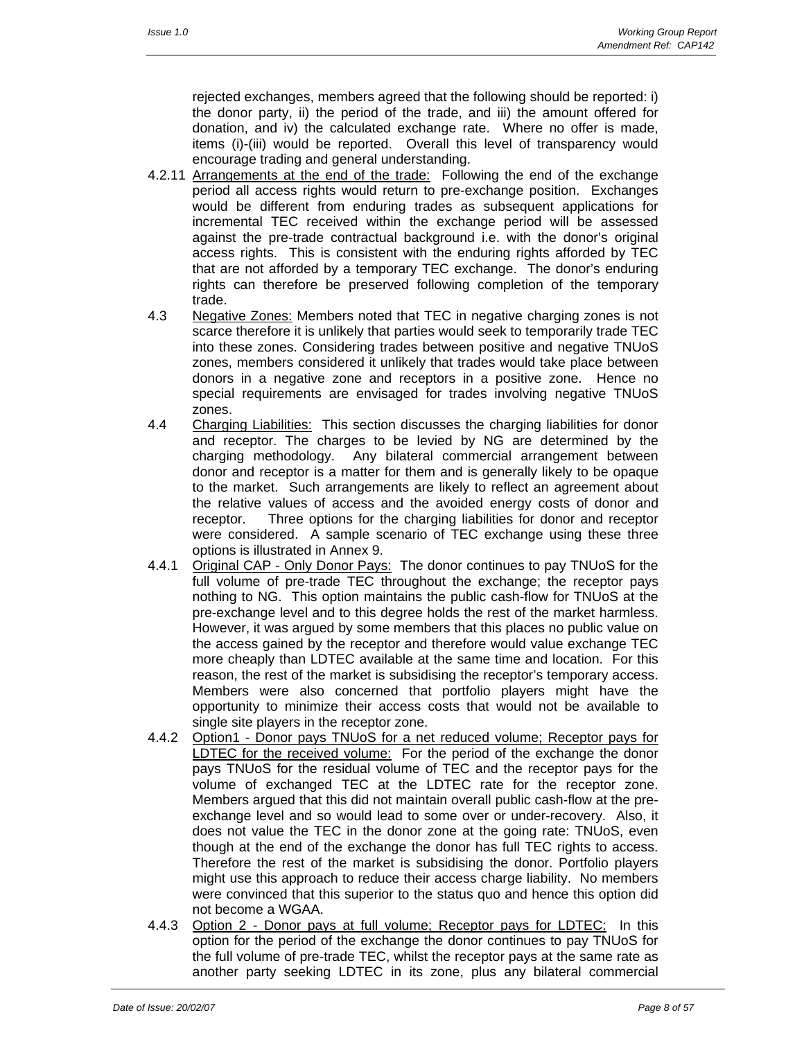rejected exchanges, members agreed that the following should be reported: i) the donor party, ii) the period of the trade, and iii) the amount offered for donation, and iv) the calculated exchange rate. Where no offer is made, items (i)-(iii) would be reported. Overall this level of transparency would encourage trading and general understanding.

4.2.11 Arrangements at the end of the trade: Following the end of the exchange period all access rights would return to pre-exchange position. Exchanges would be different from enduring trades as subsequent applications for incremental TEC received within the exchange period will be assessed against the pre-trade contractual background i.e. with the donor's original access rights. This is consistent with the enduring rights afforded by TEC that are not afforded by a temporary TEC exchange. The donor's enduring rights can therefore be preserved following completion of the temporary trade.

4.3 Negative Zones: Members noted that TEC in negative charging zones is not scarce therefore it is unlikely that parties would seek to temporarily trade TEC into these zones. Considering trades between positive and negative TNUoS zones, members considered it unlikely that trades would take place between donors in a negative zone and receptors in a positive zone. Hence no special requirements are envisaged for trades involving negative TNUoS zones.

4.4 Charging Liabilities: This section discusses the charging liabilities for donor and receptor. The charges to be levied by NG are determined by the charging methodology. Any bilateral commercial arrangement between donor and receptor is a matter for them and is generally likely to be opaque to the market. Such arrangements are likely to reflect an agreement about the relative values of access and the avoided energy costs of donor and receptor. Three options for the charging liabilities for donor and receptor were considered. A sample scenario of TEC exchange using these three options is illustrated in Annex 9.

4.4.1 Original CAP - Only Donor Pays: The donor continues to pay TNUoS for the full volume of pre-trade TEC throughout the exchange; the receptor pays nothing to NG. This option maintains the public cash-flow for TNUoS at the pre-exchange level and to this degree holds the rest of the market harmless. However, it was argued by some members that this places no public value on the access gained by the receptor and therefore would value exchange TEC more cheaply than LDTEC available at the same time and location. For this reason, the rest of the market is subsidising the receptor's temporary access. Members were also concerned that portfolio players might have the opportunity to minimize their access costs that would not be available to single site players in the receptor zone.

4.4.2 Option1 - Donor pays TNUoS for a net reduced volume; Receptor pays for LDTEC for the received volume: For the period of the exchange the donor pays TNUoS for the residual volume of TEC and the receptor pays for the volume of exchanged TEC at the LDTEC rate for the receptor zone. Members argued that this did not maintain overall public cash-flow at the pre-exchange level and so would lead to some over or under-recovery. Also, it does not value the TEC in the donor zone at the going rate: TNUoS, even though at the end of the exchange the donor has full TEC rights to access. Therefore the rest of the market is subsidising the donor. Portfolio players might use this approach to reduce their access charge liability. No members were convinced that this superior to the status quo and hence this option did not become a WGAA.

4.4.3 Option 2 - Donor pays at full volume; Receptor pays for LDTEC: In this option for the period of the exchange the donor continues to pay TNUoS for the full volume of pre-trade TEC, whilst the receptor pays at the same rate as another party seeking LDTEC in its zone, plus any bilateral commercial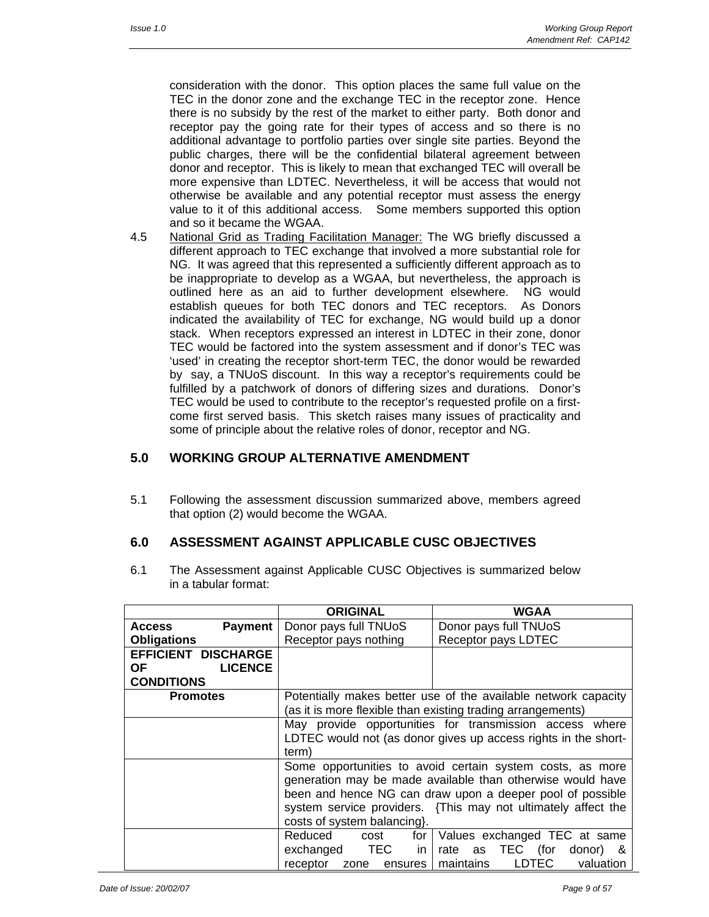consideration with the donor. This option places the same full value on the TEC in the donor zone and the exchange TEC in the receptor zone. Hence there is no subsidy by the rest of the market to either party. Both donor and receptor pay the going rate for their types of access and so there is no additional advantage to portfolio parties over single site parties. Beyond the public charges, there will be the confidential bilateral agreement between donor and receptor. This is likely to mean that exchanged TEC will overall be more expensive than LDTEC. Nevertheless, it will be access that would not otherwise be available and any potential receptor must assess the energy value to it of this additional access. Some members supported this option and so it became the WGAA.

4.5 National Grid as Trading Facilitation Manager: The WG briefly discussed a different approach to TEC exchange that involved a more substantial role for NG. It was agreed that this represented a sufficiently different approach as to be inappropriate to develop as a WGAA, but nevertheless, the approach is outlined here as an aid to further development elsewhere. NG would establish queues for both TEC donors and TEC receptors. As Donors indicated the availability of TEC for exchange, NG would build up a donor stack. When receptors expressed an interest in LDTEC in their zone, donor TEC would be factored into the system assessment and if donor's TEC was 'used' in creating the receptor short-term TEC, the donor would be rewarded by say, a TNUoS discount. In this way a receptor's requirements could be fulfilled by a patchwork of donors of differing sizes and durations. Donor's TEC would be used to contribute to the receptor's requested profile on a first-come first served basis. This sketch raises many issues of practicality and some of principle about the relative roles of donor, receptor and NG.

## 5.0 WORKING GROUP ALTERNATIVE AMENDMENT

5.1 Following the assessment discussion summarized above, members agreed that option (2) would become the WGAA.

## 6.0 ASSESSMENT AGAINST APPLICABLE CUSC OBJECTIVES

6.1 The Assessment against Applicable CUSC Objectives is summarized below in a tabular format:

| | ORIGINAL | WGAA |
|---|---|---|
| **Access Payment Obligations** | Donor pays full TNUoS<br>Receptor pays nothing | Donor pays full TNUoS<br>Receptor pays LDTEC |
| **EFFICIENT DISCHARGE OF LICENCE CONDITIONS** | | |
| **Promotes** | Potentially makes better use of the available network capacity (as it is more flexible than existing trading arrangements) | |
| | May provide opportunities for transmission access where LDTEC would not (as donor gives up access rights in the short-term) | |
| | Some opportunities to avoid certain system costs, as more generation may be made available than otherwise would have been and hence NG can draw upon a deeper pool of possible system service providers. {This may not ultimately affect the costs of system balancing}. | |
| | Reduced cost for exchanged TEC in receptor zone ensures | Values exchanged TEC at same rate as TEC (for donor) & maintains LDTEC valuation |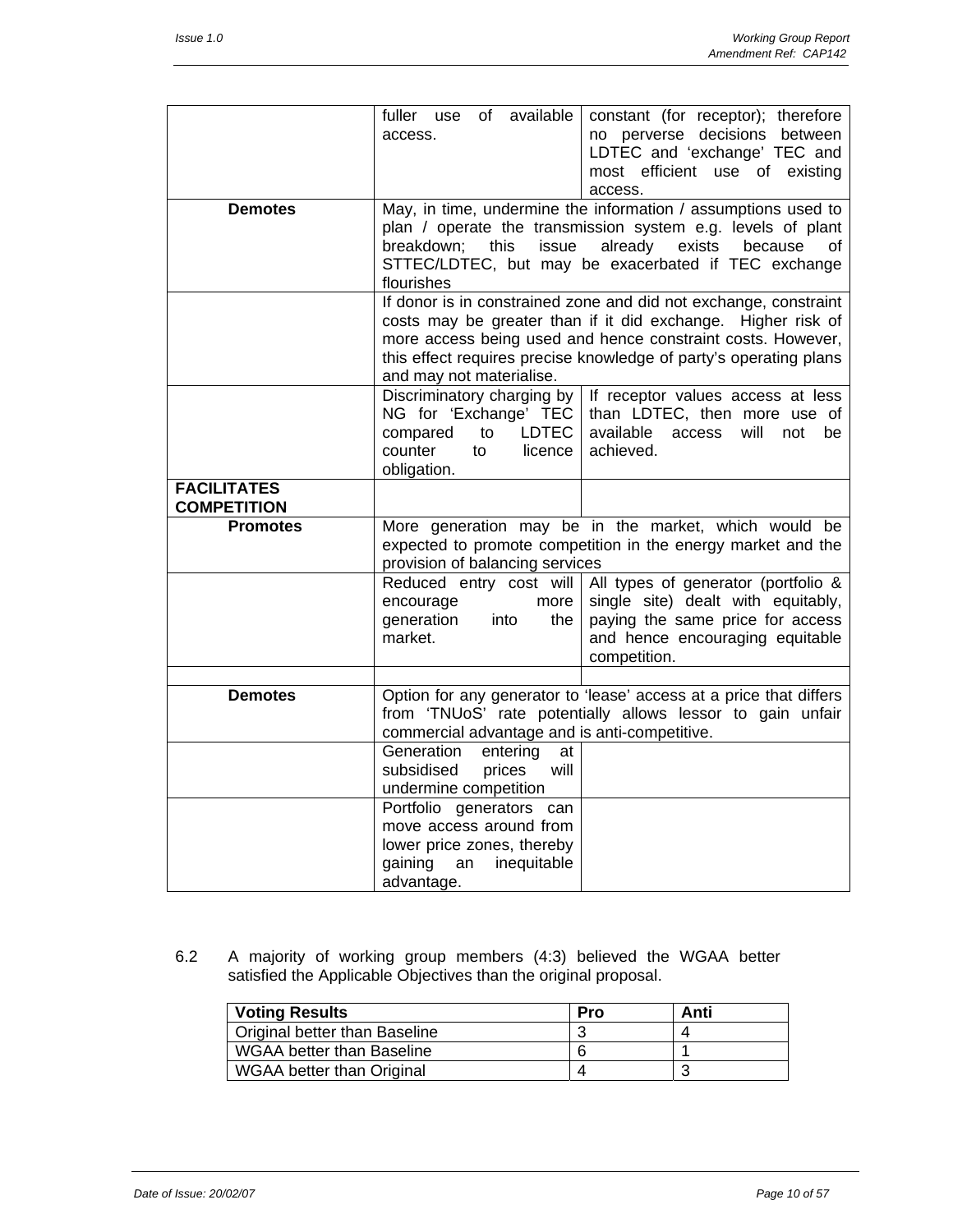| | | |
|---|---|---|
| | fuller use of available access. | constant (for receptor); therefore no perverse decisions between LDTEC and 'exchange' TEC and most efficient use of existing access. |
| **Demotes** | May, in time, undermine the information / assumptions used to plan / operate the transmission system e.g. levels of plant breakdown; this issue already exists because of STTEC/LDTEC, but may be exacerbated if TEC exchange flourishes | |
| | If donor is in constrained zone and did not exchange, constraint costs may be greater than if it did exchange. Higher risk of more access being used and hence constraint costs. However, this effect requires precise knowledge of party's operating plans and may not materialise. | |
| | Discriminatory charging by NG for 'Exchange' TEC compared to LDTEC counter to licence obligation. | If receptor values access at less than LDTEC, then more use of available access will not be achieved. |
| **FACILITATES COMPETITION** | | |
| **Promotes** | More generation may be in the market, which would be expected to promote competition in the energy market and the provision of balancing services | |
| | Reduced entry cost will encourage more generation into the market. | All types of generator (portfolio & single site) dealt with equitably, paying the same price for access and hence encouraging equitable competition. |
| | | |
| **Demotes** | Option for any generator to 'lease' access at a price that differs from 'TNUoS' rate potentially allows lessor to gain unfair commercial advantage and is anti-competitive. | |
| | Generation entering at subsidised prices will undermine competition | |
| | Portfolio generators can move access around from lower price zones, thereby gaining an inequitable advantage. | |

6.2 A majority of working group members (4:3) believed the WGAA better satisfied the Applicable Objectives than the original proposal.

| Voting Results | Pro | Anti |
|---|---|---|
| Original better than Baseline | 3 | 4 |
| WGAA better than Baseline | 6 | 1 |
| WGAA better than Original | 4 | 3 |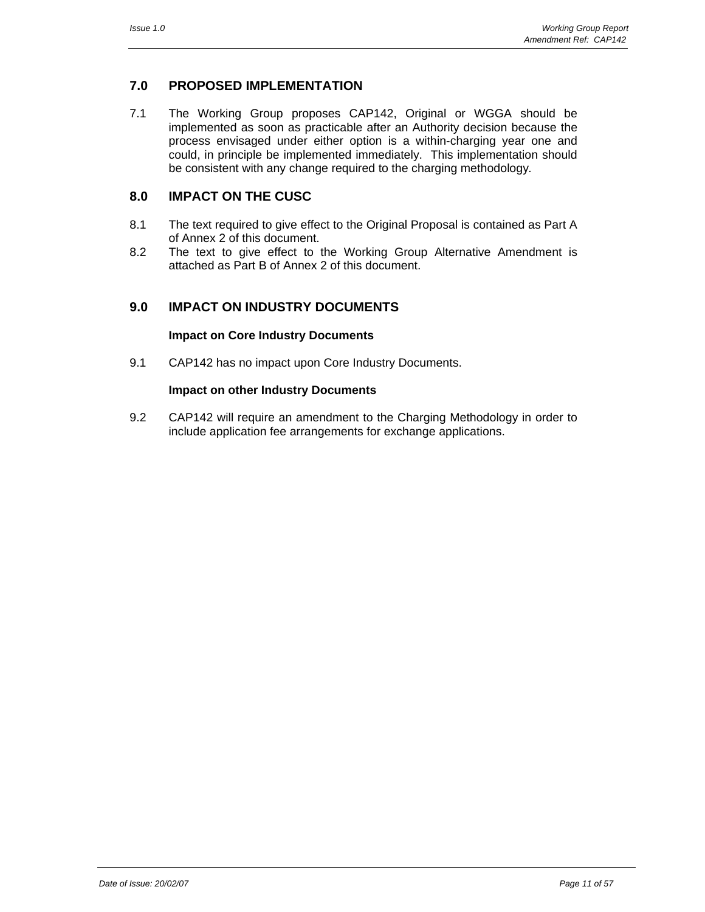## 7.0 PROPOSED IMPLEMENTATION

7.1 The Working Group proposes CAP142, Original or WGGA should be implemented as soon as practicable after an Authority decision because the process envisaged under either option is a within-charging year one and could, in principle be implemented immediately. This implementation should be consistent with any change required to the charging methodology.

## 8.0 IMPACT ON THE CUSC

8.1 The text required to give effect to the Original Proposal is contained as Part A of Annex 2 of this document.

8.2 The text to give effect to the Working Group Alternative Amendment is attached as Part B of Annex 2 of this document.

## 9.0 IMPACT ON INDUSTRY DOCUMENTS

**Impact on Core Industry Documents**

9.1 CAP142 has no impact upon Core Industry Documents.

**Impact on other Industry Documents**

9.2 CAP142 will require an amendment to the Charging Methodology in order to include application fee arrangements for exchange applications.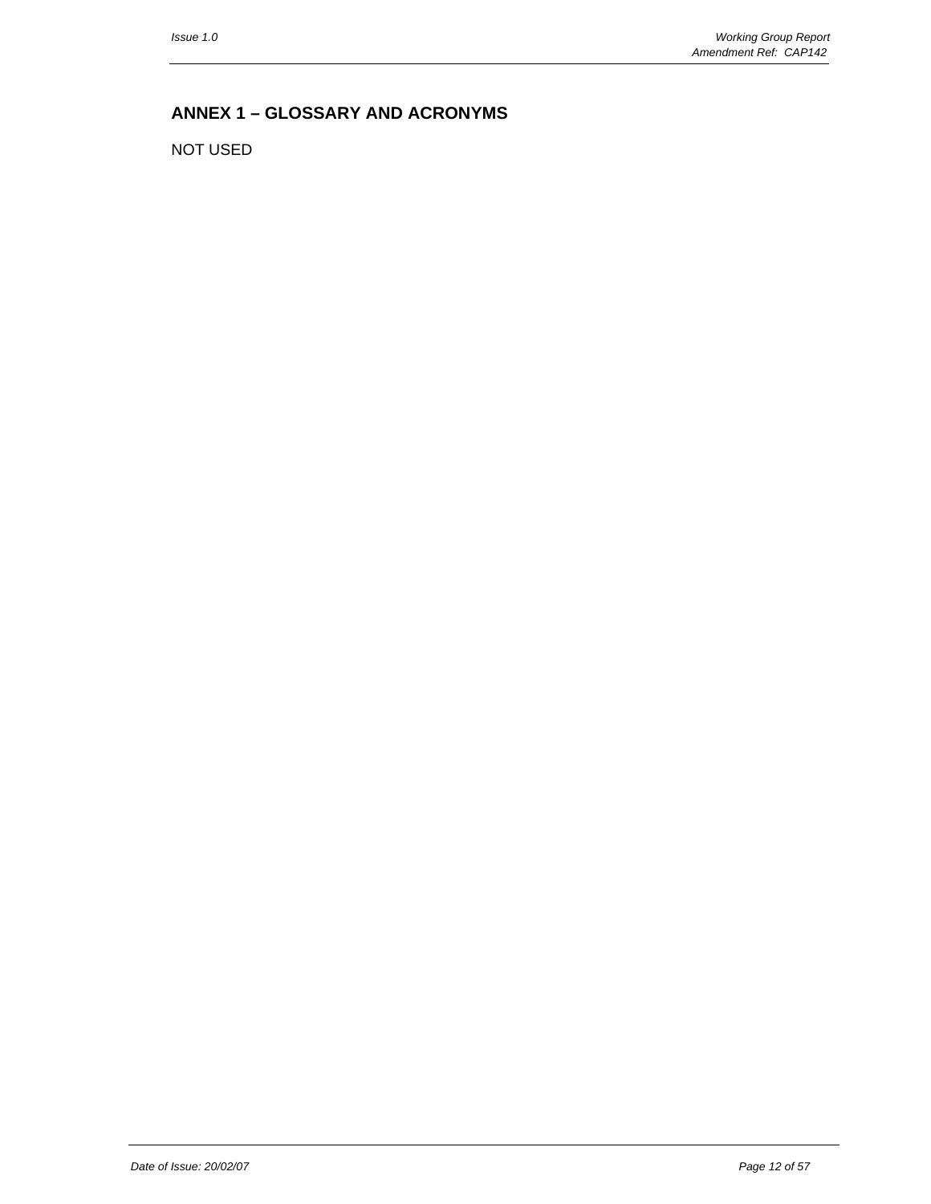## ANNEX 1 – GLOSSARY AND ACRONYMS

NOT USED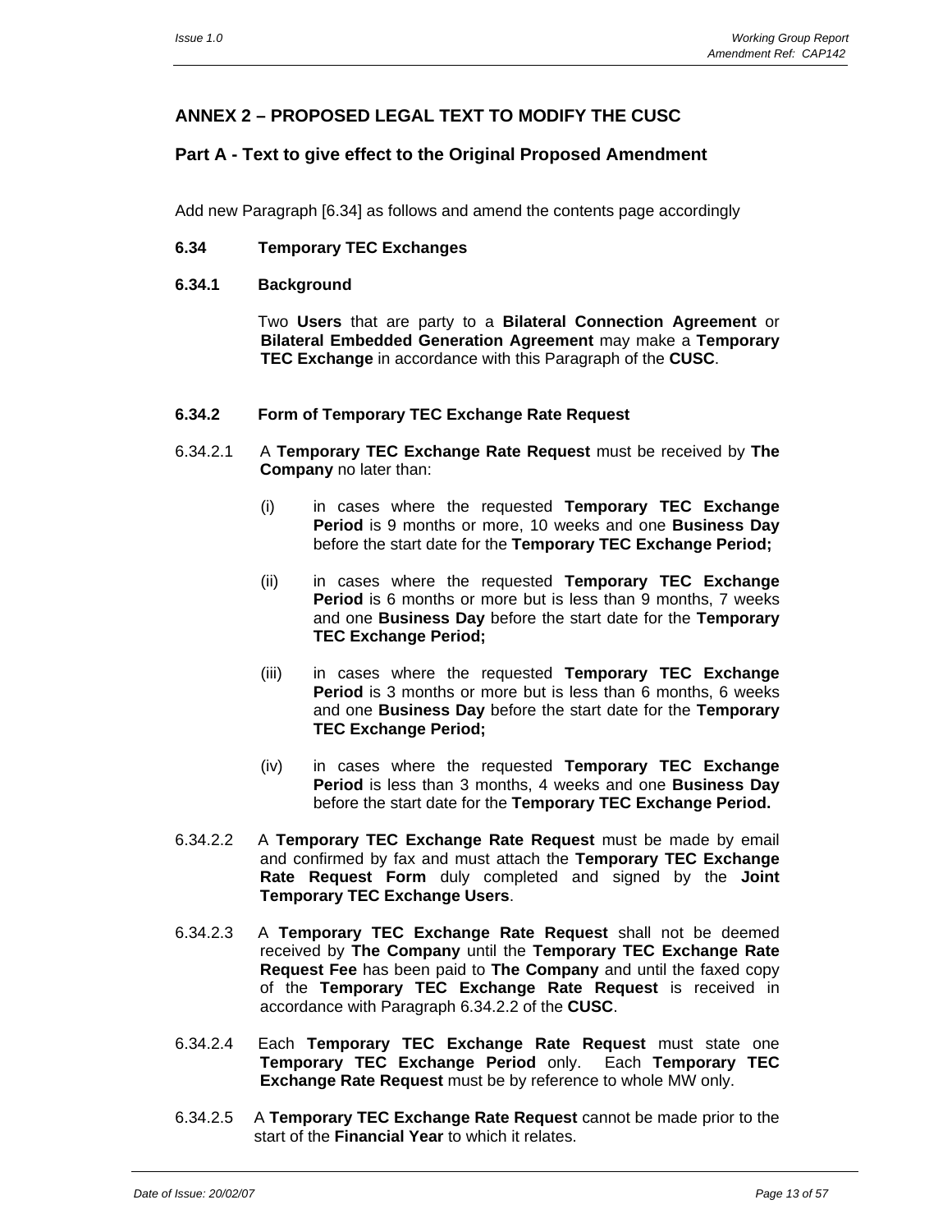## ANNEX 2 – PROPOSED LEGAL TEXT TO MODIFY THE CUSC

### Part A - Text to give effect to the Original Proposed Amendment

Add new Paragraph [6.34] as follows and amend the contents page accordingly

**6.34 Temporary TEC Exchanges**

**6.34.1 Background**

Two **Users** that are party to a **Bilateral Connection Agreement** or **Bilateral Embedded Generation Agreement** may make a **Temporary TEC Exchange** in accordance with this Paragraph of the **CUSC**.

**6.34.2 Form of Temporary TEC Exchange Rate Request**

6.34.2.1 A **Temporary TEC Exchange Rate Request** must be received by **The Company** no later than:

(i) in cases where the requested **Temporary TEC Exchange Period** is 9 months or more, 10 weeks and one **Business Day** before the start date for the **Temporary TEC Exchange Period;**

(ii) in cases where the requested **Temporary TEC Exchange Period** is 6 months or more but is less than 9 months, 7 weeks and one **Business Day** before the start date for the **Temporary TEC Exchange Period;**

(iii) in cases where the requested **Temporary TEC Exchange Period** is 3 months or more but is less than 6 months, 6 weeks and one **Business Day** before the start date for the **Temporary TEC Exchange Period;**

(iv) in cases where the requested **Temporary TEC Exchange Period** is less than 3 months, 4 weeks and one **Business Day** before the start date for the **Temporary TEC Exchange Period.**

6.34.2.2 A **Temporary TEC Exchange Rate Request** must be made by email and confirmed by fax and must attach the **Temporary TEC Exchange Rate Request Form** duly completed and signed by the **Joint Temporary TEC Exchange Users**.

6.34.2.3 A **Temporary TEC Exchange Rate Request** shall not be deemed received by **The Company** until the **Temporary TEC Exchange Rate Request Fee** has been paid to **The Company** and until the faxed copy of the **Temporary TEC Exchange Rate Request** is received in accordance with Paragraph 6.34.2.2 of the **CUSC**.

6.34.2.4 Each **Temporary TEC Exchange Rate Request** must state one **Temporary TEC Exchange Period** only. Each **Temporary TEC Exchange Rate Request** must be by reference to whole MW only.

6.34.2.5 A **Temporary TEC Exchange Rate Request** cannot be made prior to the start of the **Financial Year** to which it relates.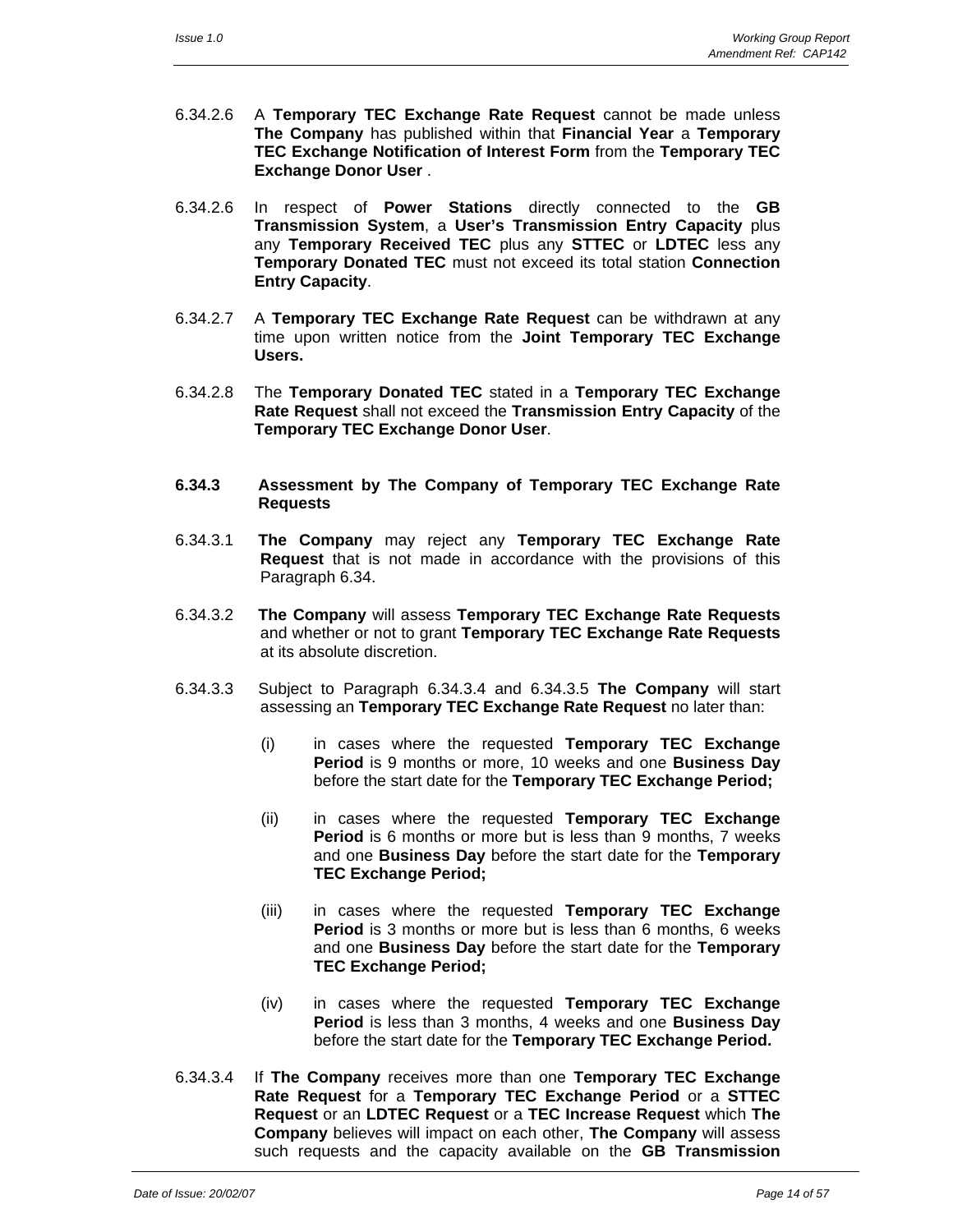6.34.2.6 A **Temporary TEC Exchange Rate Request** cannot be made unless **The Company** has published within that **Financial Year** a **Temporary TEC Exchange Notification of Interest Form** from the **Temporary TEC Exchange Donor User** .

6.34.2.6 In respect of **Power Stations** directly connected to the **GB Transmission System**, a **User's Transmission Entry Capacity** plus any **Temporary Received TEC** plus any **STTEC** or **LDTEC** less any **Temporary Donated TEC** must not exceed its total station **Connection Entry Capacity**.

6.34.2.7 A **Temporary TEC Exchange Rate Request** can be withdrawn at any time upon written notice from the **Joint Temporary TEC Exchange Users.**

6.34.2.8 The **Temporary Donated TEC** stated in a **Temporary TEC Exchange Rate Request** shall not exceed the **Transmission Entry Capacity** of the **Temporary TEC Exchange Donor User**.

**6.34.3 Assessment by The Company of Temporary TEC Exchange Rate Requests**

6.34.3.1 **The Company** may reject any **Temporary TEC Exchange Rate Request** that is not made in accordance with the provisions of this Paragraph 6.34.

6.34.3.2 **The Company** will assess **Temporary TEC Exchange Rate Requests** and whether or not to grant **Temporary TEC Exchange Rate Requests** at its absolute discretion.

6.34.3.3 Subject to Paragraph 6.34.3.4 and 6.34.3.5 **The Company** will start assessing an **Temporary TEC Exchange Rate Request** no later than:

(i) in cases where the requested **Temporary TEC Exchange Period** is 9 months or more, 10 weeks and one **Business Day** before the start date for the **Temporary TEC Exchange Period;**

(ii) in cases where the requested **Temporary TEC Exchange Period** is 6 months or more but is less than 9 months, 7 weeks and one **Business Day** before the start date for the **Temporary TEC Exchange Period;**

(iii) in cases where the requested **Temporary TEC Exchange Period** is 3 months or more but is less than 6 months, 6 weeks and one **Business Day** before the start date for the **Temporary TEC Exchange Period;**

(iv) in cases where the requested **Temporary TEC Exchange Period** is less than 3 months, 4 weeks and one **Business Day** before the start date for the **Temporary TEC Exchange Period.**

6.34.3.4 If **The Company** receives more than one **Temporary TEC Exchange Rate Request** for a **Temporary TEC Exchange Period** or a **STTEC Request** or an **LDTEC Request** or a **TEC Increase Request** which **The Company** believes will impact on each other, **The Company** will assess such requests and the capacity available on the **GB Transmission**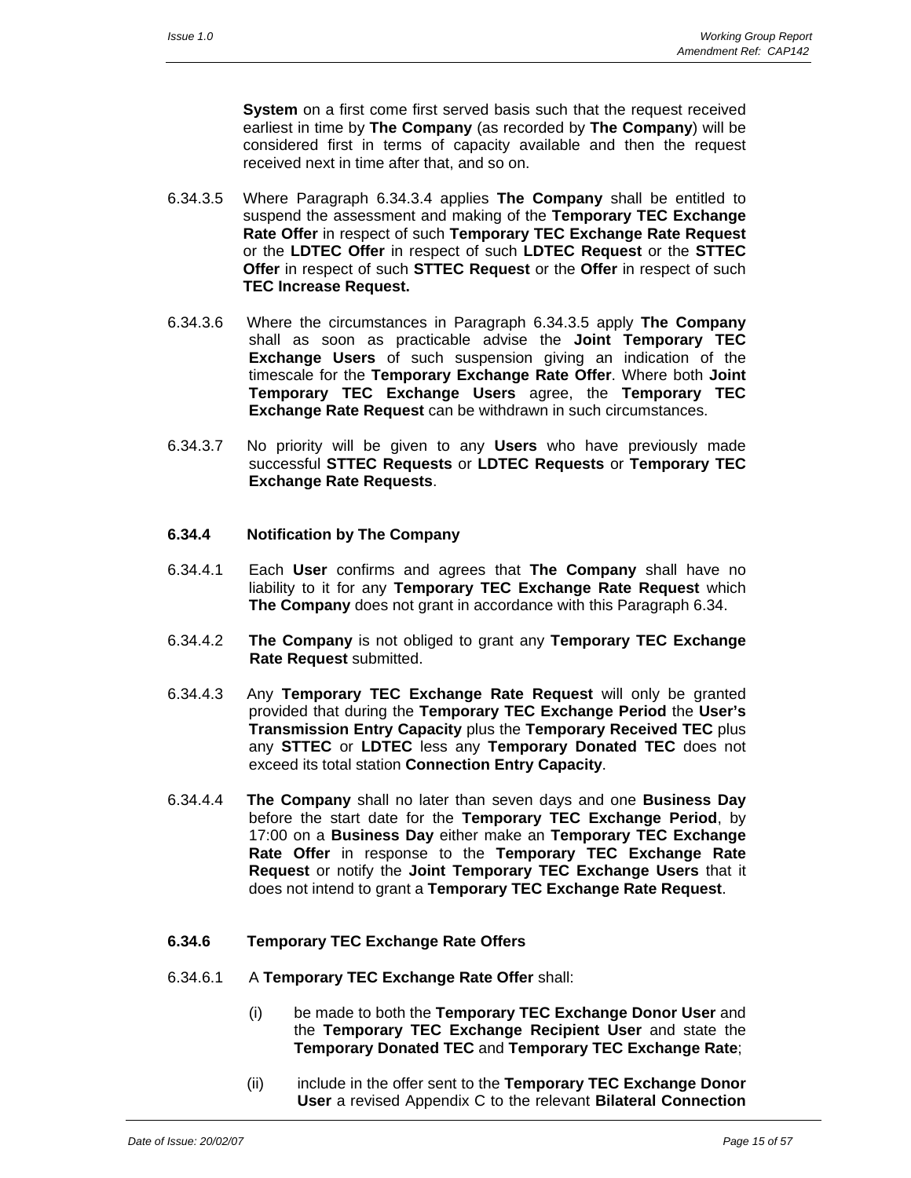**System** on a first come first served basis such that the request received earliest in time by **The Company** (as recorded by **The Company**) will be considered first in terms of capacity available and then the request received next in time after that, and so on.

6.34.3.5 Where Paragraph 6.34.3.4 applies **The Company** shall be entitled to suspend the assessment and making of the **Temporary TEC Exchange Rate Offer** in respect of such **Temporary TEC Exchange Rate Request** or the **LDTEC Offer** in respect of such **LDTEC Request** or the **STTEC Offer** in respect of such **STTEC Request** or the **Offer** in respect of such **TEC Increase Request.**

6.34.3.6 Where the circumstances in Paragraph 6.34.3.5 apply **The Company** shall as soon as practicable advise the **Joint Temporary TEC Exchange Users** of such suspension giving an indication of the timescale for the **Temporary Exchange Rate Offer**. Where both **Joint Temporary TEC Exchange Users** agree, the **Temporary TEC Exchange Rate Request** can be withdrawn in such circumstances.

6.34.3.7 No priority will be given to any **Users** who have previously made successful **STTEC Requests** or **LDTEC Requests** or **Temporary TEC Exchange Rate Requests**.

**6.34.4 Notification by The Company**

6.34.4.1 Each **User** confirms and agrees that **The Company** shall have no liability to it for any **Temporary TEC Exchange Rate Request** which **The Company** does not grant in accordance with this Paragraph 6.34.

6.34.4.2 **The Company** is not obliged to grant any **Temporary TEC Exchange Rate Request** submitted.

6.34.4.3 Any **Temporary TEC Exchange Rate Request** will only be granted provided that during the **Temporary TEC Exchange Period** the **User's Transmission Entry Capacity** plus the **Temporary Received TEC** plus any **STTEC** or **LDTEC** less any **Temporary Donated TEC** does not exceed its total station **Connection Entry Capacity**.

6.34.4.4 **The Company** shall no later than seven days and one **Business Day** before the start date for the **Temporary TEC Exchange Period**, by 17:00 on a **Business Day** either make an **Temporary TEC Exchange Rate Offer** in response to the **Temporary TEC Exchange Rate Request** or notify the **Joint Temporary TEC Exchange Users** that it does not intend to grant a **Temporary TEC Exchange Rate Request**.

**6.34.6 Temporary TEC Exchange Rate Offers**

6.34.6.1 A **Temporary TEC Exchange Rate Offer** shall:

(i) be made to both the **Temporary TEC Exchange Donor User** and the **Temporary TEC Exchange Recipient User** and state the **Temporary Donated TEC** and **Temporary TEC Exchange Rate**;

(ii) include in the offer sent to the **Temporary TEC Exchange Donor User** a revised Appendix C to the relevant **Bilateral Connection**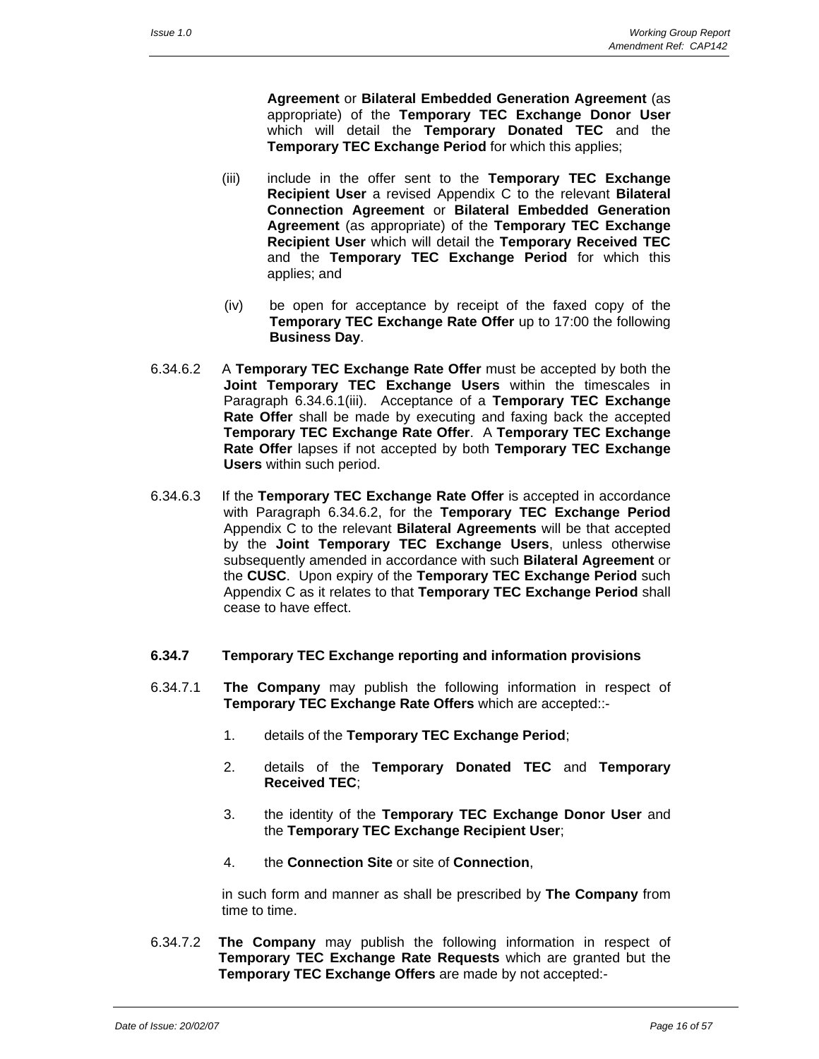**Agreement** or **Bilateral Embedded Generation Agreement** (as appropriate) of the **Temporary TEC Exchange Donor User** which will detail the **Temporary Donated TEC** and the **Temporary TEC Exchange Period** for which this applies;

(iii) include in the offer sent to the **Temporary TEC Exchange Recipient User** a revised Appendix C to the relevant **Bilateral Connection Agreement** or **Bilateral Embedded Generation Agreement** (as appropriate) of the **Temporary TEC Exchange Recipient User** which will detail the **Temporary Received TEC** and the **Temporary TEC Exchange Period** for which this applies; and

(iv) be open for acceptance by receipt of the faxed copy of the **Temporary TEC Exchange Rate Offer** up to 17:00 the following **Business Day**.

6.34.6.2 A **Temporary TEC Exchange Rate Offer** must be accepted by both the **Joint Temporary TEC Exchange Users** within the timescales in Paragraph 6.34.6.1(iii). Acceptance of a **Temporary TEC Exchange Rate Offer** shall be made by executing and faxing back the accepted **Temporary TEC Exchange Rate Offer**. A **Temporary TEC Exchange Rate Offer** lapses if not accepted by both **Temporary TEC Exchange Users** within such period.

6.34.6.3 If the **Temporary TEC Exchange Rate Offer** is accepted in accordance with Paragraph 6.34.6.2, for the **Temporary TEC Exchange Period** Appendix C to the relevant **Bilateral Agreements** will be that accepted by the **Joint Temporary TEC Exchange Users**, unless otherwise subsequently amended in accordance with such **Bilateral Agreement** or the **CUSC**. Upon expiry of the **Temporary TEC Exchange Period** such Appendix C as it relates to that **Temporary TEC Exchange Period** shall cease to have effect.

**6.34.7 Temporary TEC Exchange reporting and information provisions**

6.34.7.1 **The Company** may publish the following information in respect of **Temporary TEC Exchange Rate Offers** which are accepted::-

1. details of the **Temporary TEC Exchange Period**;
2. details of the **Temporary Donated TEC** and **Temporary Received TEC**;
3. the identity of the **Temporary TEC Exchange Donor User** and the **Temporary TEC Exchange Recipient User**;
4. the **Connection Site** or site of **Connection**,

in such form and manner as shall be prescribed by **The Company** from time to time.

6.34.7.2 **The Company** may publish the following information in respect of **Temporary TEC Exchange Rate Requests** which are granted but the **Temporary TEC Exchange Offers** are made by not accepted:-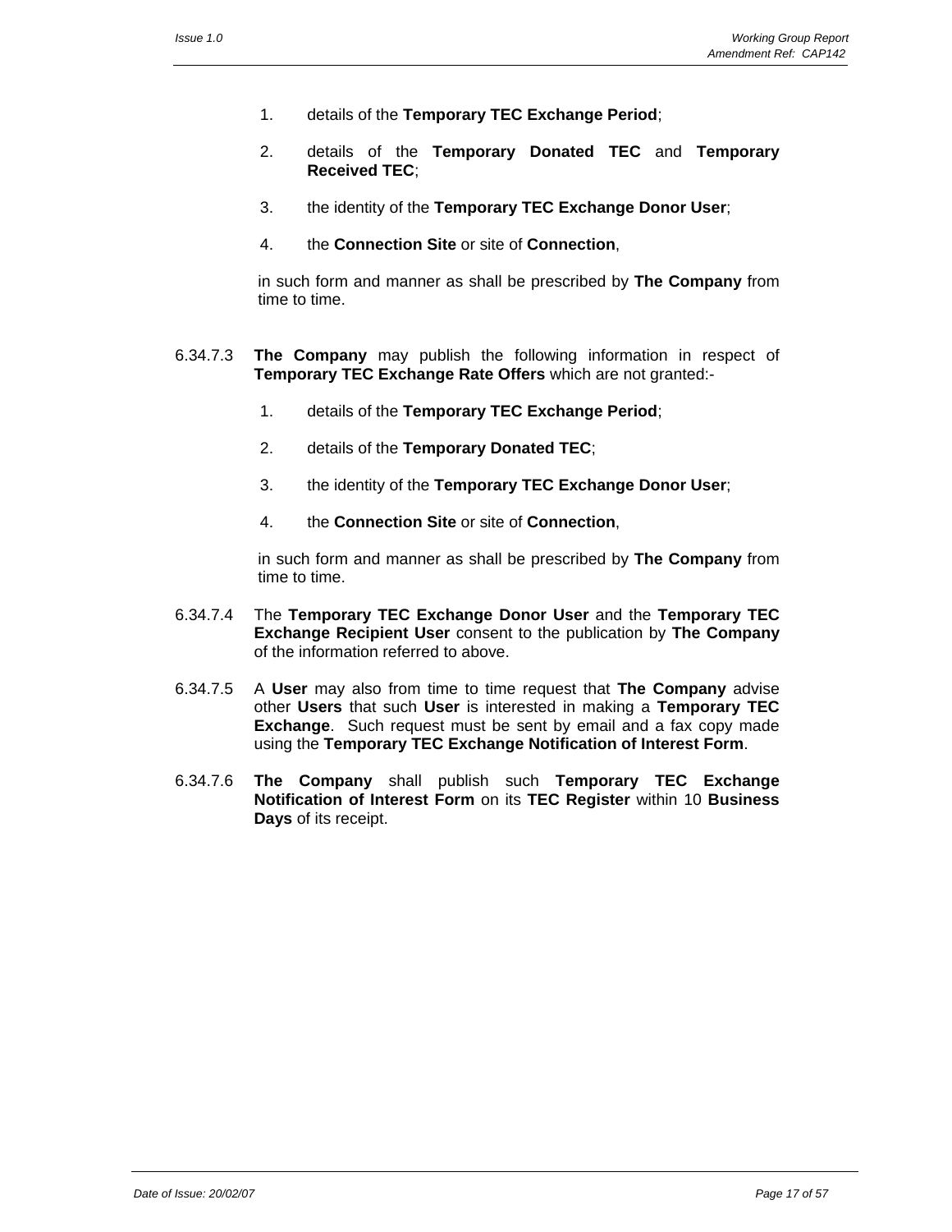1. details of the **Temporary TEC Exchange Period**;

2. details of the **Temporary Donated TEC** and **Temporary Received TEC**;

3. the identity of the **Temporary TEC Exchange Donor User**;

4. the **Connection Site** or site of **Connection**,

in such form and manner as shall be prescribed by **The Company** from time to time.

6.34.7.3 **The Company** may publish the following information in respect of **Temporary TEC Exchange Rate Offers** which are not granted:-

1. details of the **Temporary TEC Exchange Period**;

2. details of the **Temporary Donated TEC**;

3. the identity of the **Temporary TEC Exchange Donor User**;

4. the **Connection Site** or site of **Connection**,

in such form and manner as shall be prescribed by **The Company** from time to time.

6.34.7.4 The **Temporary TEC Exchange Donor User** and the **Temporary TEC Exchange Recipient User** consent to the publication by **The Company** of the information referred to above.

6.34.7.5 A **User** may also from time to time request that **The Company** advise other **Users** that such **User** is interested in making a **Temporary TEC Exchange**. Such request must be sent by email and a fax copy made using the **Temporary TEC Exchange Notification of Interest Form**.

6.34.7.6 **The Company** shall publish such **Temporary TEC Exchange Notification of Interest Form** on its **TEC Register** within 10 **Business Days** of its receipt.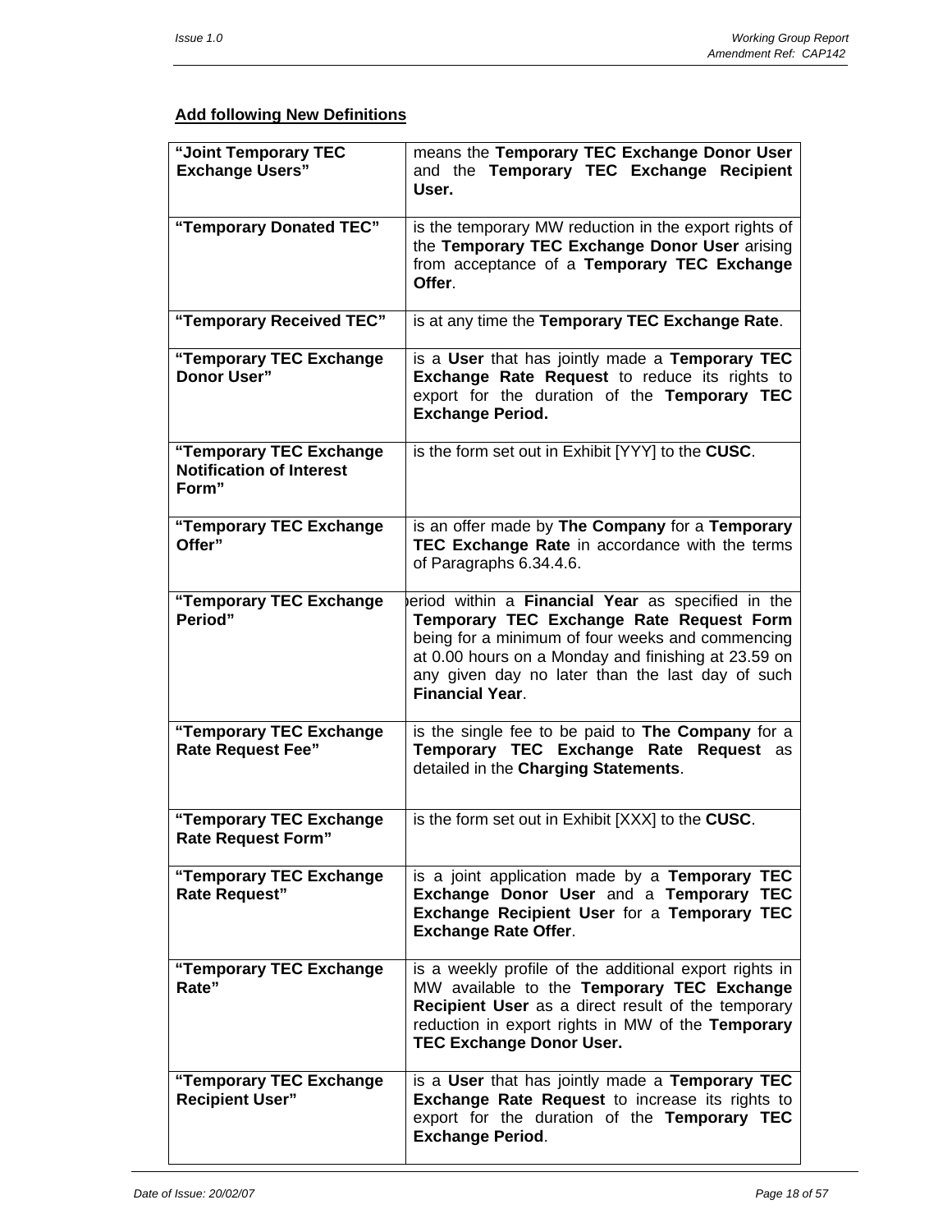**<u>Add following New Definitions</u>**

| | |
|---|---|
| **"Joint Temporary TEC Exchange Users"** | means the **Temporary TEC Exchange Donor User** and the **Temporary TEC Exchange Recipient User.** |
| **"Temporary Donated TEC"** | is the temporary MW reduction in the export rights of the **Temporary TEC Exchange Donor User** arising from acceptance of a **Temporary TEC Exchange Offer**. |
| **"Temporary Received TEC"** | is at any time the **Temporary TEC Exchange Rate**. |
| **"Temporary TEC Exchange Donor User"** | is a **User** that has jointly made a **Temporary TEC Exchange Rate Request** to reduce its rights to export for the duration of the **Temporary TEC Exchange Period.** |
| **"Temporary TEC Exchange Notification of Interest Form"** | is the form set out in Exhibit [YYY] to the **CUSC**. |
| **"Temporary TEC Exchange Offer"** | is an offer made by **The Company** for a **Temporary TEC Exchange Rate** in accordance with the terms of Paragraphs 6.34.4.6. |
| **"Temporary TEC Exchange Period"** | period within a **Financial Year** as specified in the **Temporary TEC Exchange Rate Request Form** being for a minimum of four weeks and commencing at 0.00 hours on a Monday and finishing at 23.59 on any given day no later than the last day of such **Financial Year**. |
| **"Temporary TEC Exchange Rate Request Fee"** | is the single fee to be paid to **The Company** for a **Temporary TEC Exchange Rate Request** as detailed in the **Charging Statements**. |
| **"Temporary TEC Exchange Rate Request Form"** | is the form set out in Exhibit [XXX] to the **CUSC**. |
| **"Temporary TEC Exchange Rate Request"** | is a joint application made by a **Temporary TEC Exchange Donor User** and a **Temporary TEC Exchange Recipient User** for a **Temporary TEC Exchange Rate Offer**. |
| **"Temporary TEC Exchange Rate"** | is a weekly profile of the additional export rights in MW available to the **Temporary TEC Exchange Recipient User** as a direct result of the temporary reduction in export rights in MW of the **Temporary TEC Exchange Donor User.** |
| **"Temporary TEC Exchange Recipient User"** | is a **User** that has jointly made a **Temporary TEC Exchange Rate Request** to increase its rights to export for the duration of the **Temporary TEC Exchange Period**. |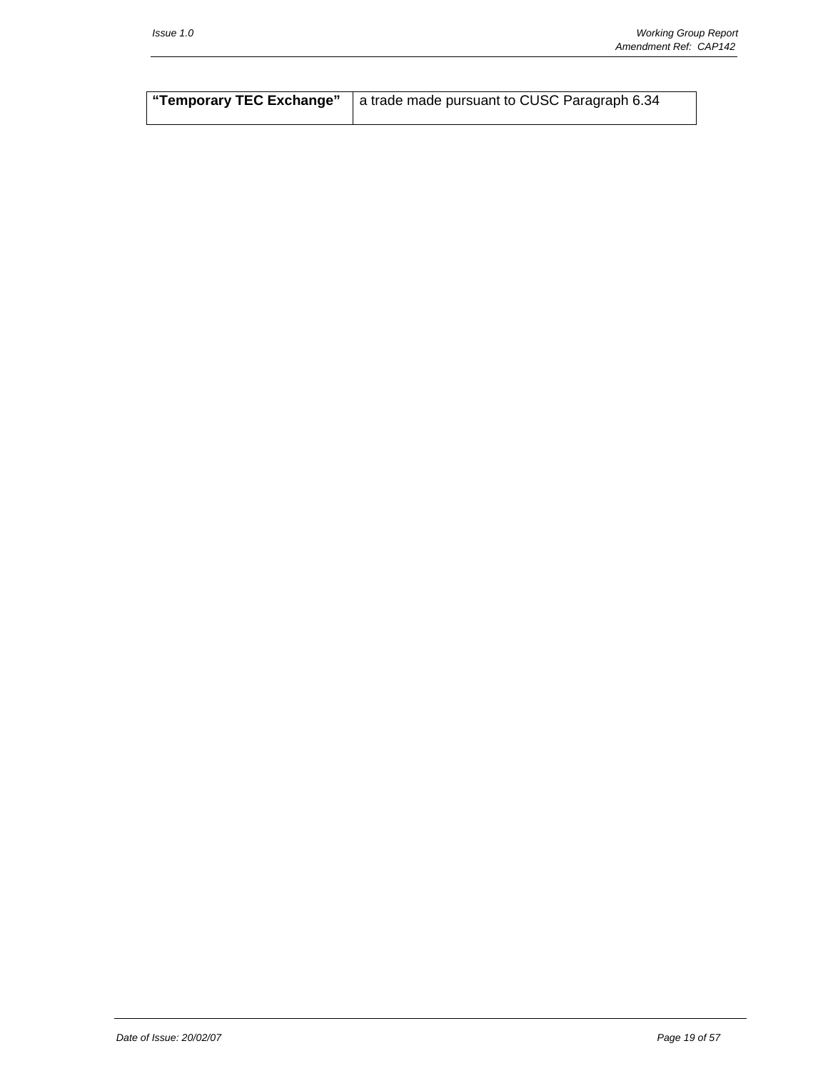| **"Temporary TEC Exchange"** | a trade made pursuant to CUSC Paragraph 6.34 |
|---|---|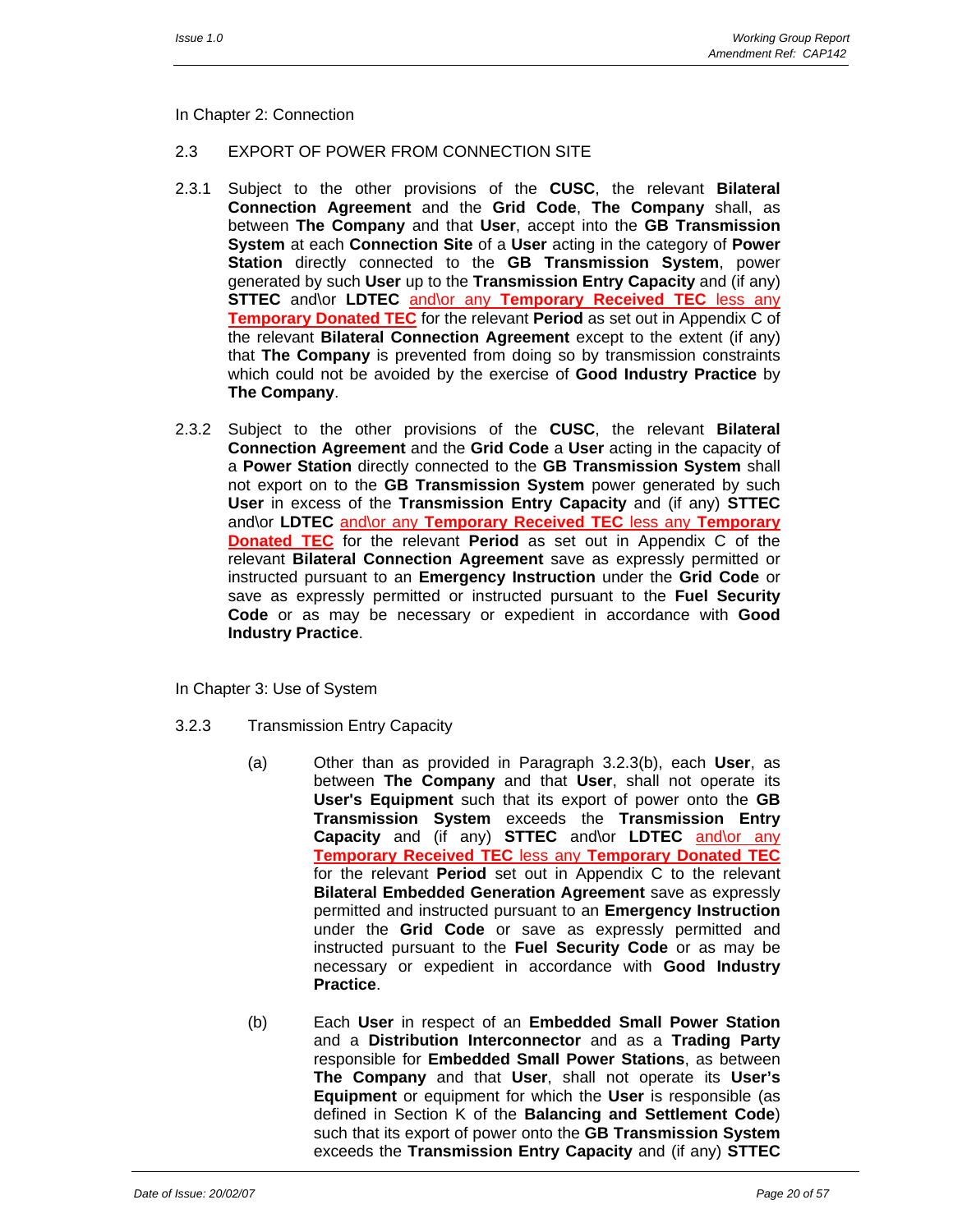In Chapter 2: Connection

2.3 EXPORT OF POWER FROM CONNECTION SITE

2.3.1 Subject to the other provisions of the **CUSC**, the relevant **Bilateral Connection Agreement** and the **Grid Code**, **The Company** shall, as between **The Company** and that **User**, accept into the **GB Transmission System** at each **Connection Site** of a **User** acting in the category of **Power Station** directly connected to the **GB Transmission System**, power generated by such **User** up to the **Transmission Entry Capacity** and (if any) **STTEC** and\or **LDTEC** <u>and\or any **Temporary Received TEC** less any **Temporary Donated TEC**</u> for the relevant **Period** as set out in Appendix C of the relevant **Bilateral Connection Agreement** except to the extent (if any) that **The Company** is prevented from doing so by transmission constraints which could not be avoided by the exercise of **Good Industry Practice** by **The Company**.

2.3.2 Subject to the other provisions of the **CUSC**, the relevant **Bilateral Connection Agreement** and the **Grid Code** a **User** acting in the capacity of a **Power Station** directly connected to the **GB Transmission System** shall not export on to the **GB Transmission System** power generated by such **User** in excess of the **Transmission Entry Capacity** and (if any) **STTEC** and\or **LDTEC** <u>and\or any **Temporary Received TEC** less any **Temporary Donated TEC**</u> for the relevant **Period** as set out in Appendix C of the relevant **Bilateral Connection Agreement** save as expressly permitted or instructed pursuant to an **Emergency Instruction** under the **Grid Code** or save as expressly permitted or instructed pursuant to the **Fuel Security Code** or as may be necessary or expedient in accordance with **Good Industry Practice**.

In Chapter 3: Use of System

3.2.3 Transmission Entry Capacity

(a) Other than as provided in Paragraph 3.2.3(b), each **User**, as between **The Company** and that **User**, shall not operate its **User's Equipment** such that its export of power onto the **GB Transmission System** exceeds the **Transmission Entry Capacity** and (if any) **STTEC** and\or **LDTEC** <u>and\or any **Temporary Received TEC** less any **Temporary Donated TEC**</u> for the relevant **Period** set out in Appendix C to the relevant **Bilateral Embedded Generation Agreement** save as expressly permitted and instructed pursuant to an **Emergency Instruction** under the **Grid Code** or save as expressly permitted and instructed pursuant to the **Fuel Security Code** or as may be necessary or expedient in accordance with **Good Industry Practice**.

(b) Each **User** in respect of an **Embedded Small Power Station** and a **Distribution Interconnector** and as a **Trading Party** responsible for **Embedded Small Power Stations**, as between **The Company** and that **User**, shall not operate its **User's Equipment** or equipment for which the **User** is responsible (as defined in Section K of the **Balancing and Settlement Code**) such that its export of power onto the **GB Transmission System** exceeds the **Transmission Entry Capacity** and (if any) **STTEC**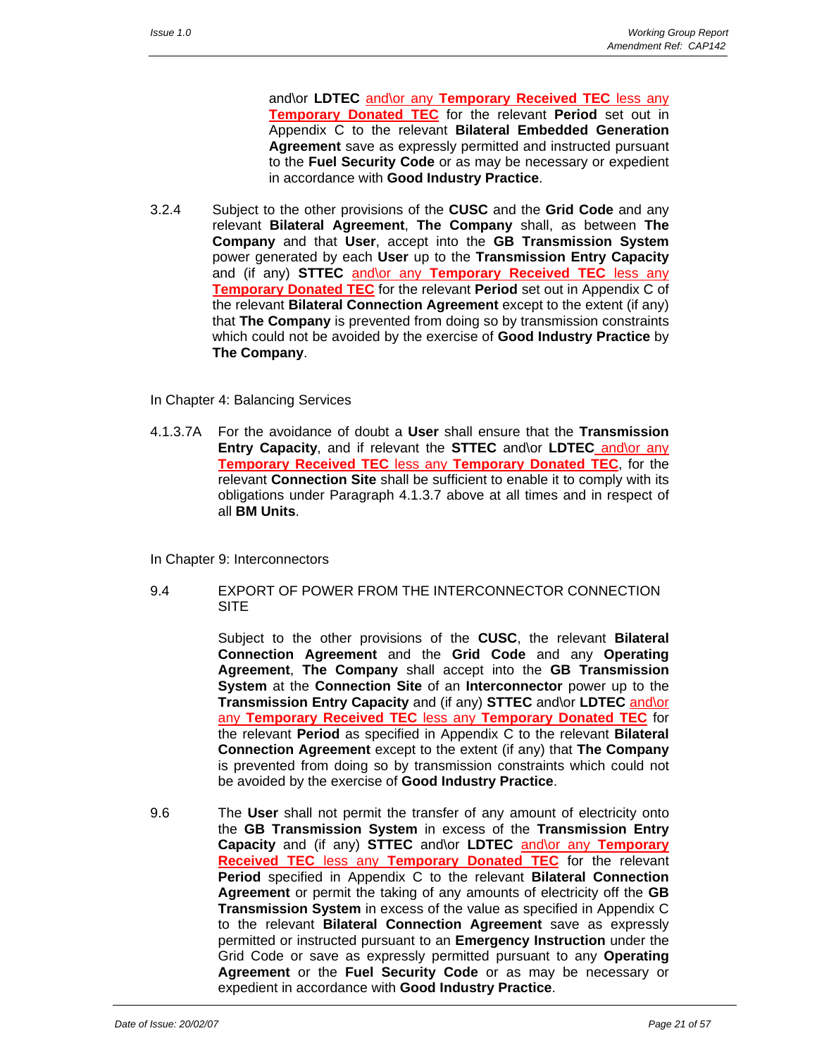and\or **LDTEC** and\or any **Temporary Received TEC** less any **Temporary Donated TEC** for the relevant **Period** set out in Appendix C to the relevant **Bilateral Embedded Generation Agreement** save as expressly permitted and instructed pursuant to the **Fuel Security Code** or as may be necessary or expedient in accordance with **Good Industry Practice**.

3.2.4 Subject to the other provisions of the **CUSC** and the **Grid Code** and any relevant **Bilateral Agreement**, **The Company** shall, as between **The Company** and that **User**, accept into the **GB Transmission System** power generated by each **User** up to the **Transmission Entry Capacity** and (if any) **STTEC** and\or any **Temporary Received TEC** less any **Temporary Donated TEC** for the relevant **Period** set out in Appendix C of the relevant **Bilateral Connection Agreement** except to the extent (if any) that **The Company** is prevented from doing so by transmission constraints which could not be avoided by the exercise of **Good Industry Practice** by **The Company**.

In Chapter 4: Balancing Services

4.1.3.7A For the avoidance of doubt a **User** shall ensure that the **Transmission Entry Capacity**, and if relevant the **STTEC** and\or **LDTEC** and\or any **Temporary Received TEC** less any **Temporary Donated TEC**, for the relevant **Connection Site** shall be sufficient to enable it to comply with its obligations under Paragraph 4.1.3.7 above at all times and in respect of all **BM Units**.

In Chapter 9: Interconnectors

9.4 EXPORT OF POWER FROM THE INTERCONNECTOR CONNECTION SITE

Subject to the other provisions of the **CUSC**, the relevant **Bilateral Connection Agreement** and the **Grid Code** and any **Operating Agreement**, **The Company** shall accept into the **GB Transmission System** at the **Connection Site** of an **Interconnector** power up to the **Transmission Entry Capacity** and (if any) **STTEC** and\or **LDTEC** and\or any **Temporary Received TEC** less any **Temporary Donated TEC** for the relevant **Period** as specified in Appendix C to the relevant **Bilateral Connection Agreement** except to the extent (if any) that **The Company** is prevented from doing so by transmission constraints which could not be avoided by the exercise of **Good Industry Practice**.

9.6 The **User** shall not permit the transfer of any amount of electricity onto the **GB Transmission System** in excess of the **Transmission Entry Capacity** and (if any) **STTEC** and\or **LDTEC** and\or any **Temporary Received TEC** less any **Temporary Donated TEC** for the relevant **Period** specified in Appendix C to the relevant **Bilateral Connection Agreement** or permit the taking of any amounts of electricity off the **GB Transmission System** in excess of the value as specified in Appendix C to the relevant **Bilateral Connection Agreement** save as expressly permitted or instructed pursuant to an **Emergency Instruction** under the Grid Code or save as expressly permitted pursuant to any **Operating Agreement** or the **Fuel Security Code** or as may be necessary or expedient in accordance with **Good Industry Practice**.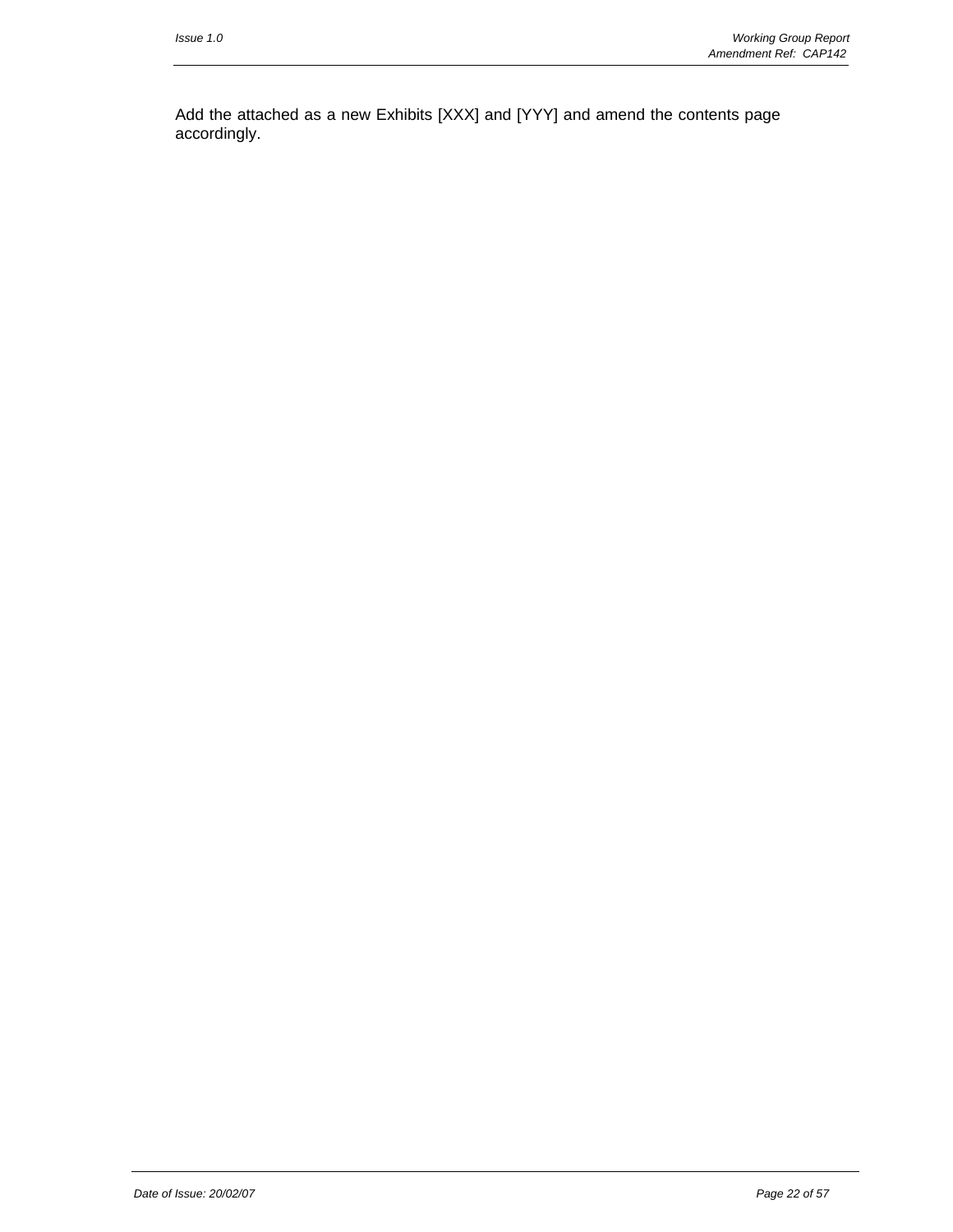Add the attached as a new Exhibits [XXX] and [YYY] and amend the contents page accordingly.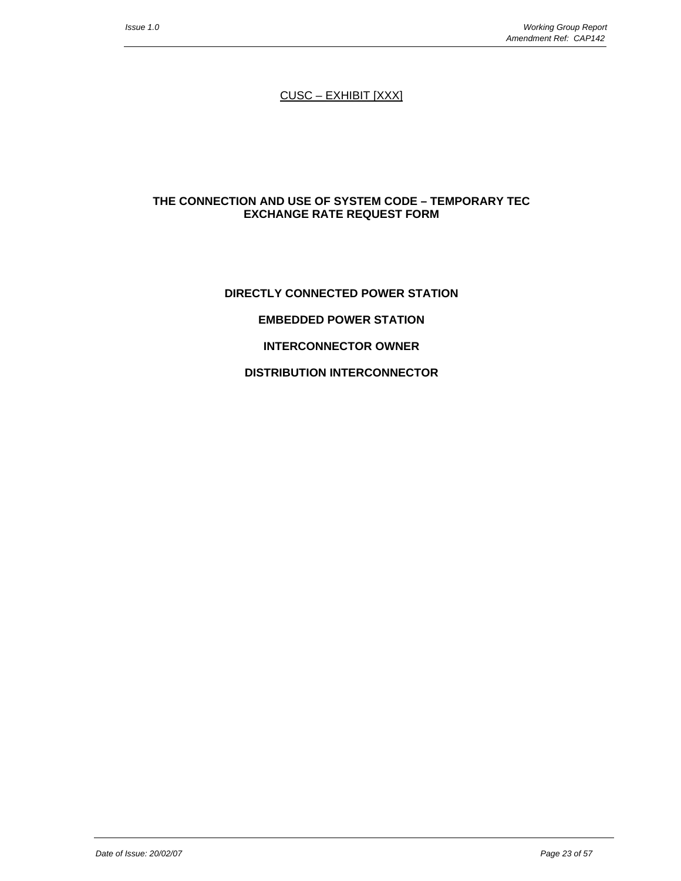CUSC – EXHIBIT [XXX]

**THE CONNECTION AND USE OF SYSTEM CODE – TEMPORARY TEC EXCHANGE RATE REQUEST FORM**

**DIRECTLY CONNECTED POWER STATION**

**EMBEDDED POWER STATION**

**INTERCONNECTOR OWNER**

**DISTRIBUTION INTERCONNECTOR**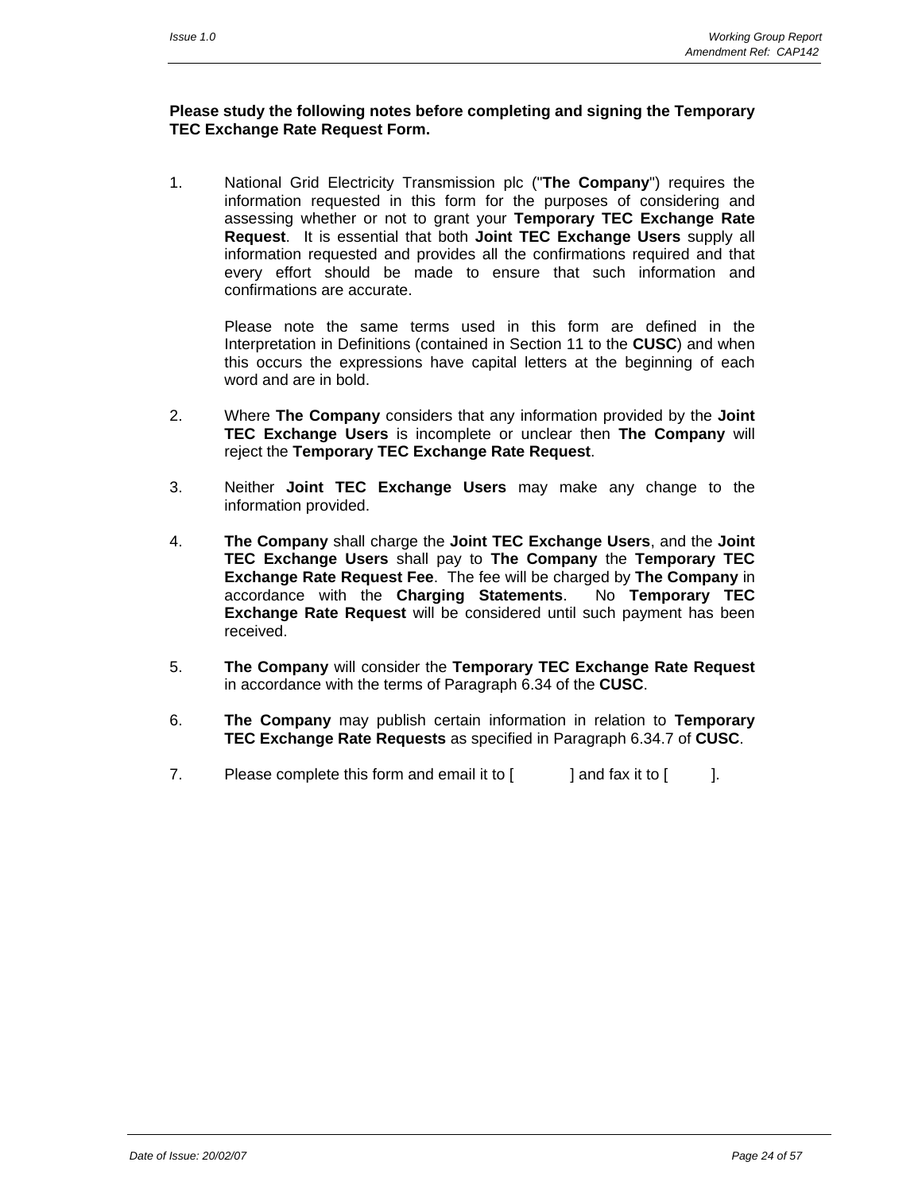**Please study the following notes before completing and signing the Temporary TEC Exchange Rate Request Form.**

1. National Grid Electricity Transmission plc ("**The Company**") requires the information requested in this form for the purposes of considering and assessing whether or not to grant your **Temporary TEC Exchange Rate Request**. It is essential that both **Joint TEC Exchange Users** supply all information requested and provides all the confirmations required and that every effort should be made to ensure that such information and confirmations are accurate.

   Please note the same terms used in this form are defined in the Interpretation in Definitions (contained in Section 11 to the **CUSC**) and when this occurs the expressions have capital letters at the beginning of each word and are in bold.

2. Where **The Company** considers that any information provided by the **Joint TEC Exchange Users** is incomplete or unclear then **The Company** will reject the **Temporary TEC Exchange Rate Request**.

3. Neither **Joint TEC Exchange Users** may make any change to the information provided.

4. **The Company** shall charge the **Joint TEC Exchange Users**, and the **Joint TEC Exchange Users** shall pay to **The Company** the **Temporary TEC Exchange Rate Request Fee**. The fee will be charged by **The Company** in accordance with the **Charging Statements**. No **Temporary TEC Exchange Rate Request** will be considered until such payment has been received.

5. **The Company** will consider the **Temporary TEC Exchange Rate Request** in accordance with the terms of Paragraph 6.34 of the **CUSC**.

6. **The Company** may publish certain information in relation to **Temporary TEC Exchange Rate Requests** as specified in Paragraph 6.34.7 of **CUSC**.

7. Please complete this form and email it to [ ] and fax it to [ ].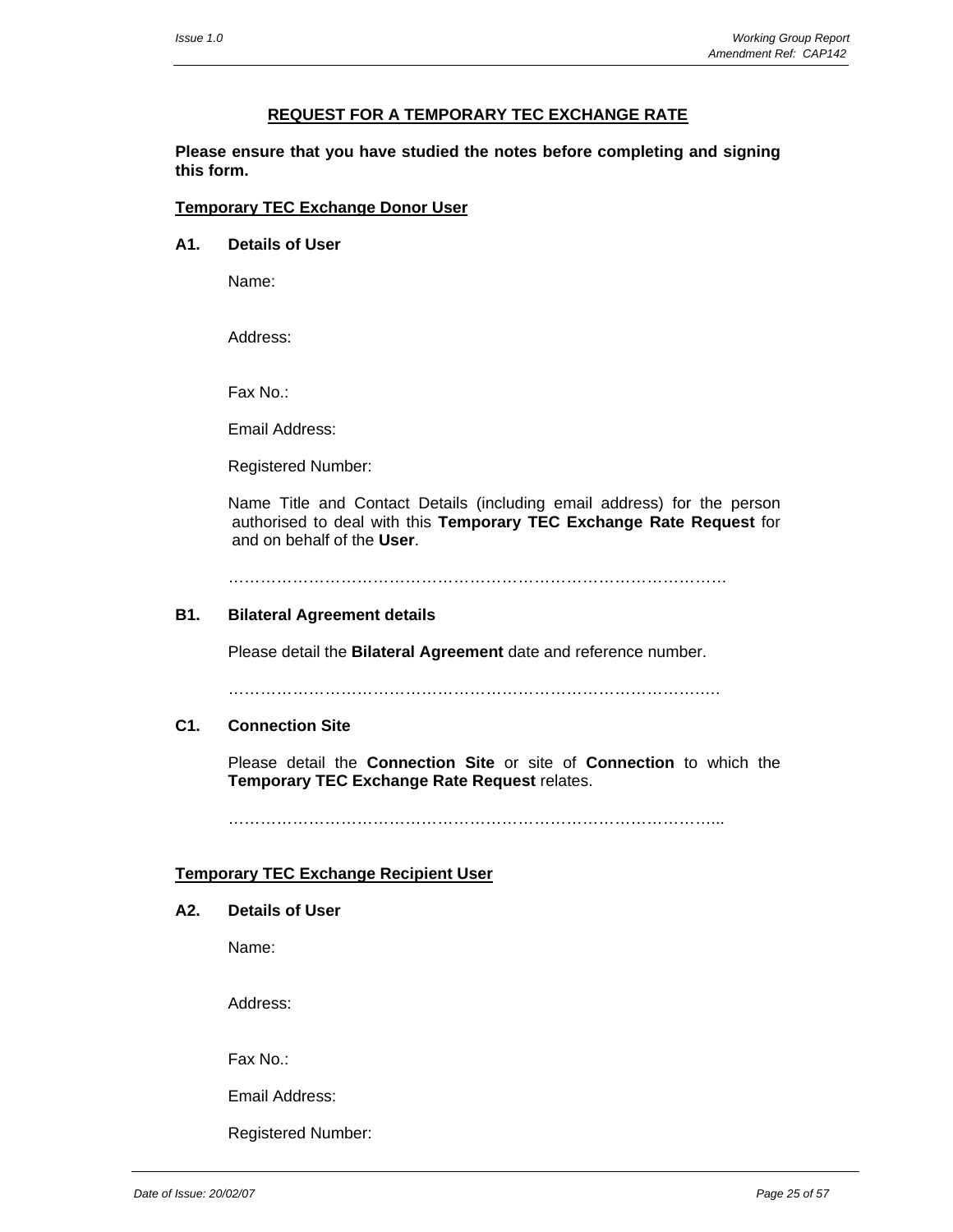## REQUEST FOR A TEMPORARY TEC EXCHANGE RATE

**Please ensure that you have studied the notes before completing and signing this form.**

**Temporary TEC Exchange Donor User**

**A1. Details of User**

Name:

Address:

Fax No.:

Email Address:

Registered Number:

Name Title and Contact Details (including email address) for the person authorised to deal with this **Temporary TEC Exchange Rate Request** for and on behalf of the **User**.

…………………………………………………………………………………

**B1. Bilateral Agreement details**

Please detail the **Bilateral Agreement** date and reference number.

……………………………………………………………………………….

**C1. Connection Site**

Please detail the **Connection Site** or site of **Connection** to which the **Temporary TEC Exchange Rate Request** relates.

……………………………………………………………………………...

**Temporary TEC Exchange Recipient User**

**A2. Details of User**

Name:

Address:

Fax No.:

Email Address:

Registered Number: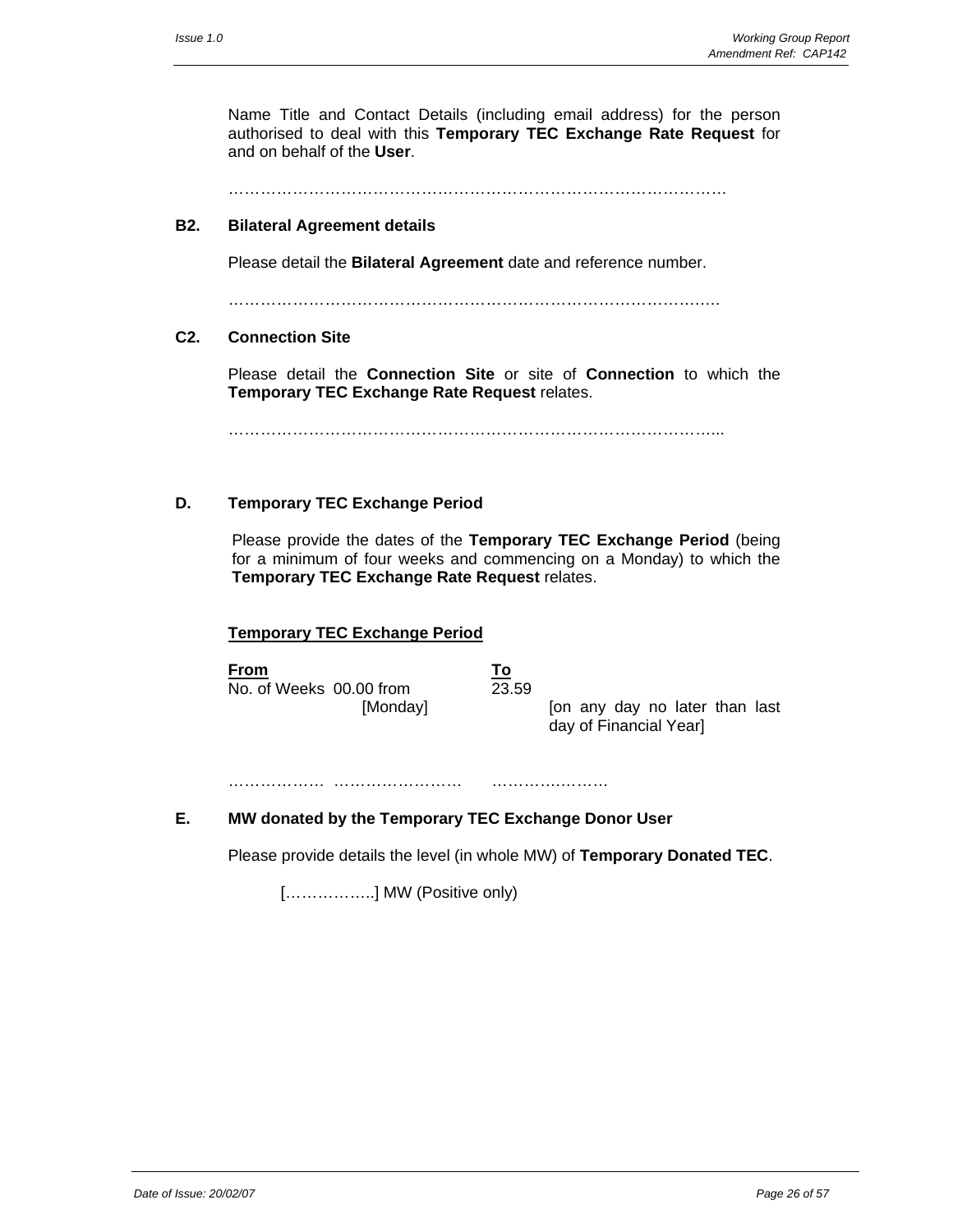Name Title and Contact Details (including email address) for the person authorised to deal with this **Temporary TEC Exchange Rate Request** for and on behalf of the **User**.

…………………………………………………………………………………

**B2. Bilateral Agreement details**

Please detail the **Bilateral Agreement** date and reference number.

………………………………………………………………………………

**C2. Connection Site**

Please detail the **Connection Site** or site of **Connection** to which the **Temporary TEC Exchange Rate Request** relates.

………………………………………………………………………………..

**D. Temporary TEC Exchange Period**

Please provide the dates of the **Temporary TEC Exchange Period** (being for a minimum of four weeks and commencing on a Monday) to which the **Temporary TEC Exchange Rate Request** relates.

**<u>Temporary TEC Exchange Period</u>**

| **<u>From</u>** | | **<u>To</u>** |
|---|---|---|
| No. of Weeks | 00.00 from [Monday] | 23.59 [on any day no later than last day of Financial Year] |
| ……………… | …………………… | …………………. |

**E. MW donated by the Temporary TEC Exchange Donor User**

Please provide details the level (in whole MW) of **Temporary Donated TEC**.

[……………..] MW (Positive only)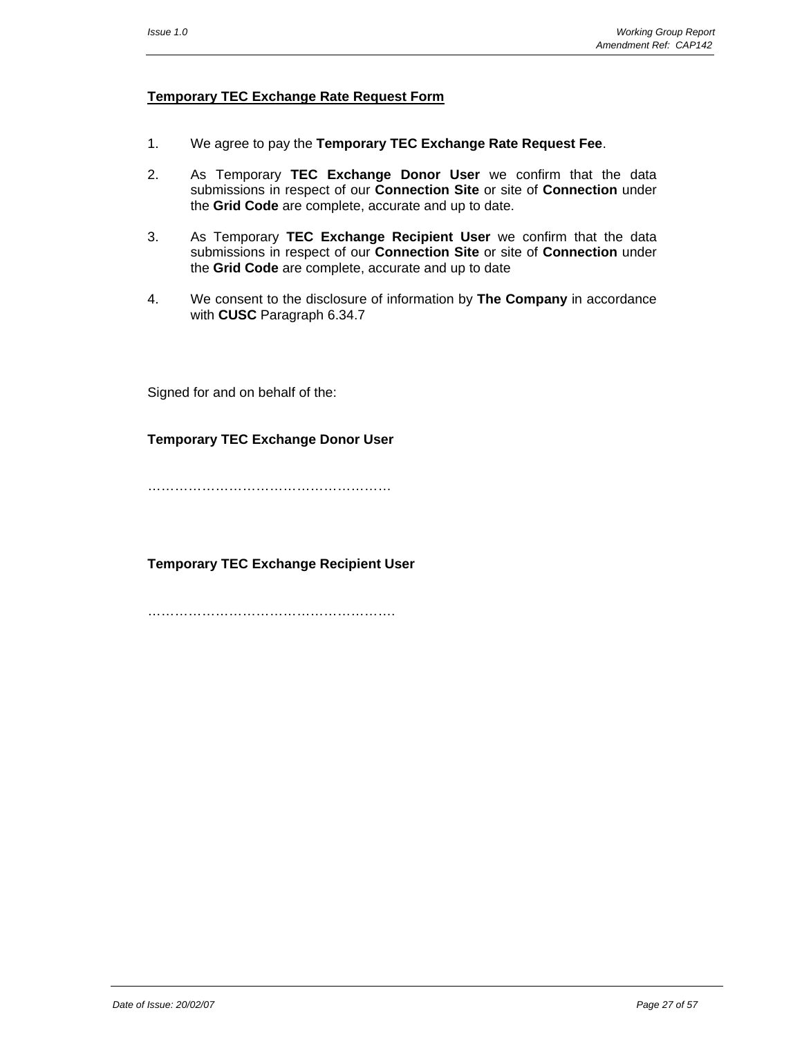**<u>Temporary TEC Exchange Rate Request Form</u>**

1. We agree to pay the **Temporary TEC Exchange Rate Request Fee**.

2. As Temporary **TEC Exchange Donor User** we confirm that the data submissions in respect of our **Connection Site** or site of **Connection** under the **Grid Code** are complete, accurate and up to date.

3. As Temporary **TEC Exchange Recipient User** we confirm that the data submissions in respect of our **Connection Site** or site of **Connection** under the **Grid Code** are complete, accurate and up to date

4. We consent to the disclosure of information by **The Company** in accordance with **CUSC** Paragraph 6.34.7

Signed for and on behalf of the:

**Temporary TEC Exchange Donor User**

………………………………………………

**Temporary TEC Exchange Recipient User**

……………………………………………….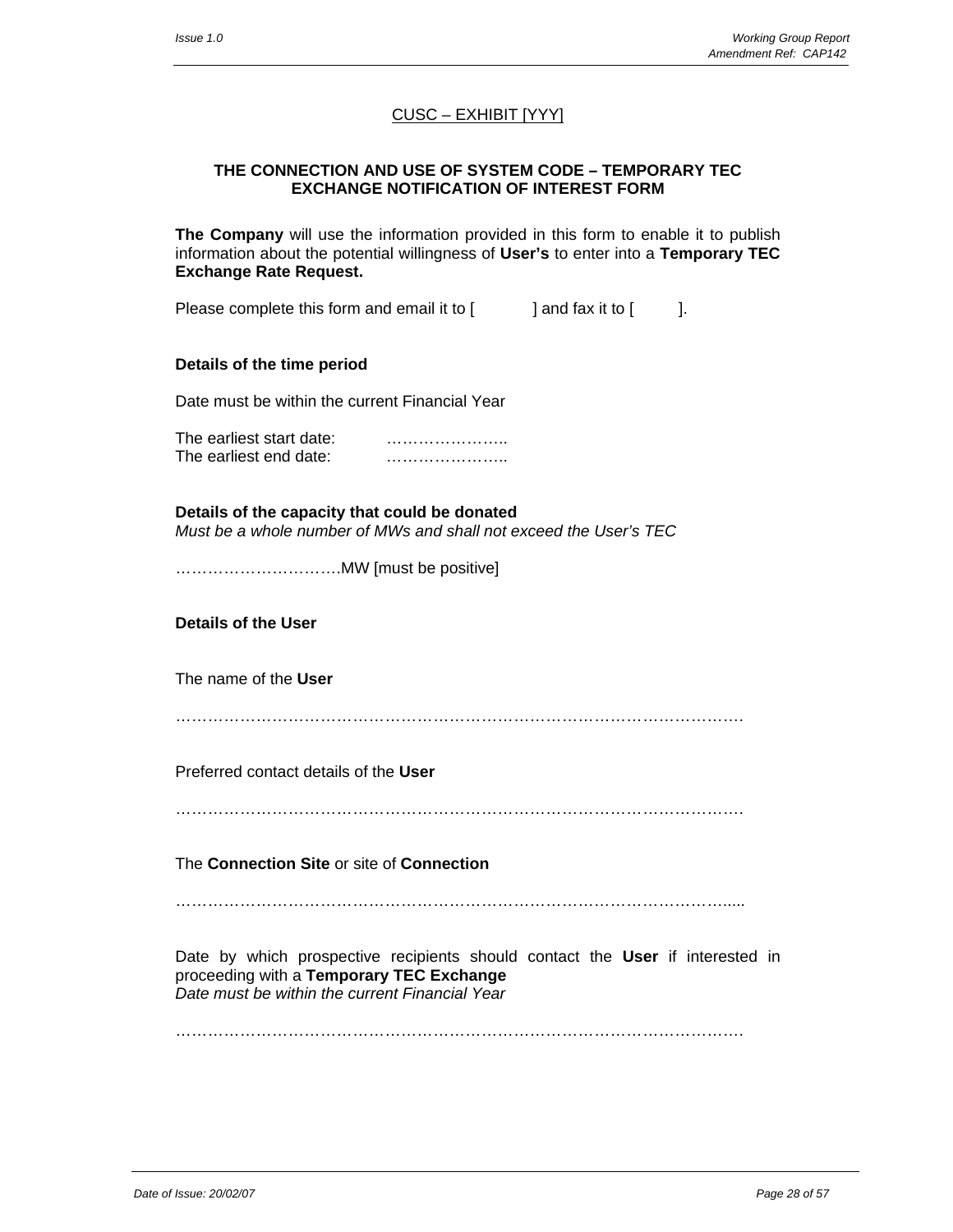<u>CUSC – EXHIBIT [YYY]</u>

**THE CONNECTION AND USE OF SYSTEM CODE – TEMPORARY TEC EXCHANGE NOTIFICATION OF INTEREST FORM**

**The Company** will use the information provided in this form to enable it to publish information about the potential willingness of **User's** to enter into a **Temporary TEC Exchange Rate Request.**

Please complete this form and email it to [ ] and fax it to [ ].

**Details of the time period**

Date must be within the current Financial Year

The earliest start date: …………………..
The earliest end date: …………………..

**Details of the capacity that could be donated**
*Must be a whole number of MWs and shall not exceed the User's TEC*

………………………….MW [must be positive]

**Details of the User**

The name of the **User**

………………………………………………………………………………………….

Preferred contact details of the **User**

………………………………………………………………………………………….

The **Connection Site** or site of **Connection**

…………………………………………………………………………………………....

Date by which prospective recipients should contact the **User** if interested in proceeding with a **Temporary TEC Exchange**
*Date must be within the current Financial Year*

………………………………………………………………………………………….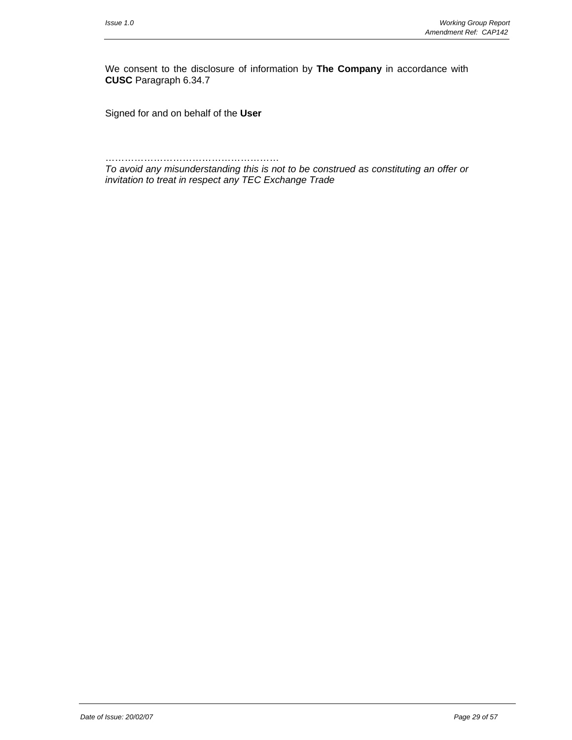We consent to the disclosure of information by **The Company** in accordance with **CUSC** Paragraph 6.34.7

Signed for and on behalf of the **User**

………………………………………………

*To avoid any misunderstanding this is not to be construed as constituting an offer or invitation to treat in respect any TEC Exchange Trade*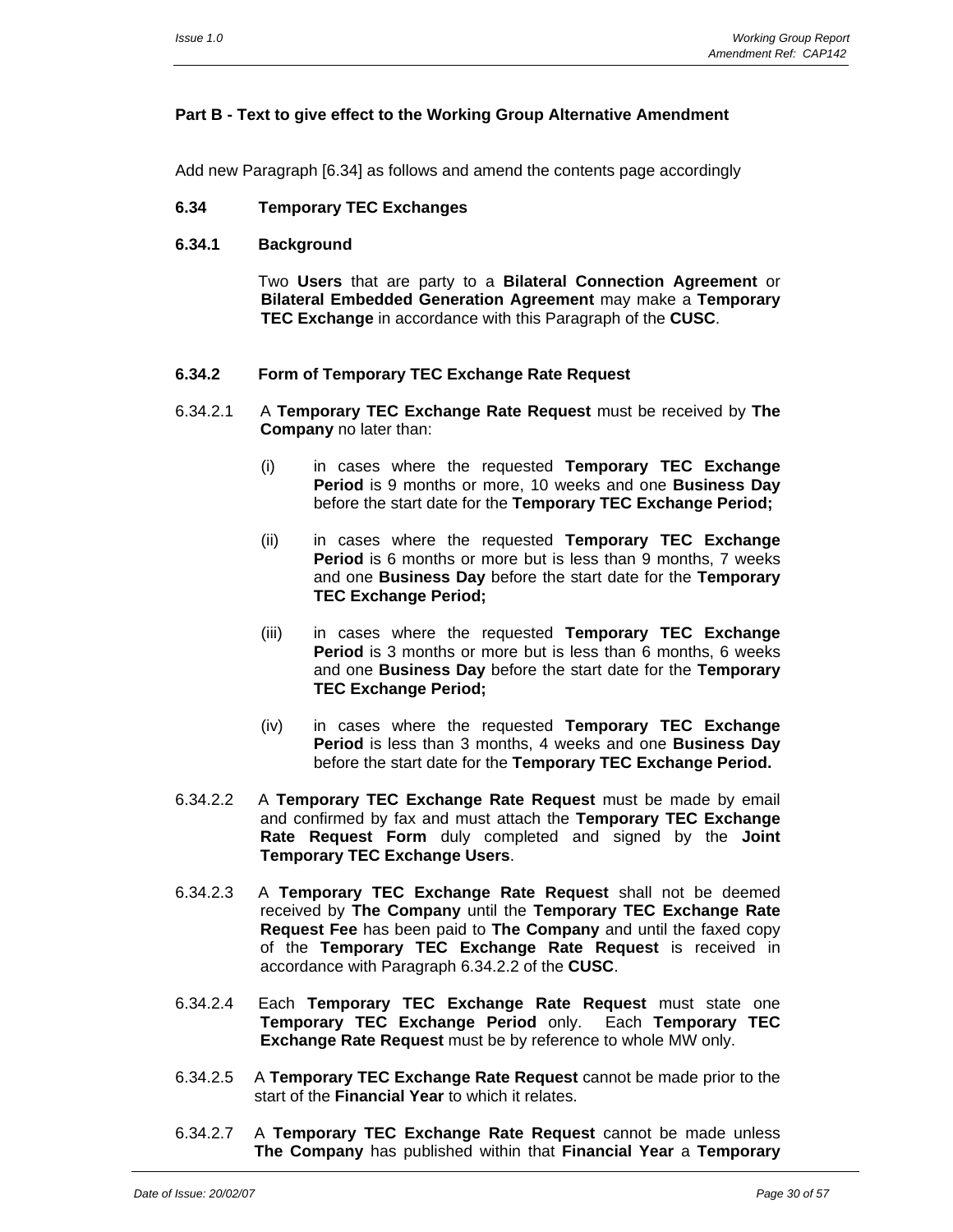**Part B - Text to give effect to the Working Group Alternative Amendment**

Add new Paragraph [6.34] as follows and amend the contents page accordingly

**6.34 Temporary TEC Exchanges**

**6.34.1 Background**

Two **Users** that are party to a **Bilateral Connection Agreement** or **Bilateral Embedded Generation Agreement** may make a **Temporary TEC Exchange** in accordance with this Paragraph of the **CUSC**.

**6.34.2 Form of Temporary TEC Exchange Rate Request**

6.34.2.1 A **Temporary TEC Exchange Rate Request** must be received by **The Company** no later than:

(i) in cases where the requested **Temporary TEC Exchange Period** is 9 months or more, 10 weeks and one **Business Day** before the start date for the **Temporary TEC Exchange Period;**

(ii) in cases where the requested **Temporary TEC Exchange Period** is 6 months or more but is less than 9 months, 7 weeks and one **Business Day** before the start date for the **Temporary TEC Exchange Period;**

(iii) in cases where the requested **Temporary TEC Exchange Period** is 3 months or more but is less than 6 months, 6 weeks and one **Business Day** before the start date for the **Temporary TEC Exchange Period;**

(iv) in cases where the requested **Temporary TEC Exchange Period** is less than 3 months, 4 weeks and one **Business Day** before the start date for the **Temporary TEC Exchange Period.**

6.34.2.2 A **Temporary TEC Exchange Rate Request** must be made by email and confirmed by fax and must attach the **Temporary TEC Exchange Rate Request Form** duly completed and signed by the **Joint Temporary TEC Exchange Users**.

6.34.2.3 A **Temporary TEC Exchange Rate Request** shall not be deemed received by **The Company** until the **Temporary TEC Exchange Rate Request Fee** has been paid to **The Company** and until the faxed copy of the **Temporary TEC Exchange Rate Request** is received in accordance with Paragraph 6.34.2.2 of the **CUSC**.

6.34.2.4 Each **Temporary TEC Exchange Rate Request** must state one **Temporary TEC Exchange Period** only. Each **Temporary TEC Exchange Rate Request** must be by reference to whole MW only.

6.34.2.5 A **Temporary TEC Exchange Rate Request** cannot be made prior to the start of the **Financial Year** to which it relates.

6.34.2.7 A **Temporary TEC Exchange Rate Request** cannot be made unless **The Company** has published within that **Financial Year** a **Temporary**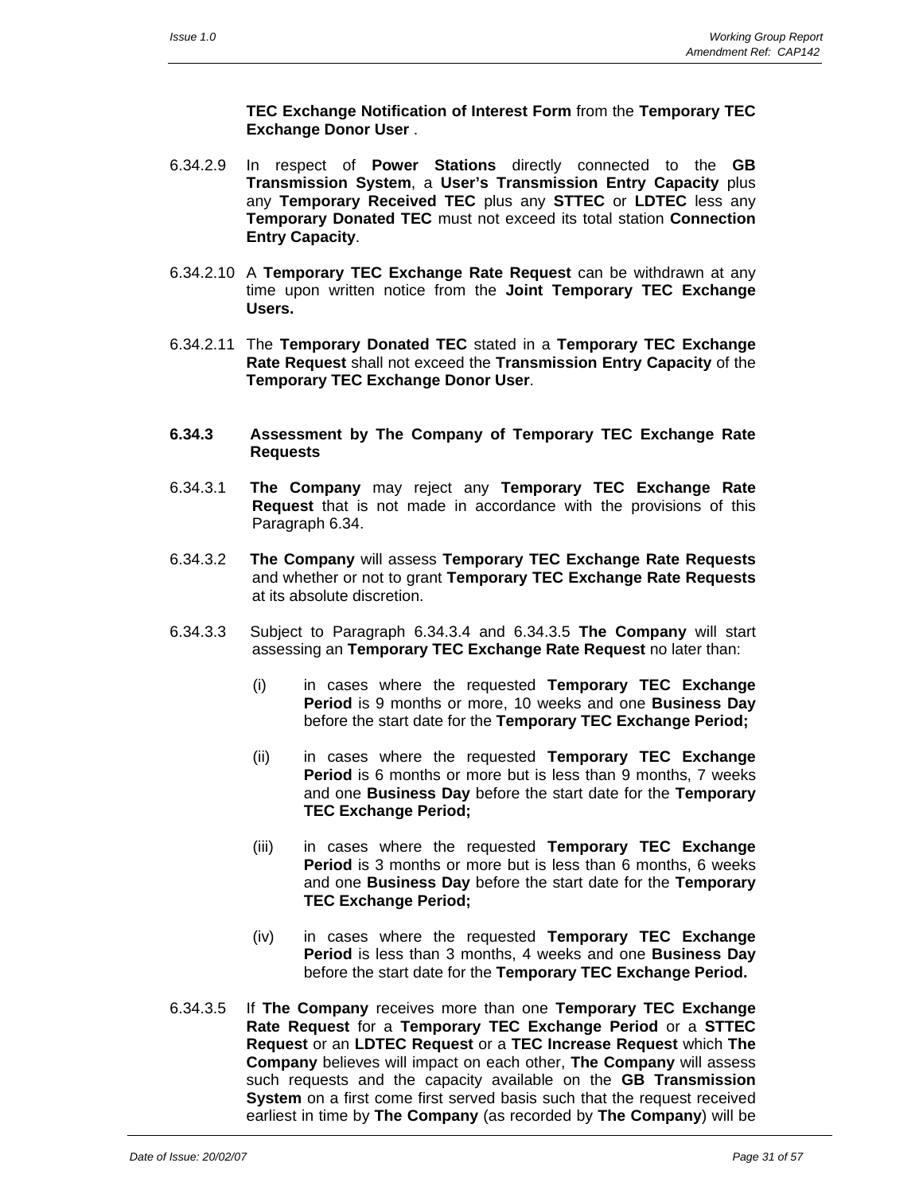**TEC Exchange Notification of Interest Form** from the **Temporary TEC Exchange Donor User** .

6.34.2.9 In respect of **Power Stations** directly connected to the **GB Transmission System**, a **User's Transmission Entry Capacity** plus any **Temporary Received TEC** plus any **STTEC** or **LDTEC** less any **Temporary Donated TEC** must not exceed its total station **Connection Entry Capacity**.

6.34.2.10 A **Temporary TEC Exchange Rate Request** can be withdrawn at any time upon written notice from the **Joint Temporary TEC Exchange Users.**

6.34.2.11 The **Temporary Donated TEC** stated in a **Temporary TEC Exchange Rate Request** shall not exceed the **Transmission Entry Capacity** of the **Temporary TEC Exchange Donor User**.

### 6.34.3 Assessment by The Company of Temporary TEC Exchange Rate Requests

6.34.3.1 **The Company** may reject any **Temporary TEC Exchange Rate Request** that is not made in accordance with the provisions of this Paragraph 6.34.

6.34.3.2 **The Company** will assess **Temporary TEC Exchange Rate Requests** and whether or not to grant **Temporary TEC Exchange Rate Requests** at its absolute discretion.

6.34.3.3 Subject to Paragraph 6.34.3.4 and 6.34.3.5 **The Company** will start assessing an **Temporary TEC Exchange Rate Request** no later than:

(i) in cases where the requested **Temporary TEC Exchange Period** is 9 months or more, 10 weeks and one **Business Day** before the start date for the **Temporary TEC Exchange Period;**

(ii) in cases where the requested **Temporary TEC Exchange Period** is 6 months or more but is less than 9 months, 7 weeks and one **Business Day** before the start date for the **Temporary TEC Exchange Period;**

(iii) in cases where the requested **Temporary TEC Exchange Period** is 3 months or more but is less than 6 months, 6 weeks and one **Business Day** before the start date for the **Temporary TEC Exchange Period;**

(iv) in cases where the requested **Temporary TEC Exchange Period** is less than 3 months, 4 weeks and one **Business Day** before the start date for the **Temporary TEC Exchange Period.**

6.34.3.5 If **The Company** receives more than one **Temporary TEC Exchange Rate Request** for a **Temporary TEC Exchange Period** or a **STTEC Request** or an **LDTEC Request** or a **TEC Increase Request** which **The Company** believes will impact on each other, **The Company** will assess such requests and the capacity available on the **GB Transmission System** on a first come first served basis such that the request received earliest in time by **The Company** (as recorded by **The Company**) will be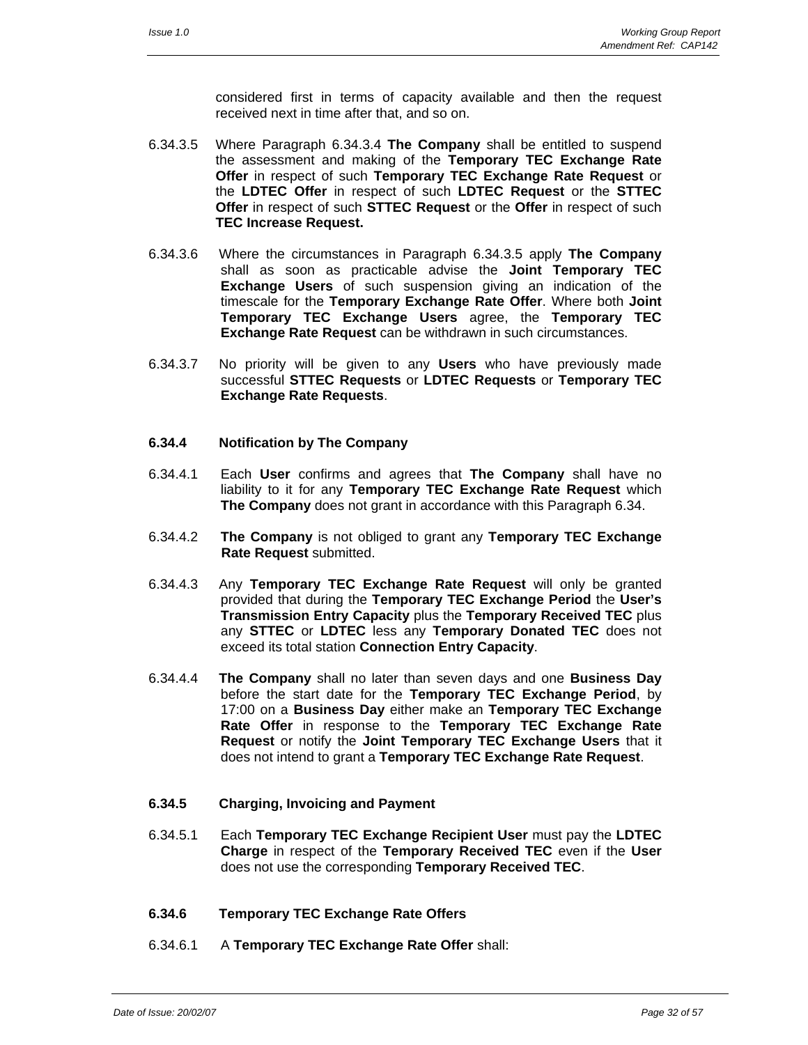considered first in terms of capacity available and then the request received next in time after that, and so on.

6.34.3.5 Where Paragraph 6.34.3.4 **The Company** shall be entitled to suspend the assessment and making of the **Temporary TEC Exchange Rate Offer** in respect of such **Temporary TEC Exchange Rate Request** or the **LDTEC Offer** in respect of such **LDTEC Request** or the **STTEC Offer** in respect of such **STTEC Request** or the **Offer** in respect of such **TEC Increase Request.**

6.34.3.6 Where the circumstances in Paragraph 6.34.3.5 apply **The Company** shall as soon as practicable advise the **Joint Temporary TEC Exchange Users** of such suspension giving an indication of the timescale for the **Temporary Exchange Rate Offer**. Where both **Joint Temporary TEC Exchange Users** agree, the **Temporary TEC Exchange Rate Request** can be withdrawn in such circumstances.

6.34.3.7 No priority will be given to any **Users** who have previously made successful **STTEC Requests** or **LDTEC Requests** or **Temporary TEC Exchange Rate Requests**.

**6.34.4 Notification by The Company**

6.34.4.1 Each **User** confirms and agrees that **The Company** shall have no liability to it for any **Temporary TEC Exchange Rate Request** which **The Company** does not grant in accordance with this Paragraph 6.34.

6.34.4.2 **The Company** is not obliged to grant any **Temporary TEC Exchange Rate Request** submitted.

6.34.4.3 Any **Temporary TEC Exchange Rate Request** will only be granted provided that during the **Temporary TEC Exchange Period** the **User's Transmission Entry Capacity** plus the **Temporary Received TEC** plus any **STTEC** or **LDTEC** less any **Temporary Donated TEC** does not exceed its total station **Connection Entry Capacity**.

6.34.4.4 **The Company** shall no later than seven days and one **Business Day** before the start date for the **Temporary TEC Exchange Period**, by 17:00 on a **Business Day** either make an **Temporary TEC Exchange Rate Offer** in response to the **Temporary TEC Exchange Rate Request** or notify the **Joint Temporary TEC Exchange Users** that it does not intend to grant a **Temporary TEC Exchange Rate Request**.

**6.34.5 Charging, Invoicing and Payment**

6.34.5.1 Each **Temporary TEC Exchange Recipient User** must pay the **LDTEC Charge** in respect of the **Temporary Received TEC** even if the **User** does not use the corresponding **Temporary Received TEC**.

**6.34.6 Temporary TEC Exchange Rate Offers**

6.34.6.1 A **Temporary TEC Exchange Rate Offer** shall: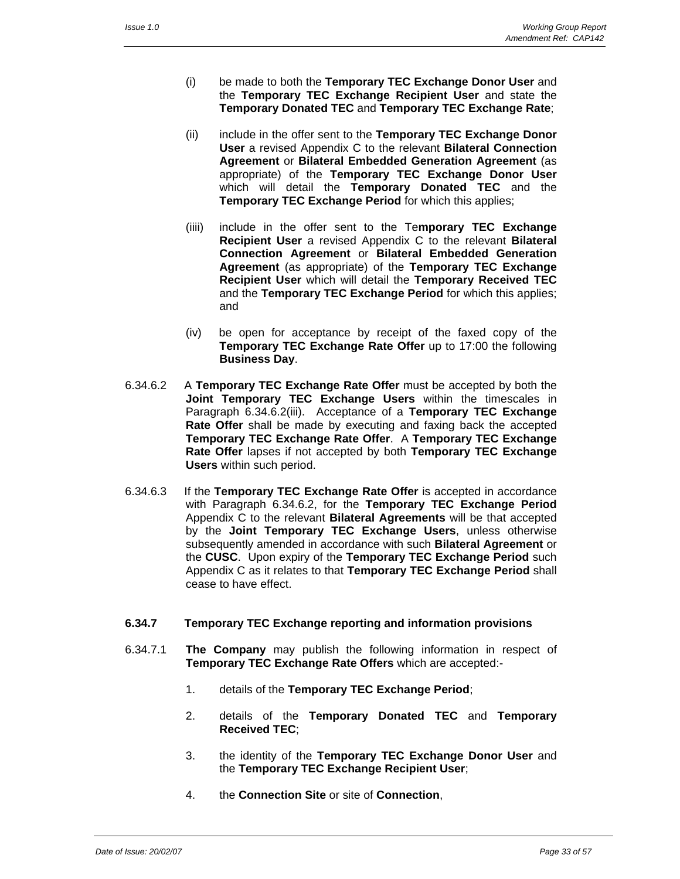(i) be made to both the **Temporary TEC Exchange Donor User** and the **Temporary TEC Exchange Recipient User** and state the **Temporary Donated TEC** and **Temporary TEC Exchange Rate**;

(ii) include in the offer sent to the **Temporary TEC Exchange Donor User** a revised Appendix C to the relevant **Bilateral Connection Agreement** or **Bilateral Embedded Generation Agreement** (as appropriate) of the **Temporary TEC Exchange Donor User** which will detail the **Temporary Donated TEC** and the **Temporary TEC Exchange Period** for which this applies;

(iii) include in the offer sent to the Te**mporary TEC Exchange Recipient User** a revised Appendix C to the relevant **Bilateral Connection Agreement** or **Bilateral Embedded Generation Agreement** (as appropriate) of the **Temporary TEC Exchange Recipient User** which will detail the **Temporary Received TEC** and the **Temporary TEC Exchange Period** for which this applies; and

(iv) be open for acceptance by receipt of the faxed copy of the **Temporary TEC Exchange Rate Offer** up to 17:00 the following **Business Day**.

6.34.6.2 A **Temporary TEC Exchange Rate Offer** must be accepted by both the **Joint Temporary TEC Exchange Users** within the timescales in Paragraph 6.34.6.2(iii). Acceptance of a **Temporary TEC Exchange Rate Offer** shall be made by executing and faxing back the accepted **Temporary TEC Exchange Rate Offer**. A **Temporary TEC Exchange Rate Offer** lapses if not accepted by both **Temporary TEC Exchange Users** within such period.

6.34.6.3 If the **Temporary TEC Exchange Rate Offer** is accepted in accordance with Paragraph 6.34.6.2, for the **Temporary TEC Exchange Period** Appendix C to the relevant **Bilateral Agreements** will be that accepted by the **Joint Temporary TEC Exchange Users**, unless otherwise subsequently amended in accordance with such **Bilateral Agreement** or the **CUSC**. Upon expiry of the **Temporary TEC Exchange Period** such Appendix C as it relates to that **Temporary TEC Exchange Period** shall cease to have effect.

**6.34.7 Temporary TEC Exchange reporting and information provisions**

6.34.7.1 **The Company** may publish the following information in respect of **Temporary TEC Exchange Rate Offers** which are accepted:-

1. details of the **Temporary TEC Exchange Period**;
2. details of the **Temporary Donated TEC** and **Temporary Received TEC**;
3. the identity of the **Temporary TEC Exchange Donor User** and the **Temporary TEC Exchange Recipient User**;
4. the **Connection Site** or site of **Connection**,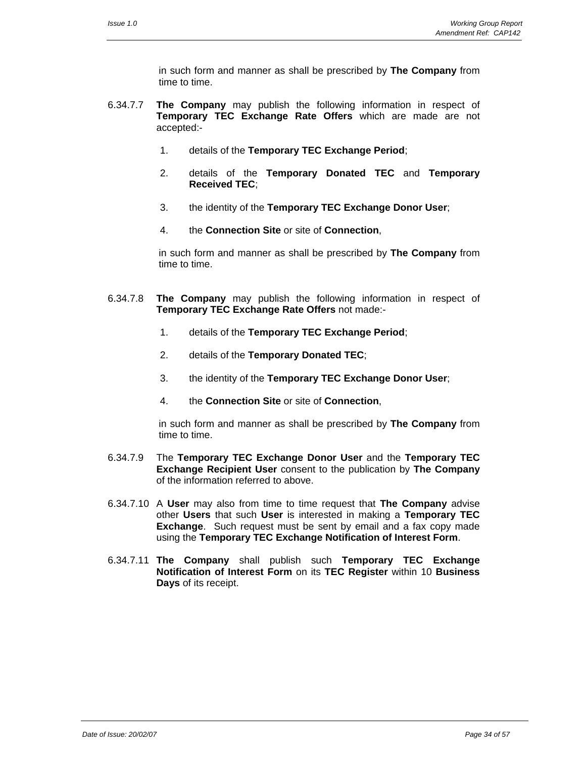in such form and manner as shall be prescribed by **The Company** from time to time.

6.34.7.7 **The Company** may publish the following information in respect of **Temporary TEC Exchange Rate Offers** which are made are not accepted:-

1. details of the **Temporary TEC Exchange Period**;
2. details of the **Temporary Donated TEC** and **Temporary Received TEC**;
3. the identity of the **Temporary TEC Exchange Donor User**;
4. the **Connection Site** or site of **Connection**,

in such form and manner as shall be prescribed by **The Company** from time to time.

6.34.7.8 **The Company** may publish the following information in respect of **Temporary TEC Exchange Rate Offers** not made:-

1. details of the **Temporary TEC Exchange Period**;
2. details of the **Temporary Donated TEC**;
3. the identity of the **Temporary TEC Exchange Donor User**;
4. the **Connection Site** or site of **Connection**,

in such form and manner as shall be prescribed by **The Company** from time to time.

6.34.7.9 The **Temporary TEC Exchange Donor User** and the **Temporary TEC Exchange Recipient User** consent to the publication by **The Company** of the information referred to above.

6.34.7.10 A **User** may also from time to time request that **The Company** advise other **Users** that such **User** is interested in making a **Temporary TEC Exchange**. Such request must be sent by email and a fax copy made using the **Temporary TEC Exchange Notification of Interest Form**.

6.34.7.11 **The Company** shall publish such **Temporary TEC Exchange Notification of Interest Form** on its **TEC Register** within 10 **Business Days** of its receipt.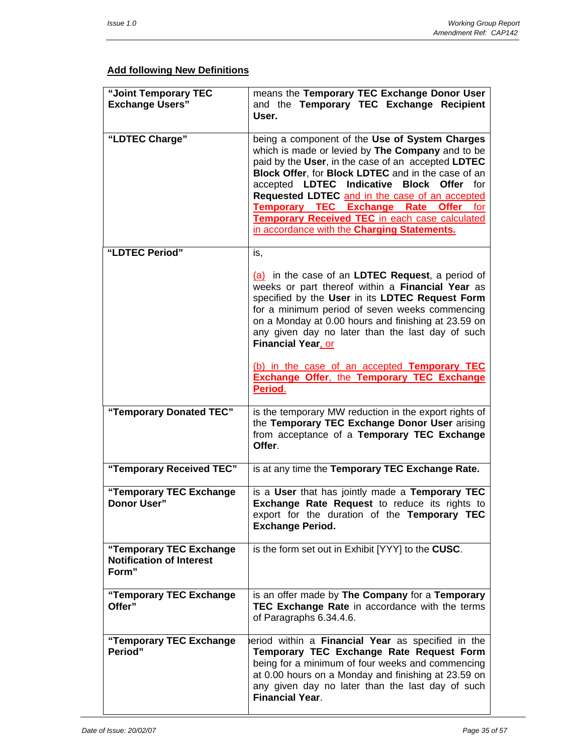**Add following New Definitions**

| | |
|---|---|
| **"Joint Temporary TEC Exchange Users"** | means the **Temporary TEC Exchange Donor User** and the **Temporary TEC Exchange Recipient User.** |
| **"LDTEC Charge"** | being a component of the **Use of System Charges** which is made or levied by **The Company** and to be paid by the **User**, in the case of an accepted **LDTEC Block Offer**, for **Block LDTEC** and in the case of an accepted **LDTEC Indicative Block Offer** for **Requested LDTEC** and in the case of an accepted **Temporary TEC Exchange Rate Offer** for **Temporary Received TEC** in each case calculated in accordance with the **Charging Statements.** |
| **"LDTEC Period"** | is,<br><br>(a) in the case of an **LDTEC Request**, a period of weeks or part thereof within a **Financial Year** as specified by the **User** in its **LDTEC Request Form** for a minimum period of seven weeks commencing on a Monday at 0.00 hours and finishing at 23.59 on any given day no later than the last day of such **Financial Year**, or<br><br>(b) in the case of an accepted **Temporary TEC Exchange Offer**, the **Temporary TEC Exchange Period**. |
| **"Temporary Donated TEC"** | is the temporary MW reduction in the export rights of the **Temporary TEC Exchange Donor User** arising from acceptance of a **Temporary TEC Exchange Offer**. |
| **"Temporary Received TEC"** | is at any time the **Temporary TEC Exchange Rate.** |
| **"Temporary TEC Exchange Donor User"** | is a **User** that has jointly made a **Temporary TEC Exchange Rate Request** to reduce its rights to export for the duration of the **Temporary TEC Exchange Period.** |
| **"Temporary TEC Exchange Notification of Interest Form"** | is the form set out in Exhibit [YYY] to the **CUSC**. |
| **"Temporary TEC Exchange Offer"** | is an offer made by **The Company** for a **Temporary TEC Exchange Rate** in accordance with the terms of Paragraphs 6.34.4.6. |
| **"Temporary TEC Exchange Period"** | period within a **Financial Year** as specified in the **Temporary TEC Exchange Rate Request Form** being for a minimum of four weeks and commencing at 0.00 hours on a Monday and finishing at 23.59 on any given day no later than the last day of such **Financial Year**. |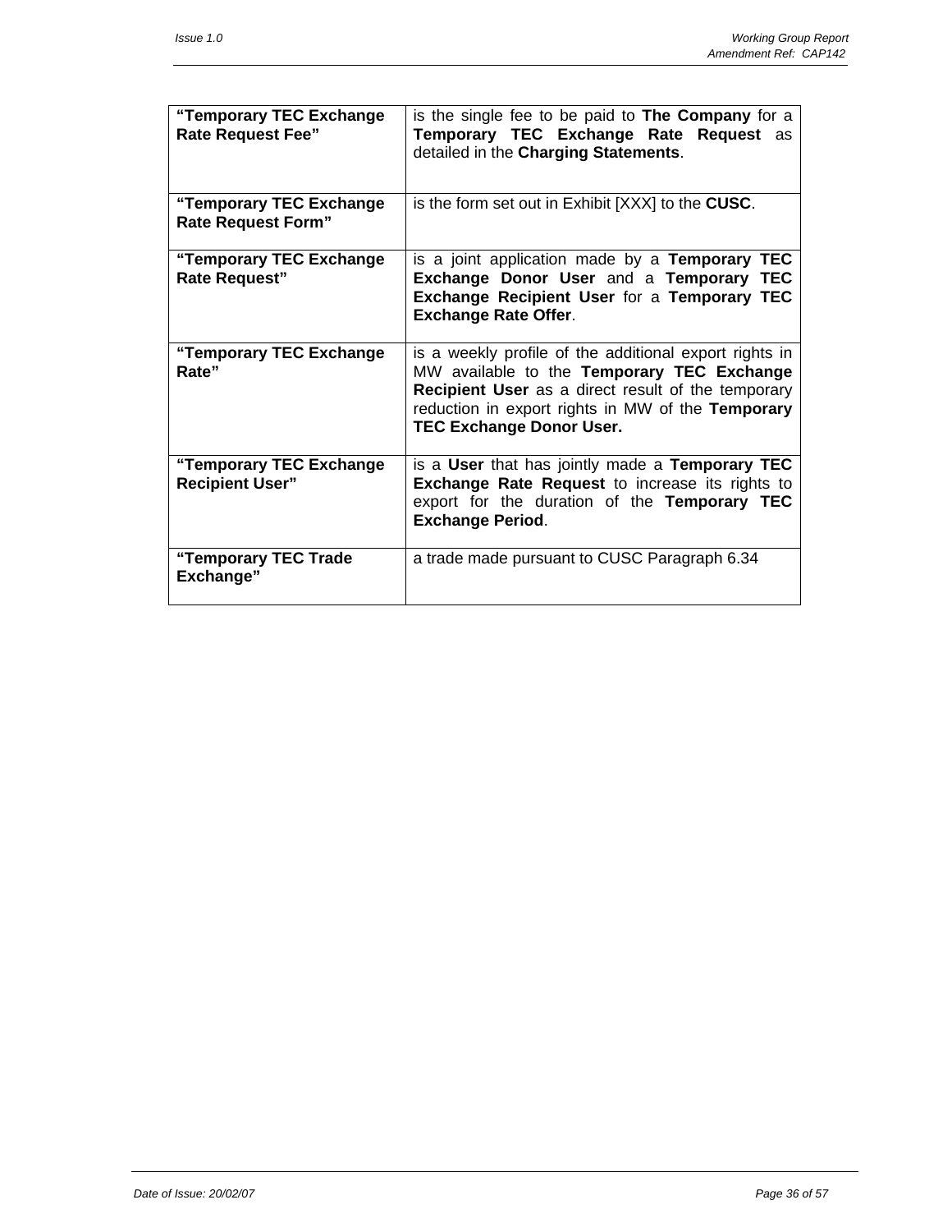| | |
|---|---|
| **"Temporary TEC Exchange Rate Request Fee"** | is the single fee to be paid to **The Company** for a **Temporary TEC Exchange Rate Request** as detailed in the **Charging Statements**. |
| **"Temporary TEC Exchange Rate Request Form"** | is the form set out in Exhibit [XXX] to the **CUSC**. |
| **"Temporary TEC Exchange Rate Request"** | is a joint application made by a **Temporary TEC Exchange Donor User** and a **Temporary TEC Exchange Recipient User** for a **Temporary TEC Exchange Rate Offer**. |
| **"Temporary TEC Exchange Rate"** | is a weekly profile of the additional export rights in MW available to the **Temporary TEC Exchange Recipient User** as a direct result of the temporary reduction in export rights in MW of the **Temporary TEC Exchange Donor User.** |
| **"Temporary TEC Exchange Recipient User"** | is a **User** that has jointly made a **Temporary TEC Exchange Rate Request** to increase its rights to export for the duration of the **Temporary TEC Exchange Period**. |
| **"Temporary TEC Trade Exchange"** | a trade made pursuant to CUSC Paragraph 6.34 |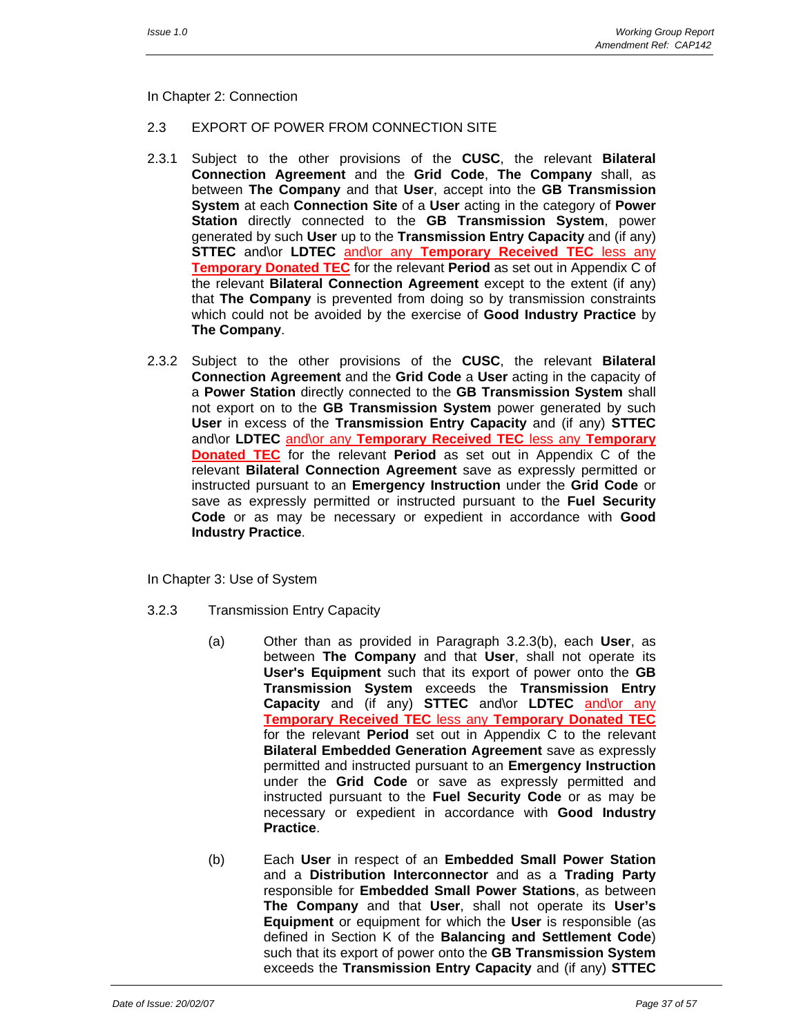In Chapter 2: Connection

2.3 EXPORT OF POWER FROM CONNECTION SITE

2.3.1 Subject to the other provisions of the **CUSC**, the relevant **Bilateral Connection Agreement** and the **Grid Code**, **The Company** shall, as between **The Company** and that **User**, accept into the **GB Transmission System** at each **Connection Site** of a **User** acting in the category of **Power Station** directly connected to the **GB Transmission System**, power generated by such **User** up to the **Transmission Entry Capacity** and (if any) **STTEC** and\or **LDTEC** and\or any **Temporary Received TEC** less any **Temporary Donated TEC** for the relevant **Period** as set out in Appendix C of the relevant **Bilateral Connection Agreement** except to the extent (if any) that **The Company** is prevented from doing so by transmission constraints which could not be avoided by the exercise of **Good Industry Practice** by **The Company**.

2.3.2 Subject to the other provisions of the **CUSC**, the relevant **Bilateral Connection Agreement** and the **Grid Code** a **User** acting in the capacity of a **Power Station** directly connected to the **GB Transmission System** shall not export on to the **GB Transmission System** power generated by such **User** in excess of the **Transmission Entry Capacity** and (if any) **STTEC** and\or **LDTEC** and\or any **Temporary Received TEC** less any **Temporary Donated TEC** for the relevant **Period** as set out in Appendix C of the relevant **Bilateral Connection Agreement** save as expressly permitted or instructed pursuant to an **Emergency Instruction** under the **Grid Code** or save as expressly permitted or instructed pursuant to the **Fuel Security Code** or as may be necessary or expedient in accordance with **Good Industry Practice**.

In Chapter 3: Use of System

3.2.3 Transmission Entry Capacity

(a) Other than as provided in Paragraph 3.2.3(b), each **User**, as between **The Company** and that **User**, shall not operate its **User's Equipment** such that its export of power onto the **GB Transmission System** exceeds the **Transmission Entry Capacity** and (if any) **STTEC** and\or **LDTEC** and\or any **Temporary Received TEC** less any **Temporary Donated TEC** for the relevant **Period** set out in Appendix C to the relevant **Bilateral Embedded Generation Agreement** save as expressly permitted and instructed pursuant to an **Emergency Instruction** under the **Grid Code** or save as expressly permitted and instructed pursuant to the **Fuel Security Code** or as may be necessary or expedient in accordance with **Good Industry Practice**.

(b) Each **User** in respect of an **Embedded Small Power Station** and a **Distribution Interconnector** and as a **Trading Party** responsible for **Embedded Small Power Stations**, as between **The Company** and that **User**, shall not operate its **User's Equipment** or equipment for which the **User** is responsible (as defined in Section K of the **Balancing and Settlement Code**) such that its export of power onto the **GB Transmission System** exceeds the **Transmission Entry Capacity** and (if any) **STTEC**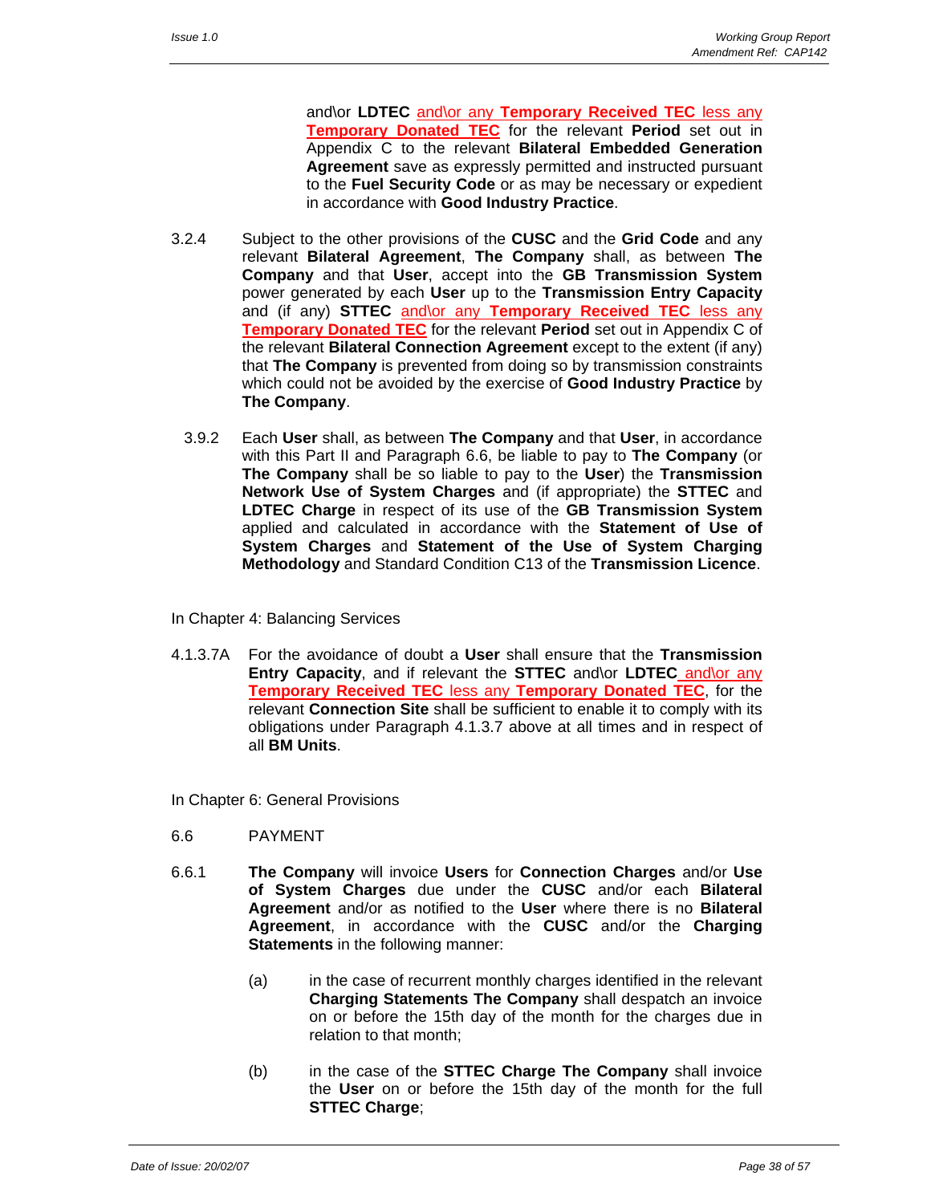and\or **LDTEC** and\or any **Temporary Received TEC** less any **Temporary Donated TEC** for the relevant **Period** set out in Appendix C to the relevant **Bilateral Embedded Generation Agreement** save as expressly permitted and instructed pursuant to the **Fuel Security Code** or as may be necessary or expedient in accordance with **Good Industry Practice**.

3.2.4 Subject to the other provisions of the **CUSC** and the **Grid Code** and any relevant **Bilateral Agreement**, **The Company** shall, as between **The Company** and that **User**, accept into the **GB Transmission System** power generated by each **User** up to the **Transmission Entry Capacity** and (if any) **STTEC** and\or any **Temporary Received TEC** less any **Temporary Donated TEC** for the relevant **Period** set out in Appendix C of the relevant **Bilateral Connection Agreement** except to the extent (if any) that **The Company** is prevented from doing so by transmission constraints which could not be avoided by the exercise of **Good Industry Practice** by **The Company**.

3.9.2 Each **User** shall, as between **The Company** and that **User**, in accordance with this Part II and Paragraph 6.6, be liable to pay to **The Company** (or **The Company** shall be so liable to pay to the **User**) the **Transmission Network Use of System Charges** and (if appropriate) the **STTEC** and **LDTEC Charge** in respect of its use of the **GB Transmission System** applied and calculated in accordance with the **Statement of Use of System Charges** and **Statement of the Use of System Charging Methodology** and Standard Condition C13 of the **Transmission Licence**.

In Chapter 4: Balancing Services

4.1.3.7A For the avoidance of doubt a **User** shall ensure that the **Transmission Entry Capacity**, and if relevant the **STTEC** and\or **LDTEC** and\or any **Temporary Received TEC** less any **Temporary Donated TEC**, for the relevant **Connection Site** shall be sufficient to enable it to comply with its obligations under Paragraph 4.1.3.7 above at all times and in respect of all **BM Units**.

In Chapter 6: General Provisions

6.6 PAYMENT

6.6.1 **The Company** will invoice **Users** for **Connection Charges** and/or **Use of System Charges** due under the **CUSC** and/or each **Bilateral Agreement** and/or as notified to the **User** where there is no **Bilateral Agreement**, in accordance with the **CUSC** and/or the **Charging Statements** in the following manner:

(a) in the case of recurrent monthly charges identified in the relevant **Charging Statements The Company** shall despatch an invoice on or before the 15th day of the month for the charges due in relation to that month;

(b) in the case of the **STTEC Charge The Company** shall invoice the **User** on or before the 15th day of the month for the full **STTEC Charge**;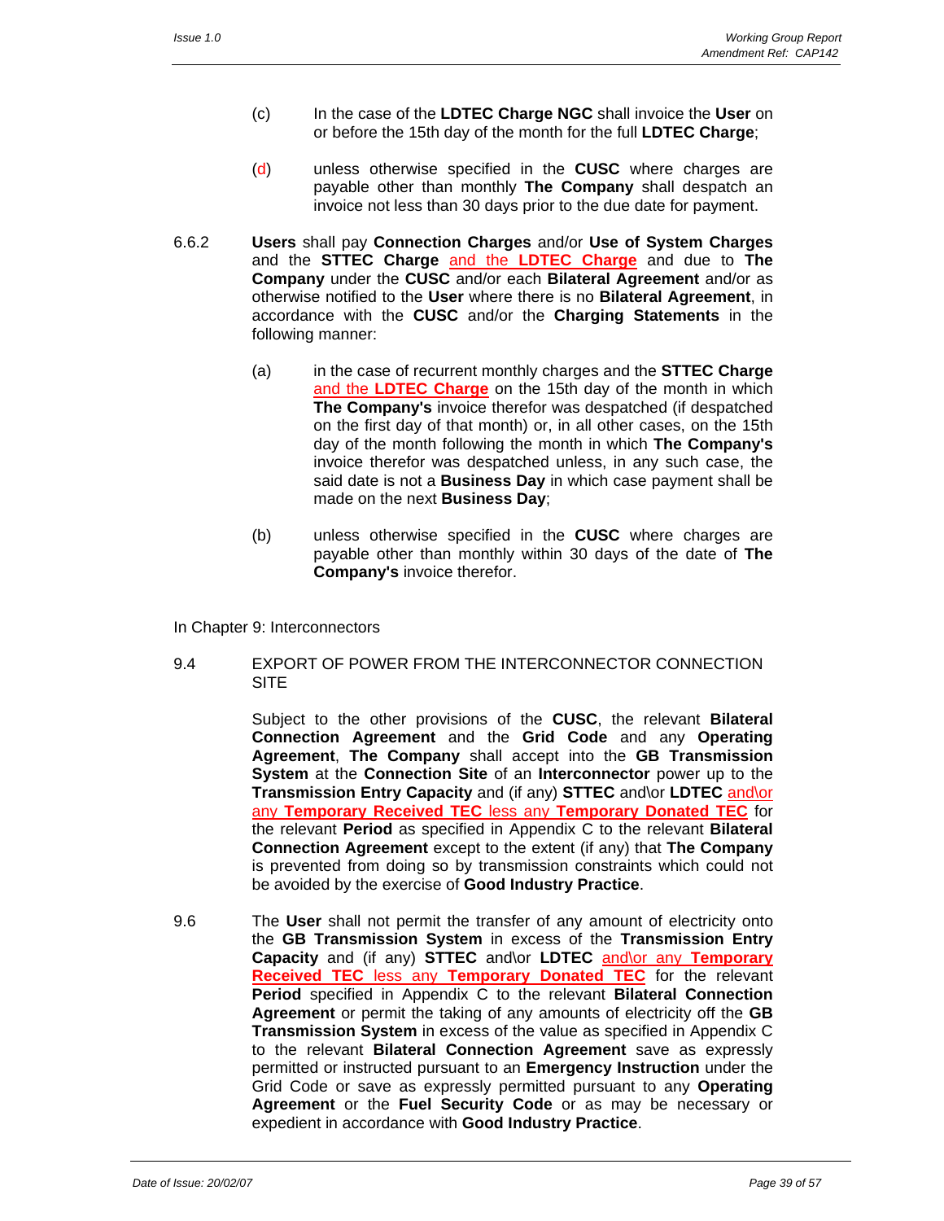(c) In the case of the **LDTEC Charge NGC** shall invoice the **User** on or before the 15th day of the month for the full **LDTEC Charge**;

(d) unless otherwise specified in the **CUSC** where charges are payable other than monthly **The Company** shall despatch an invoice not less than 30 days prior to the due date for payment.

6.6.2 **Users** shall pay **Connection Charges** and/or **Use of System Charges** and the **STTEC Charge** and the **LDTEC Charge** and due to **The Company** under the **CUSC** and/or each **Bilateral Agreement** and/or as otherwise notified to the **User** where there is no **Bilateral Agreement**, in accordance with the **CUSC** and/or the **Charging Statements** in the following manner:

(a) in the case of recurrent monthly charges and the **STTEC Charge** and the **LDTEC Charge** on the 15th day of the month in which **The Company's** invoice therefor was despatched (if despatched on the first day of that month) or, in all other cases, on the 15th day of the month following the month in which **The Company's** invoice therefor was despatched unless, in any such case, the said date is not a **Business Day** in which case payment shall be made on the next **Business Day**;

(b) unless otherwise specified in the **CUSC** where charges are payable other than monthly within 30 days of the date of **The Company's** invoice therefor.

In Chapter 9: Interconnectors

9.4 EXPORT OF POWER FROM THE INTERCONNECTOR CONNECTION SITE

Subject to the other provisions of the **CUSC**, the relevant **Bilateral Connection Agreement** and the **Grid Code** and any **Operating Agreement**, **The Company** shall accept into the **GB Transmission System** at the **Connection Site** of an **Interconnector** power up to the **Transmission Entry Capacity** and (if any) **STTEC** and\or **LDTEC** and\or any **Temporary Received TEC** less any **Temporary Donated TEC** for the relevant **Period** as specified in Appendix C to the relevant **Bilateral Connection Agreement** except to the extent (if any) that **The Company** is prevented from doing so by transmission constraints which could not be avoided by the exercise of **Good Industry Practice**.

9.6 The **User** shall not permit the transfer of any amount of electricity onto the **GB Transmission System** in excess of the **Transmission Entry Capacity** and (if any) **STTEC** and\or **LDTEC** and\or any **Temporary Received TEC** less any **Temporary Donated TEC** for the relevant **Period** specified in Appendix C to the relevant **Bilateral Connection Agreement** or permit the taking of any amounts of electricity off the **GB Transmission System** in excess of the value as specified in Appendix C to the relevant **Bilateral Connection Agreement** save as expressly permitted or instructed pursuant to an **Emergency Instruction** under the Grid Code or save as expressly permitted pursuant to any **Operating Agreement** or the **Fuel Security Code** or as may be necessary or expedient in accordance with **Good Industry Practice**.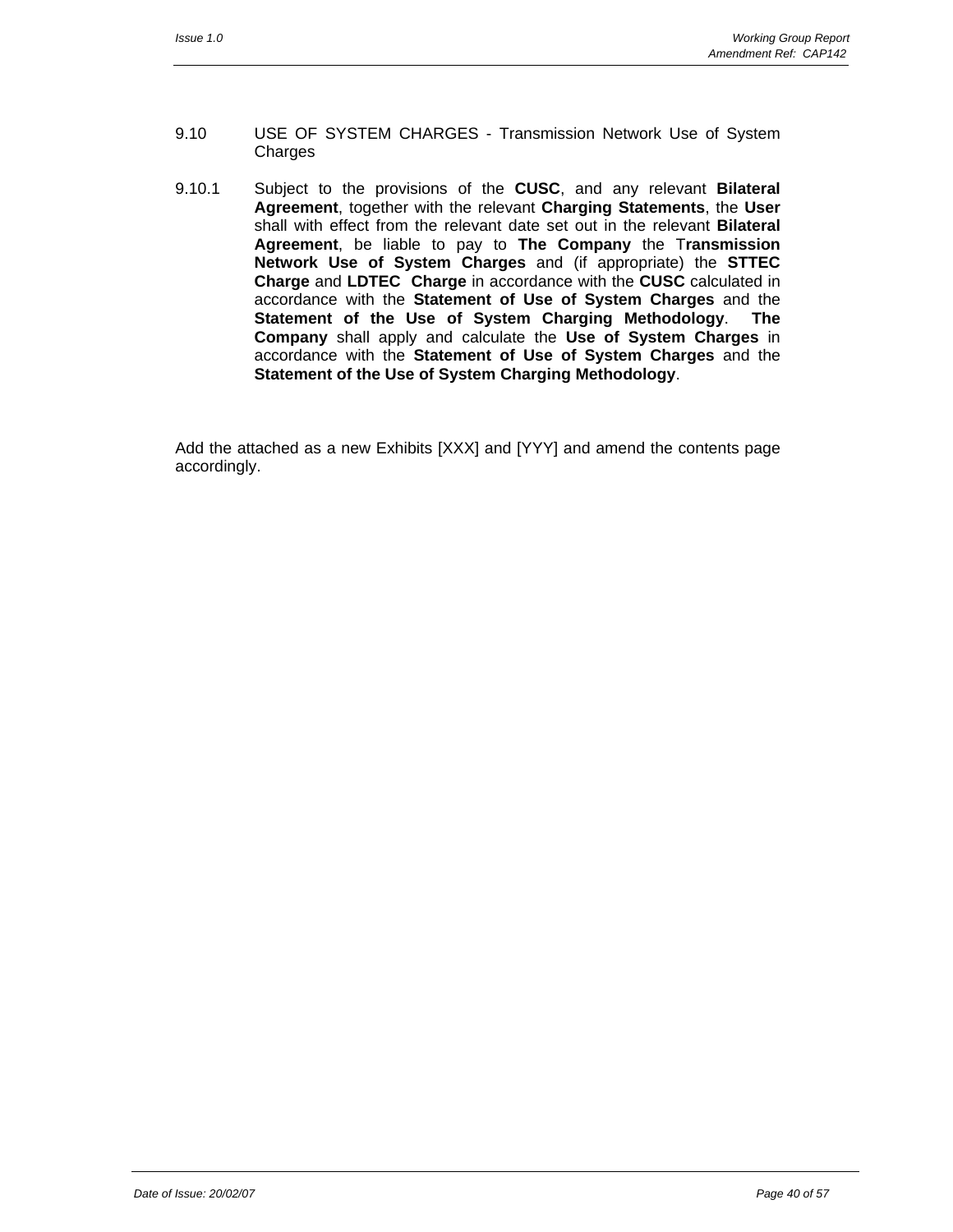9.10 USE OF SYSTEM CHARGES - Transmission Network Use of System Charges

9.10.1 Subject to the provisions of the **CUSC**, and any relevant **Bilateral Agreement**, together with the relevant **Charging Statements**, the **User** shall with effect from the relevant date set out in the relevant **Bilateral Agreement**, be liable to pay to **The Company** the T**ransmission Network Use of System Charges** and (if appropriate) the **STTEC Charge** and **LDTEC Charge** in accordance with the **CUSC** calculated in accordance with the **Statement of Use of System Charges** and the **Statement of the Use of System Charging Methodology**. **The Company** shall apply and calculate the **Use of System Charges** in accordance with the **Statement of Use of System Charges** and the **Statement of the Use of System Charging Methodology**.

Add the attached as a new Exhibits [XXX] and [YYY] and amend the contents page accordingly.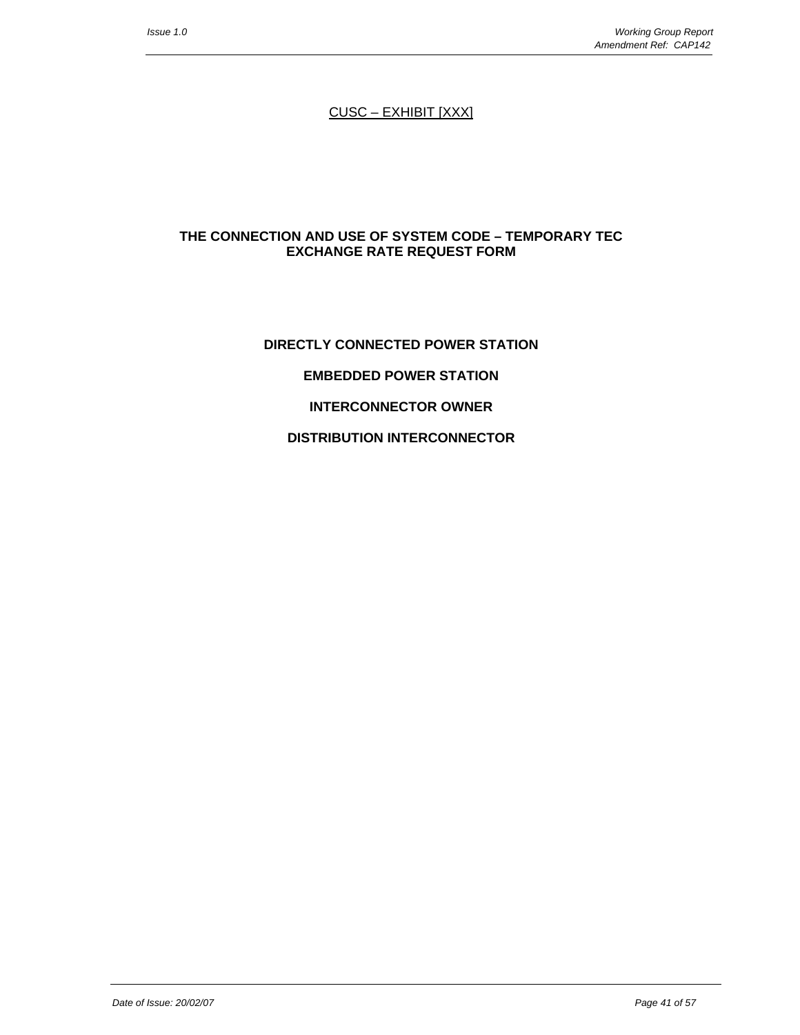CUSC – EXHIBIT [XXX]

# THE CONNECTION AND USE OF SYSTEM CODE – TEMPORARY TEC EXCHANGE RATE REQUEST FORM

## DIRECTLY CONNECTED POWER STATION

## EMBEDDED POWER STATION

## INTERCONNECTOR OWNER

## DISTRIBUTION INTERCONNECTOR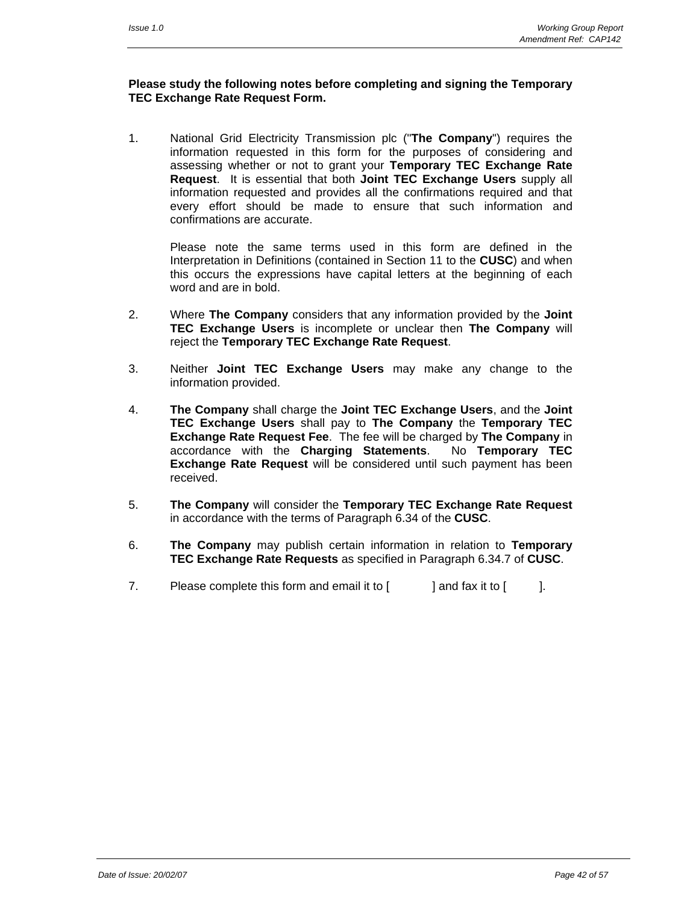**Please study the following notes before completing and signing the Temporary TEC Exchange Rate Request Form.**

1. National Grid Electricity Transmission plc ("**The Company**") requires the information requested in this form for the purposes of considering and assessing whether or not to grant your **Temporary TEC Exchange Rate Request**. It is essential that both **Joint TEC Exchange Users** supply all information requested and provides all the confirmations required and that every effort should be made to ensure that such information and confirmations are accurate.

   Please note the same terms used in this form are defined in the Interpretation in Definitions (contained in Section 11 to the **CUSC**) and when this occurs the expressions have capital letters at the beginning of each word and are in bold.

2. Where **The Company** considers that any information provided by the **Joint TEC Exchange Users** is incomplete or unclear then **The Company** will reject the **Temporary TEC Exchange Rate Request**.

3. Neither **Joint TEC Exchange Users** may make any change to the information provided.

4. **The Company** shall charge the **Joint TEC Exchange Users**, and the **Joint TEC Exchange Users** shall pay to **The Company** the **Temporary TEC Exchange Rate Request Fee**. The fee will be charged by **The Company** in accordance with the **Charging Statements**. No **Temporary TEC Exchange Rate Request** will be considered until such payment has been received.

5. **The Company** will consider the **Temporary TEC Exchange Rate Request** in accordance with the terms of Paragraph 6.34 of the **CUSC**.

6. **The Company** may publish certain information in relation to **Temporary TEC Exchange Rate Requests** as specified in Paragraph 6.34.7 of **CUSC**.

7. Please complete this form and email it to [ ] and fax it to [ ].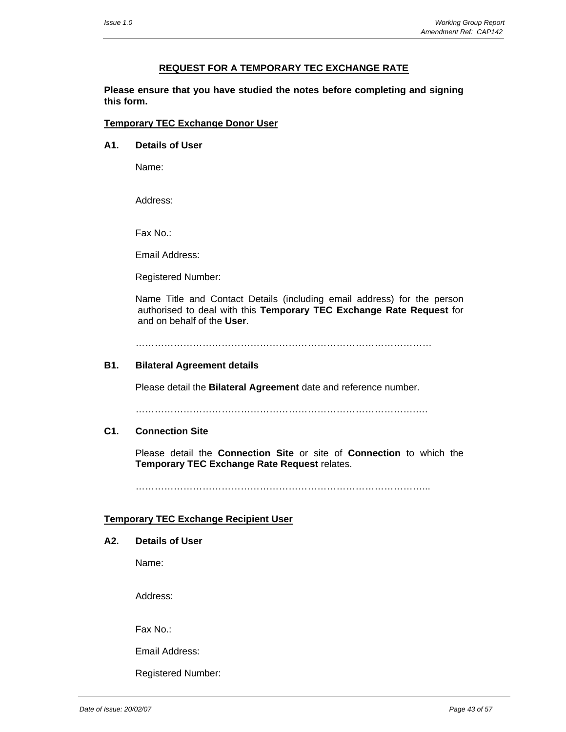## REQUEST FOR A TEMPORARY TEC EXCHANGE RATE

**Please ensure that you have studied the notes before completing and signing this form.**

**Temporary TEC Exchange Donor User**

**A1. Details of User**

Name:

Address:

Fax No.:

Email Address:

Registered Number:

Name Title and Contact Details (including email address) for the person authorised to deal with this **Temporary TEC Exchange Rate Request** for and on behalf of the **User**.

…………………………………………………………………………………

**B1. Bilateral Agreement details**

Please detail the **Bilateral Agreement** date and reference number.

…………………………………………………………………………………

**C1. Connection Site**

Please detail the **Connection Site** or site of **Connection** to which the **Temporary TEC Exchange Rate Request** relates.

…………………………………………………………………………………..

**Temporary TEC Exchange Recipient User**

**A2. Details of User**

Name:

Address:

Fax No.:

Email Address:

Registered Number: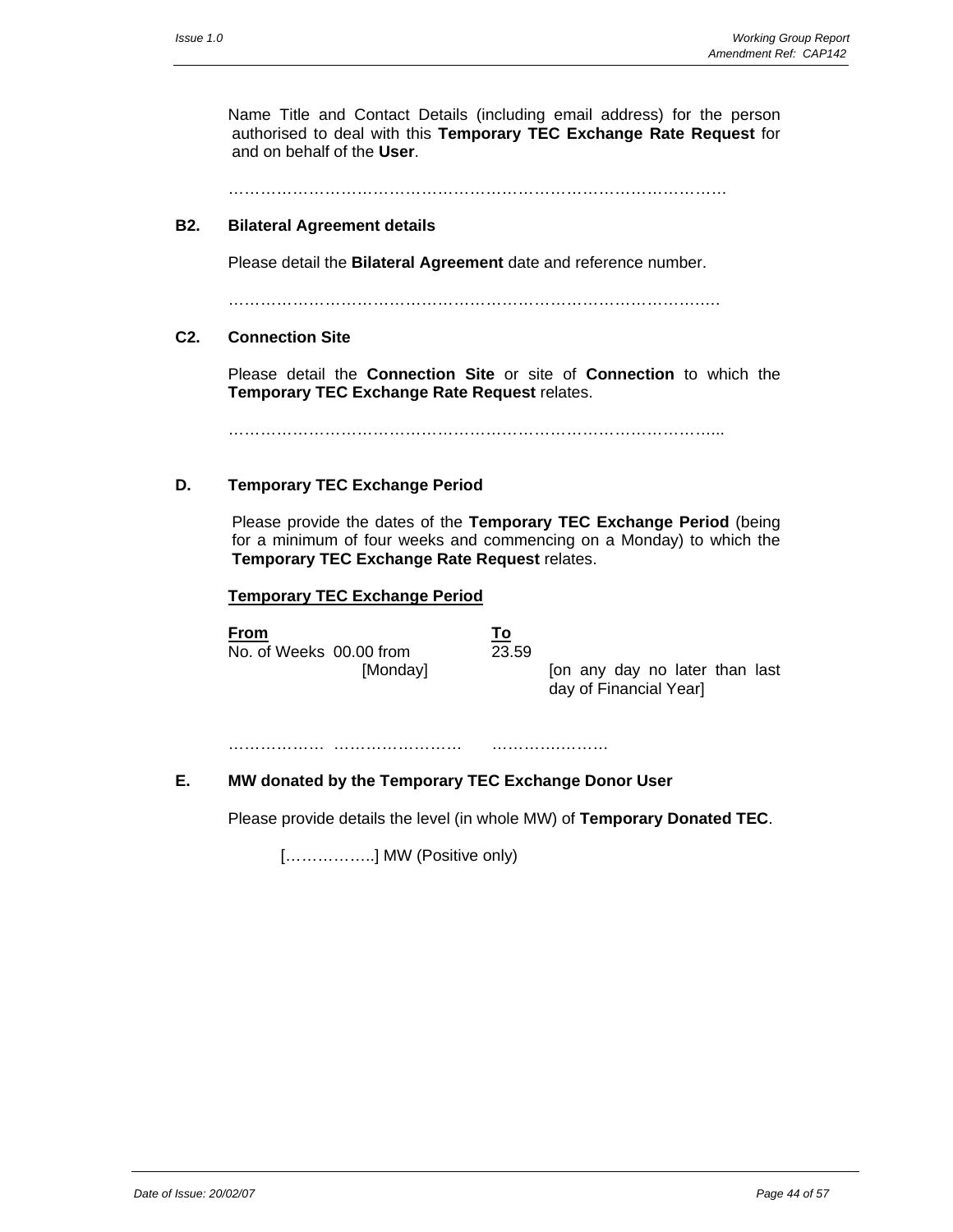Name Title and Contact Details (including email address) for the person authorised to deal with this **Temporary TEC Exchange Rate Request** for and on behalf of the **User**.

……………………………………………………………………………………

**B2. Bilateral Agreement details**

Please detail the **Bilateral Agreement** date and reference number.

……………………………………………………………………………….…

**C2. Connection Site**

Please detail the **Connection Site** or site of **Connection** to which the **Temporary TEC Exchange Rate Request** relates.

…………………………………………………………………………………..

**D. Temporary TEC Exchange Period**

Please provide the dates of the **Temporary TEC Exchange Period** (being for a minimum of four weeks and commencing on a Monday) to which the **Temporary TEC Exchange Rate Request** relates.

**<u>Temporary TEC Exchange Period</u>**

| **<u>From</u>** | | **<u>To</u>** | |
|---|---|---|---|
| No. of Weeks | 00.00 from [Monday] | 23.59 | [on any day no later than last day of Financial Year] |
| ……………… | …………………… | | ………………… |

**E. MW donated by the Temporary TEC Exchange Donor User**

Please provide details the level (in whole MW) of **Temporary Donated TEC**.

[……………..] MW (Positive only)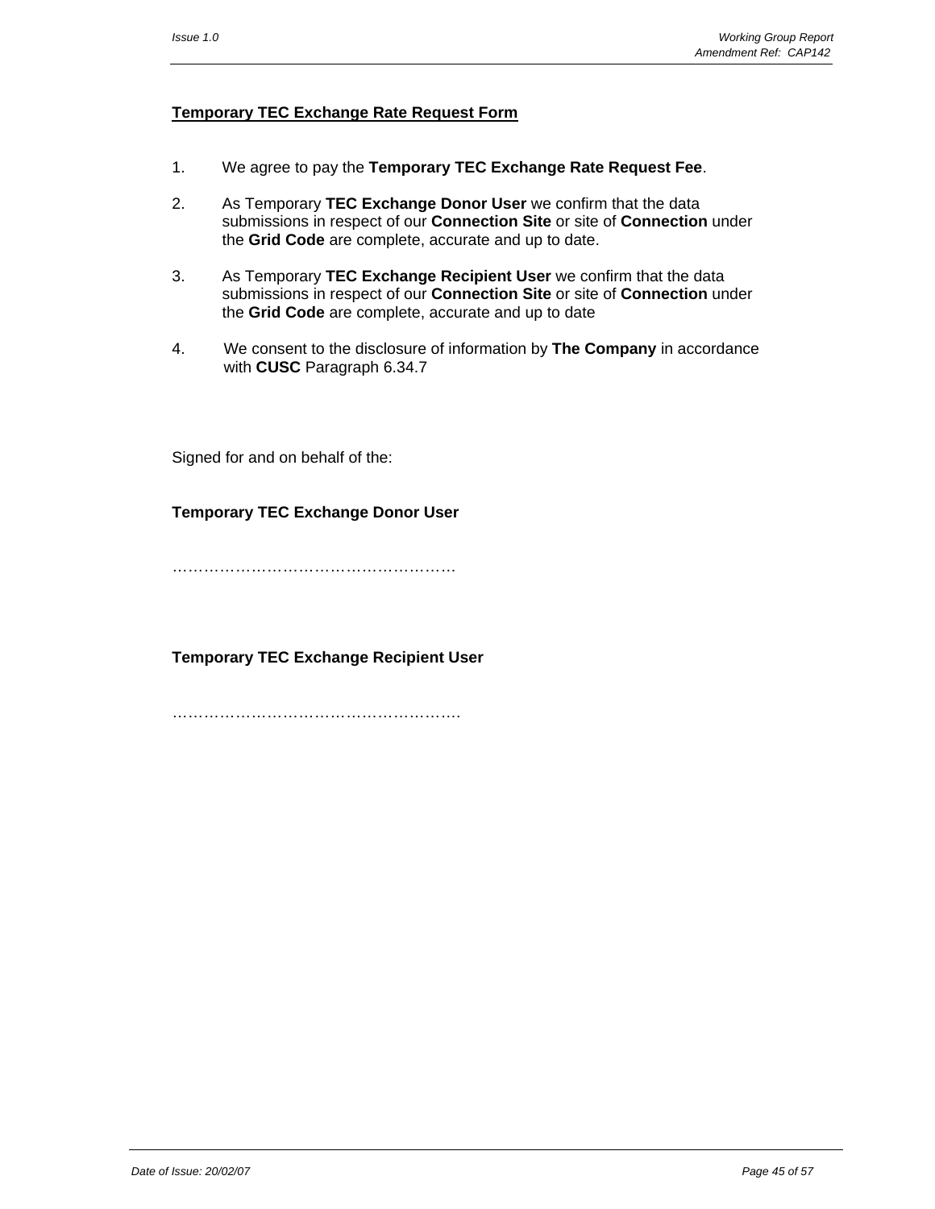**<u>Temporary TEC Exchange Rate Request Form</u>**

1. We agree to pay the **Temporary TEC Exchange Rate Request Fee**.

2. As Temporary **TEC Exchange Donor User** we confirm that the data submissions in respect of our **Connection Site** or site of **Connection** under the **Grid Code** are complete, accurate and up to date.

3. As Temporary **TEC Exchange Recipient User** we confirm that the data submissions in respect of our **Connection Site** or site of **Connection** under the **Grid Code** are complete, accurate and up to date

4. We consent to the disclosure of information by **The Company** in accordance with **CUSC** Paragraph 6.34.7

Signed for and on behalf of the:

**Temporary TEC Exchange Donor User**

……………………………………………

**Temporary TEC Exchange Recipient User**

…………………………………………….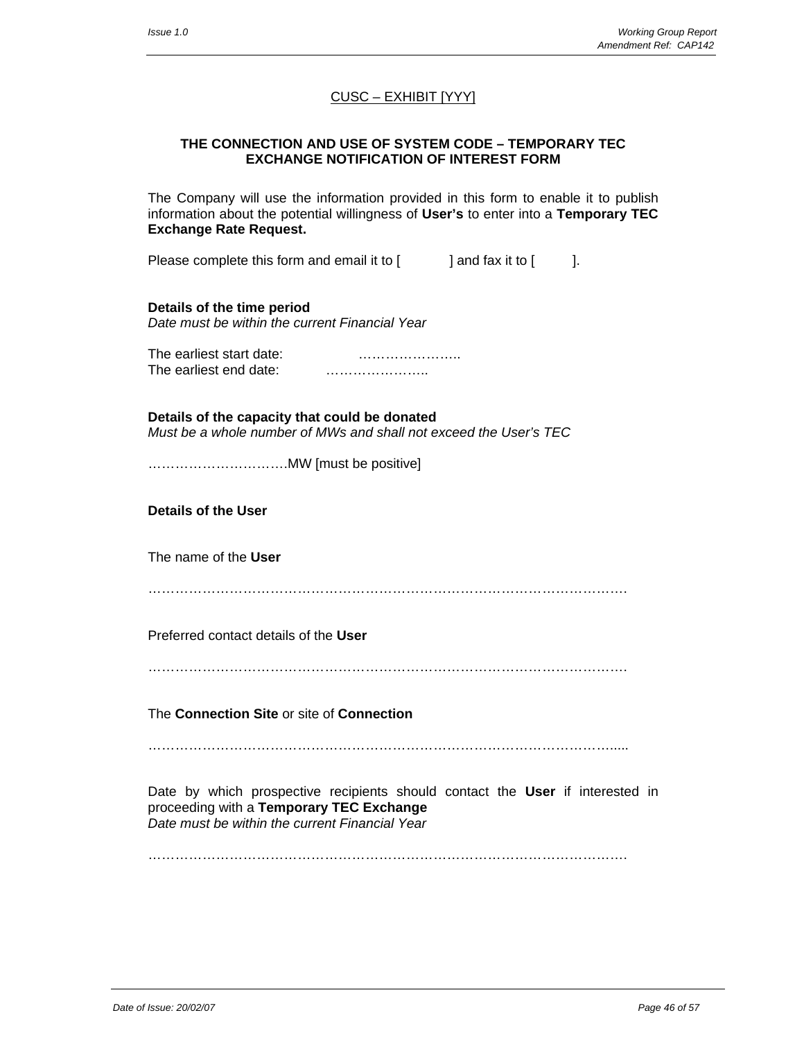<u>CUSC – EXHIBIT [YYY]</u>

**THE CONNECTION AND USE OF SYSTEM CODE – TEMPORARY TEC EXCHANGE NOTIFICATION OF INTEREST FORM**

The Company will use the information provided in this form to enable it to publish information about the potential willingness of **User's** to enter into a **Temporary TEC Exchange Rate Request.**

Please complete this form and email it to [ ] and fax it to [ ].

**Details of the time period**
*Date must be within the current Financial Year*

The earliest start date: …………………..
The earliest end date: …………………..

**Details of the capacity that could be donated**
*Must be a whole number of MWs and shall not exceed the User's TEC*

………………………….MW [must be positive]

**Details of the User**

The name of the **User**

……………………………………………………………………………………………

Preferred contact details of the **User**

……………………………………………………………………………………………

The **Connection Site** or site of **Connection**

……………………………………………………………………………………………....

Date by which prospective recipients should contact the **User** if interested in proceeding with a **Temporary TEC Exchange**
*Date must be within the current Financial Year*

……………………………………………………………………………………………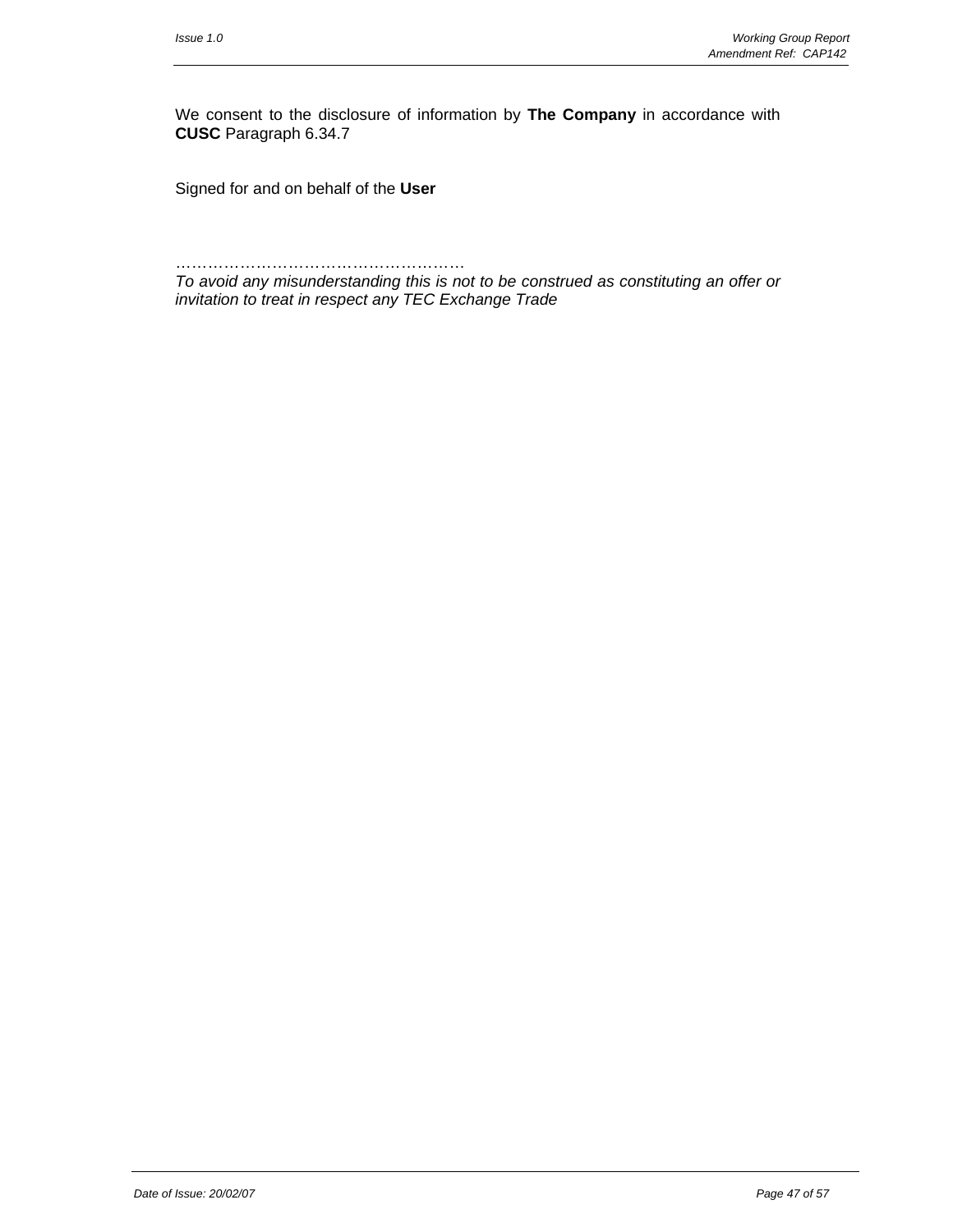We consent to the disclosure of information by **The Company** in accordance with **CUSC** Paragraph 6.34.7

Signed for and on behalf of the **User**

……………………………………………….

*To avoid any misunderstanding this is not to be construed as constituting an offer or invitation to treat in respect any TEC Exchange Trade*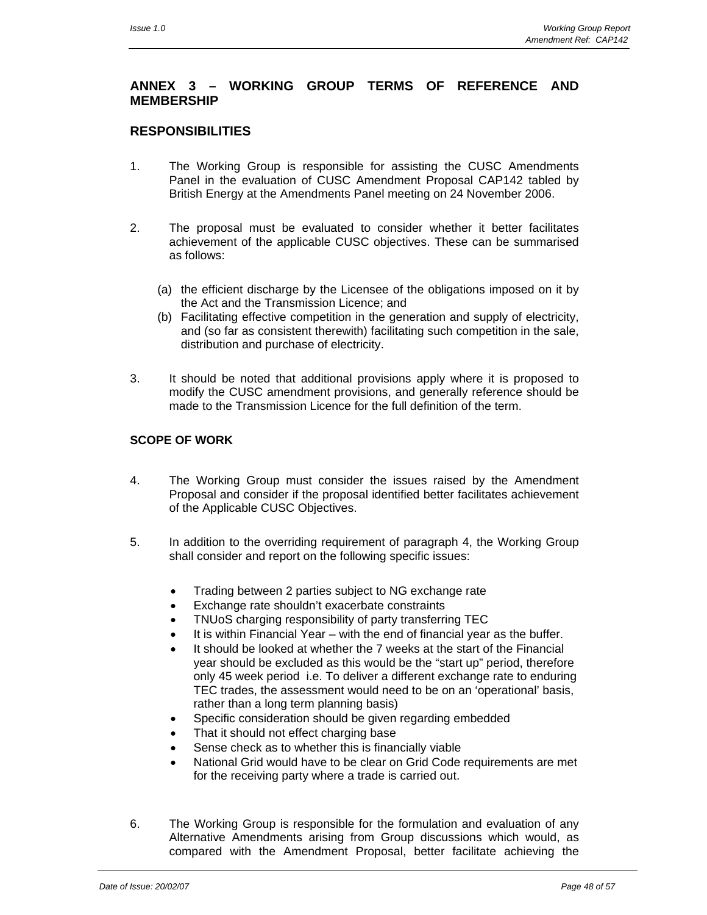## ANNEX 3 – WORKING GROUP TERMS OF REFERENCE AND MEMBERSHIP

## RESPONSIBILITIES

1. The Working Group is responsible for assisting the CUSC Amendments Panel in the evaluation of CUSC Amendment Proposal CAP142 tabled by British Energy at the Amendments Panel meeting on 24 November 2006.

2. The proposal must be evaluated to consider whether it better facilitates achievement of the applicable CUSC objectives. These can be summarised as follows:

   (a) the efficient discharge by the Licensee of the obligations imposed on it by the Act and the Transmission Licence; and
   (b) Facilitating effective competition in the generation and supply of electricity, and (so far as consistent therewith) facilitating such competition in the sale, distribution and purchase of electricity.

3. It should be noted that additional provisions apply where it is proposed to modify the CUSC amendment provisions, and generally reference should be made to the Transmission Licence for the full definition of the term.

### SCOPE OF WORK

4. The Working Group must consider the issues raised by the Amendment Proposal and consider if the proposal identified better facilitates achievement of the Applicable CUSC Objectives.

5. In addition to the overriding requirement of paragraph 4, the Working Group shall consider and report on the following specific issues:

   - Trading between 2 parties subject to NG exchange rate
   - Exchange rate shouldn't exacerbate constraints
   - TNUoS charging responsibility of party transferring TEC
   - It is within Financial Year – with the end of financial year as the buffer.
   - It should be looked at whether the 7 weeks at the start of the Financial year should be excluded as this would be the "start up" period, therefore only 45 week period i.e. To deliver a different exchange rate to enduring TEC trades, the assessment would need to be on an 'operational' basis, rather than a long term planning basis)
   - Specific consideration should be given regarding embedded
   - That it should not effect charging base
   - Sense check as to whether this is financially viable
   - National Grid would have to be clear on Grid Code requirements are met for the receiving party where a trade is carried out.

6. The Working Group is responsible for the formulation and evaluation of any Alternative Amendments arising from Group discussions which would, as compared with the Amendment Proposal, better facilitate achieving the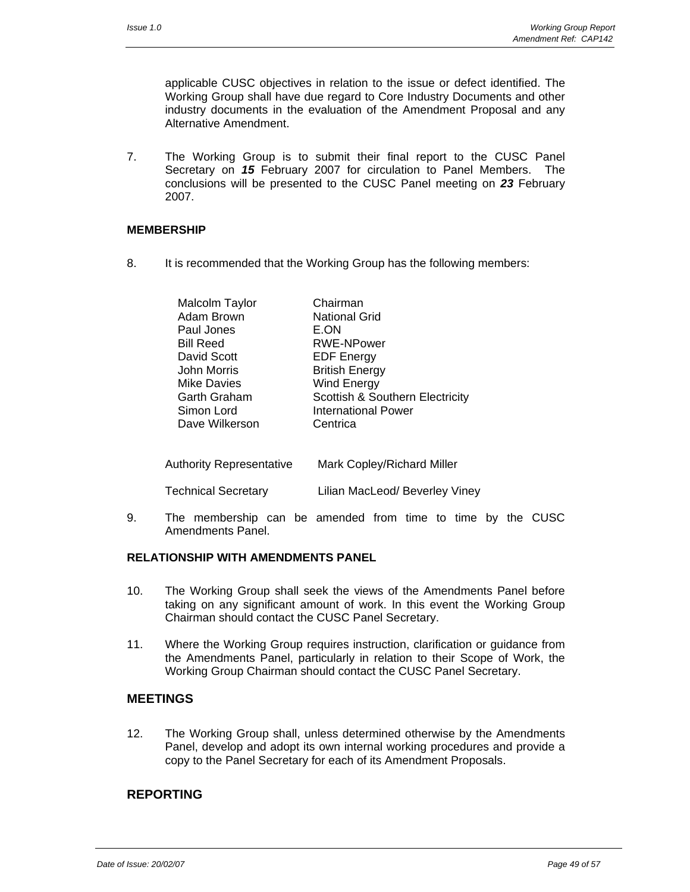applicable CUSC objectives in relation to the issue or defect identified. The Working Group shall have due regard to Core Industry Documents and other industry documents in the evaluation of the Amendment Proposal and any Alternative Amendment.

7. The Working Group is to submit their final report to the CUSC Panel Secretary on ***15*** February 2007 for circulation to Panel Members. The conclusions will be presented to the CUSC Panel meeting on ***23*** February 2007.

**MEMBERSHIP**

8. It is recommended that the Working Group has the following members:

| | |
|---|---|
| Malcolm Taylor | Chairman |
| Adam Brown | National Grid |
| Paul Jones | E.ON |
| Bill Reed | RWE-NPower |
| David Scott | EDF Energy |
| John Morris | British Energy |
| Mike Davies | Wind Energy |
| Garth Graham | Scottish & Southern Electricity |
| Simon Lord | International Power |
| Dave Wilkerson | Centrica |

| | |
|---|---|
| Authority Representative | Mark Copley/Richard Miller |
| Technical Secretary | Lilian MacLeod/ Beverley Viney |

9. The membership can be amended from time to time by the CUSC Amendments Panel.

**RELATIONSHIP WITH AMENDMENTS PANEL**

10. The Working Group shall seek the views of the Amendments Panel before taking on any significant amount of work. In this event the Working Group Chairman should contact the CUSC Panel Secretary.

11. Where the Working Group requires instruction, clarification or guidance from the Amendments Panel, particularly in relation to their Scope of Work, the Working Group Chairman should contact the CUSC Panel Secretary.

## MEETINGS

12. The Working Group shall, unless determined otherwise by the Amendments Panel, develop and adopt its own internal working procedures and provide a copy to the Panel Secretary for each of its Amendment Proposals.

## REPORTING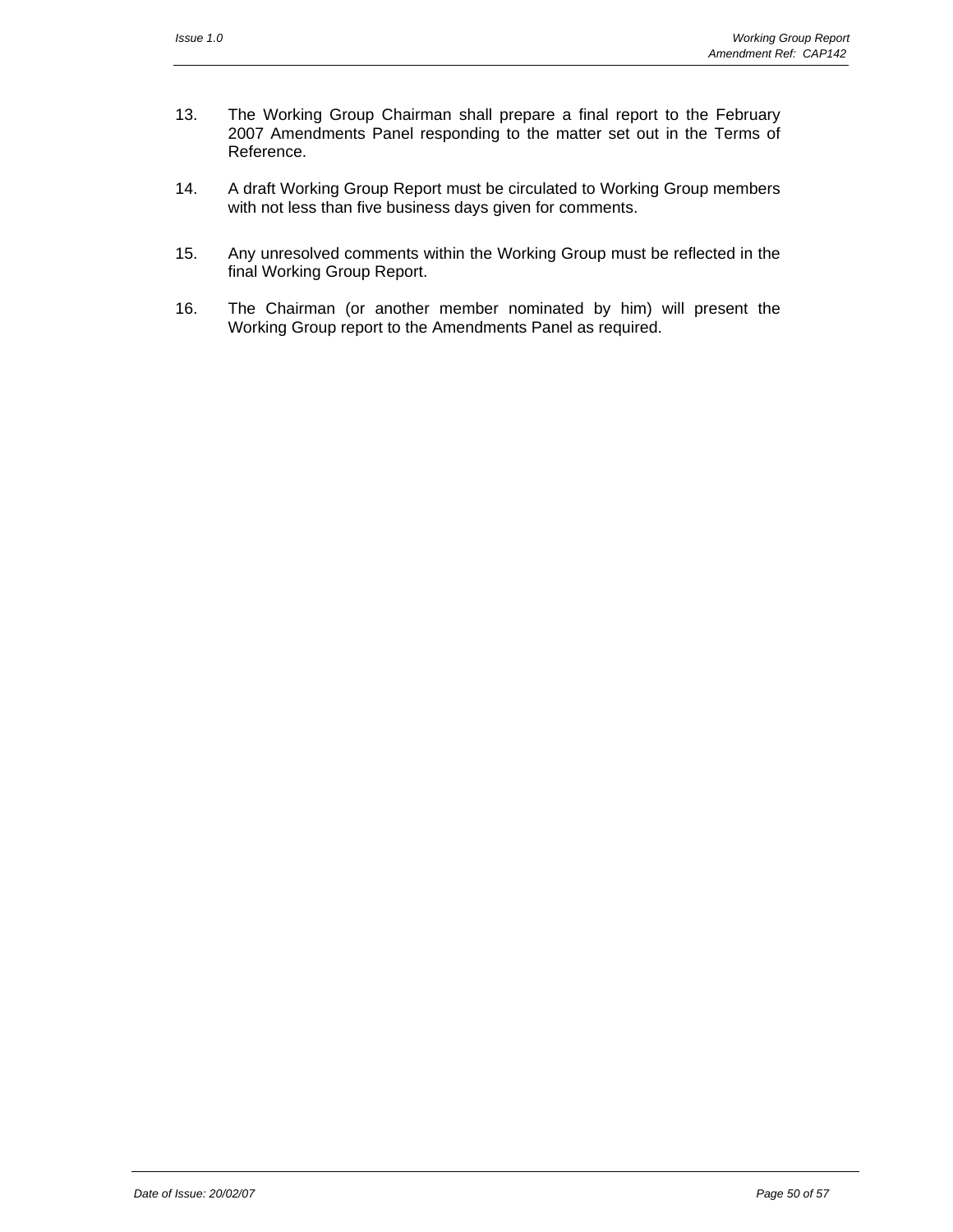13. The Working Group Chairman shall prepare a final report to the February 2007 Amendments Panel responding to the matter set out in the Terms of Reference.

14. A draft Working Group Report must be circulated to Working Group members with not less than five business days given for comments.

15. Any unresolved comments within the Working Group must be reflected in the final Working Group Report.

16. The Chairman (or another member nominated by him) will present the Working Group report to the Amendments Panel as required.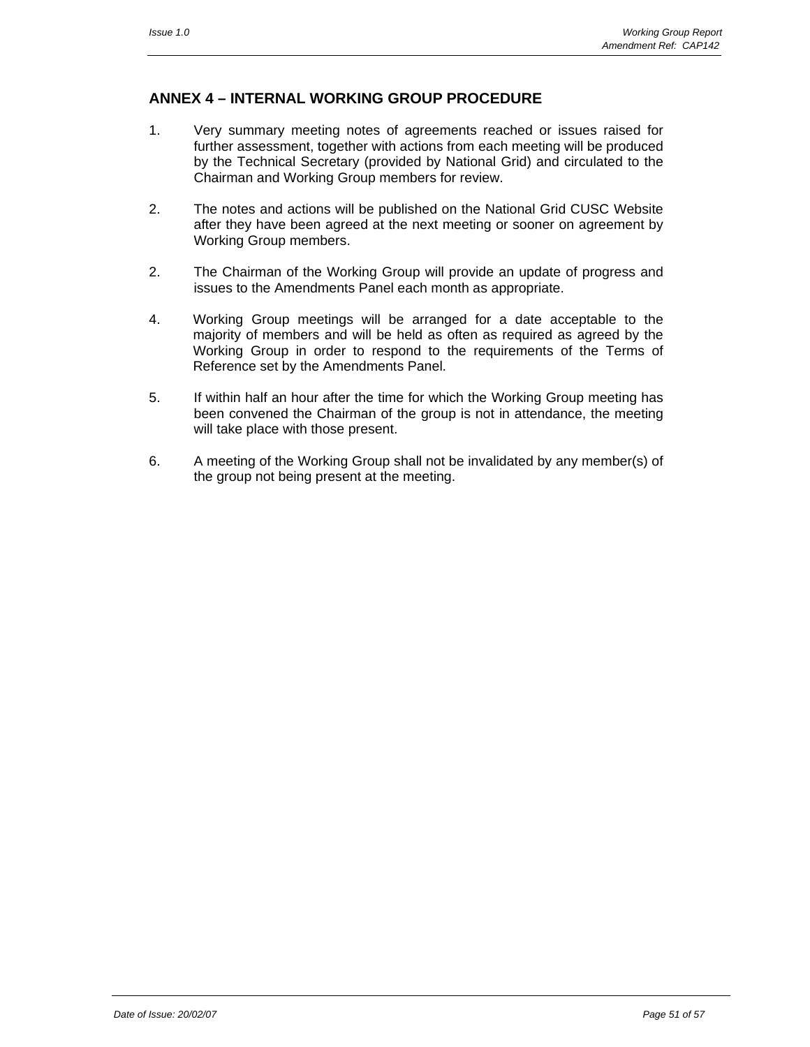## ANNEX 4 – INTERNAL WORKING GROUP PROCEDURE

1. Very summary meeting notes of agreements reached or issues raised for further assessment, together with actions from each meeting will be produced by the Technical Secretary (provided by National Grid) and circulated to the Chairman and Working Group members for review.

2. The notes and actions will be published on the National Grid CUSC Website after they have been agreed at the next meeting or sooner on agreement by Working Group members.

2. The Chairman of the Working Group will provide an update of progress and issues to the Amendments Panel each month as appropriate.

4. Working Group meetings will be arranged for a date acceptable to the majority of members and will be held as often as required as agreed by the Working Group in order to respond to the requirements of the Terms of Reference set by the Amendments Panel.

5. If within half an hour after the time for which the Working Group meeting has been convened the Chairman of the group is not in attendance, the meeting will take place with those present.

6. A meeting of the Working Group shall not be invalidated by any member(s) of the group not being present at the meeting.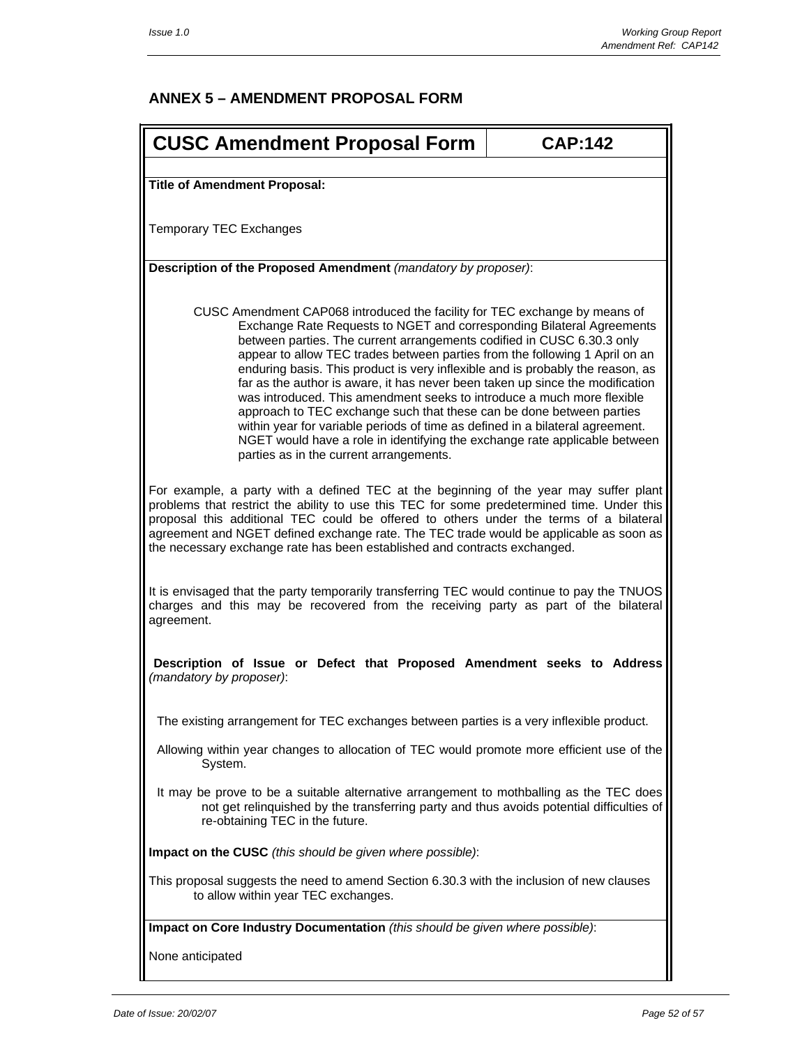## ANNEX 5 – AMENDMENT PROPOSAL FORM

| CUSC Amendment Proposal Form | CAP:142 |
|---|---|

**Title of Amendment Proposal:**

Temporary TEC Exchanges

**Description of the Proposed Amendment** *(mandatory by proposer)*:

CUSC Amendment CAP068 introduced the facility for TEC exchange by means of Exchange Rate Requests to NGET and corresponding Bilateral Agreements between parties. The current arrangements codified in CUSC 6.30.3 only appear to allow TEC trades between parties from the following 1 April on an enduring basis. This product is very inflexible and is probably the reason, as far as the author is aware, it has never been taken up since the modification was introduced. This amendment seeks to introduce a much more flexible approach to TEC exchange such that these can be done between parties within year for variable periods of time as defined in a bilateral agreement. NGET would have a role in identifying the exchange rate applicable between parties as in the current arrangements.

For example, a party with a defined TEC at the beginning of the year may suffer plant problems that restrict the ability to use this TEC for some predetermined time. Under this proposal this additional TEC could be offered to others under the terms of a bilateral agreement and NGET defined exchange rate. The TEC trade would be applicable as soon as the necessary exchange rate has been established and contracts exchanged.

It is envisaged that the party temporarily transferring TEC would continue to pay the TNUOS charges and this may be recovered from the receiving party as part of the bilateral agreement.

**Description of Issue or Defect that Proposed Amendment seeks to Address** *(mandatory by proposer)*:

The existing arrangement for TEC exchanges between parties is a very inflexible product.

Allowing within year changes to allocation of TEC would promote more efficient use of the System.

It may be prove to be a suitable alternative arrangement to mothballing as the TEC does not get relinquished by the transferring party and thus avoids potential difficulties of re-obtaining TEC in the future.

**Impact on the CUSC** *(this should be given where possible)*:

This proposal suggests the need to amend Section 6.30.3 with the inclusion of new clauses to allow within year TEC exchanges.

**Impact on Core Industry Documentation** *(this should be given where possible)*:

None anticipated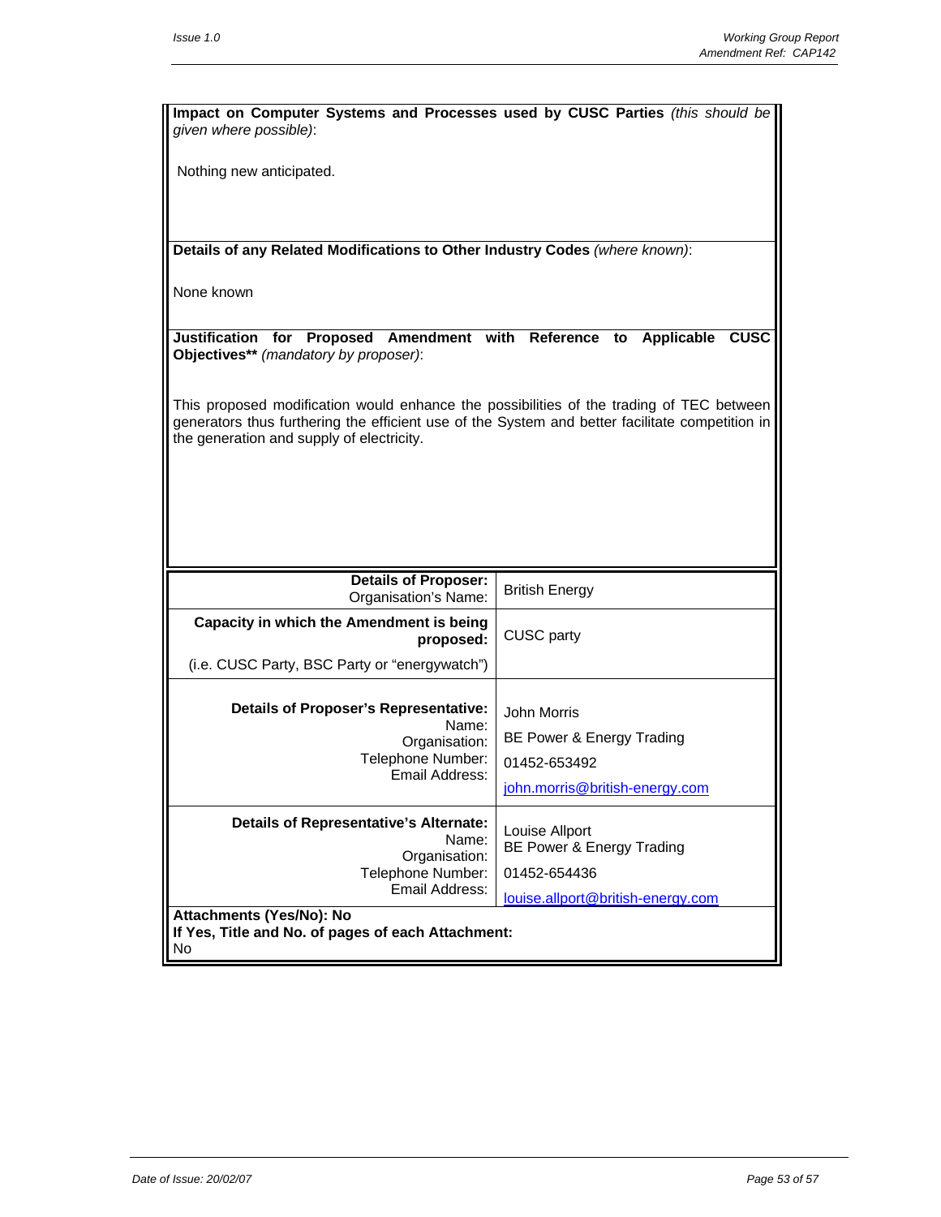**Impact on Computer Systems and Processes used by CUSC Parties** *(this should be given where possible)*:

Nothing new anticipated.

**Details of any Related Modifications to Other Industry Codes** *(where known)*:

None known

**Justification for Proposed Amendment with Reference to Applicable CUSC Objectives**** *(mandatory by proposer)*:

This proposed modification would enhance the possibilities of the trading of TEC between generators thus furthering the efficient use of the System and better facilitate competition in the generation and supply of electricity.

| | |
|---|---|
| **Details of Proposer:** Organisation's Name: | British Energy |
| **Capacity in which the Amendment is being proposed:** (i.e. CUSC Party, BSC Party or "energywatch") | CUSC party |
| **Details of Proposer's Representative:** Name: Organisation: Telephone Number: Email Address: | John Morris<br>BE Power & Energy Trading<br>01452-653492<br>john.morris@british-energy.com |
| **Details of Representative's Alternate:** Name: Organisation: Telephone Number: Email Address: | Louise Allport<br>BE Power & Energy Trading<br>01452-654436<br>louise.allport@british-energy.com |

**Attachments (Yes/No): No**
**If Yes, Title and No. of pages of each Attachment:**
No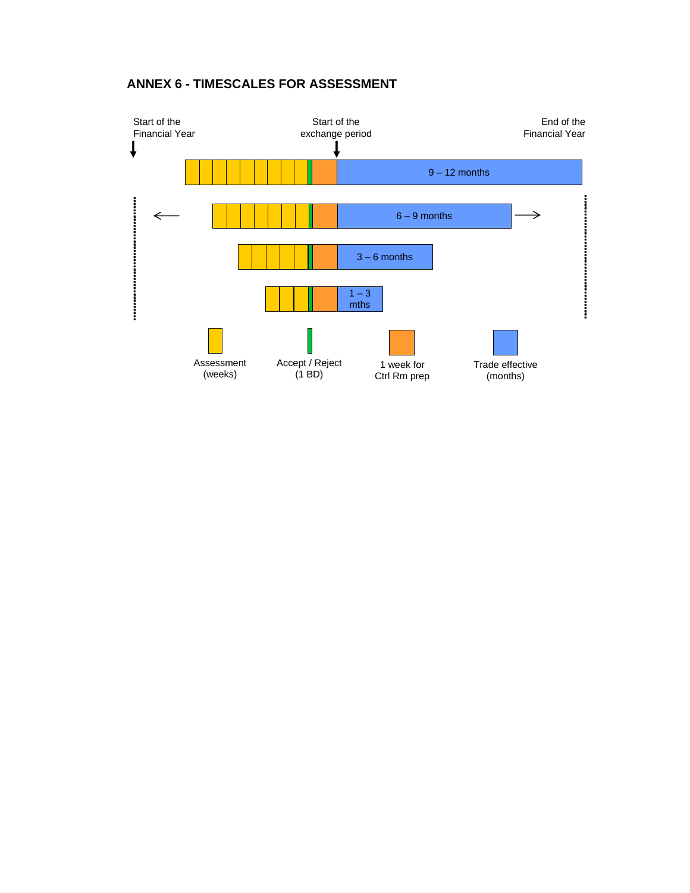## ANNEX 6 - TIMESCALES FOR ASSESSMENT

Start of the Financial Year

Start of the exchange period

End of the Financial Year

9 – 12 months

6 – 9 months

3 – 6 months

1 – 3 mths

Assessment (weeks)

Accept / Reject (1 BD)

1 week for Ctrl Rm prep

Trade effective (months)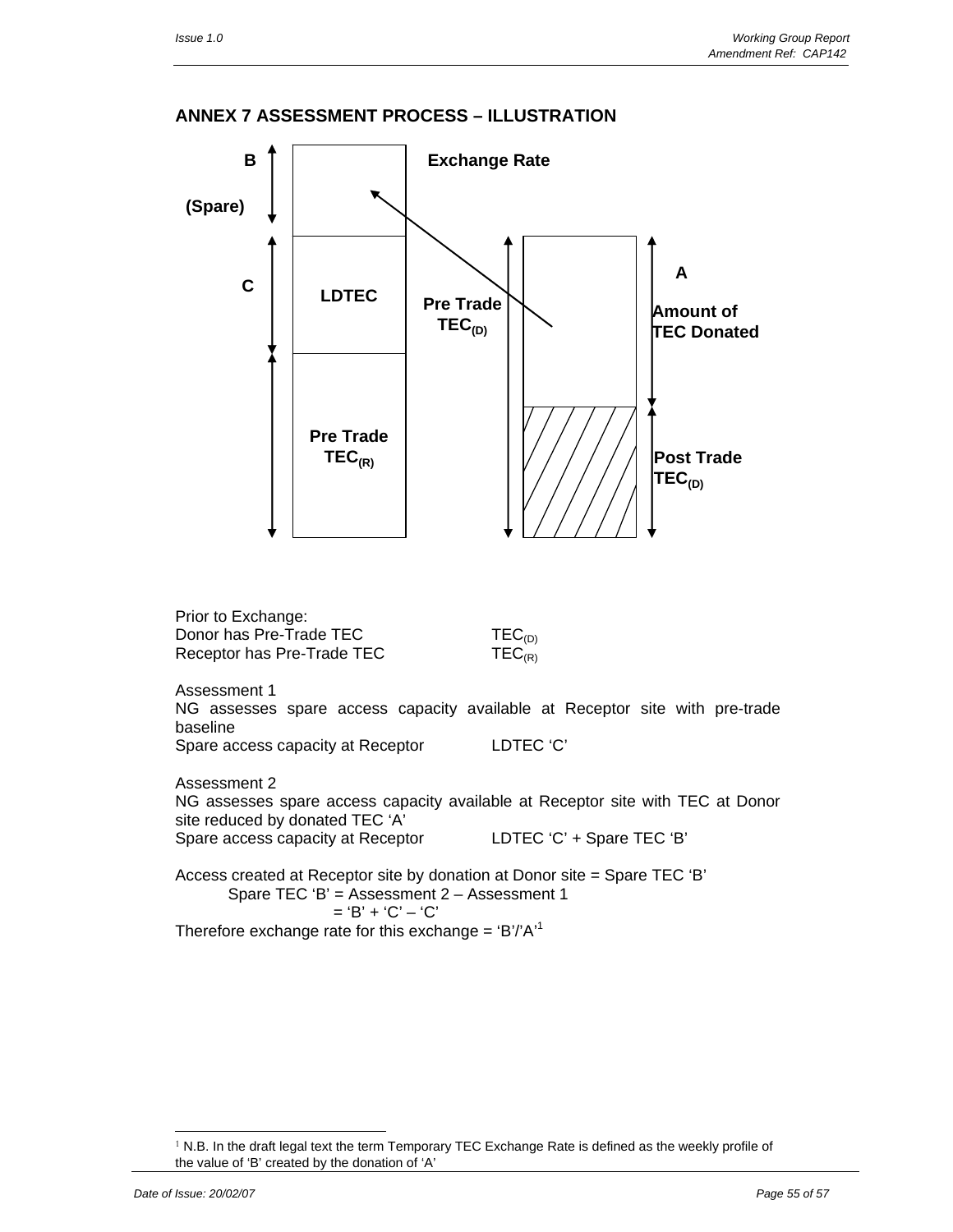## ANNEX 7 ASSESSMENT PROCESS – ILLUSTRATION

B (Spare)

Exchange Rate

C LDTEC

Pre Trade $TEC_{(D)}$

A Amount of TEC Donated

Pre Trade $TEC_{(R)}$

Post Trade $TEC_{(D)}$

Prior to Exchange:

Donor has Pre-Trade TEC $TEC_{(D)}$

Receptor has Pre-Trade TEC $TEC_{(R)}$

Assessment 1

NG assesses spare access capacity available at Receptor site with pre-trade baseline

Spare access capacity at Receptor LDTEC 'C'

Assessment 2

NG assesses spare access capacity available at Receptor site with TEC at Donor site reduced by donated TEC 'A'

Spare access capacity at Receptor LDTEC 'C' + Spare TEC 'B'

Access created at Receptor site by donation at Donor site = Spare TEC 'B'

Spare TEC 'B' = Assessment 2 – Assessment 1

= 'B' + 'C' – 'C'

Therefore exchange rate for this exchange = 'B'/'A'[1]

[1] N.B. In the draft legal text the term Temporary TEC Exchange Rate is defined as the weekly profile of the value of 'B' created by the donation of 'A'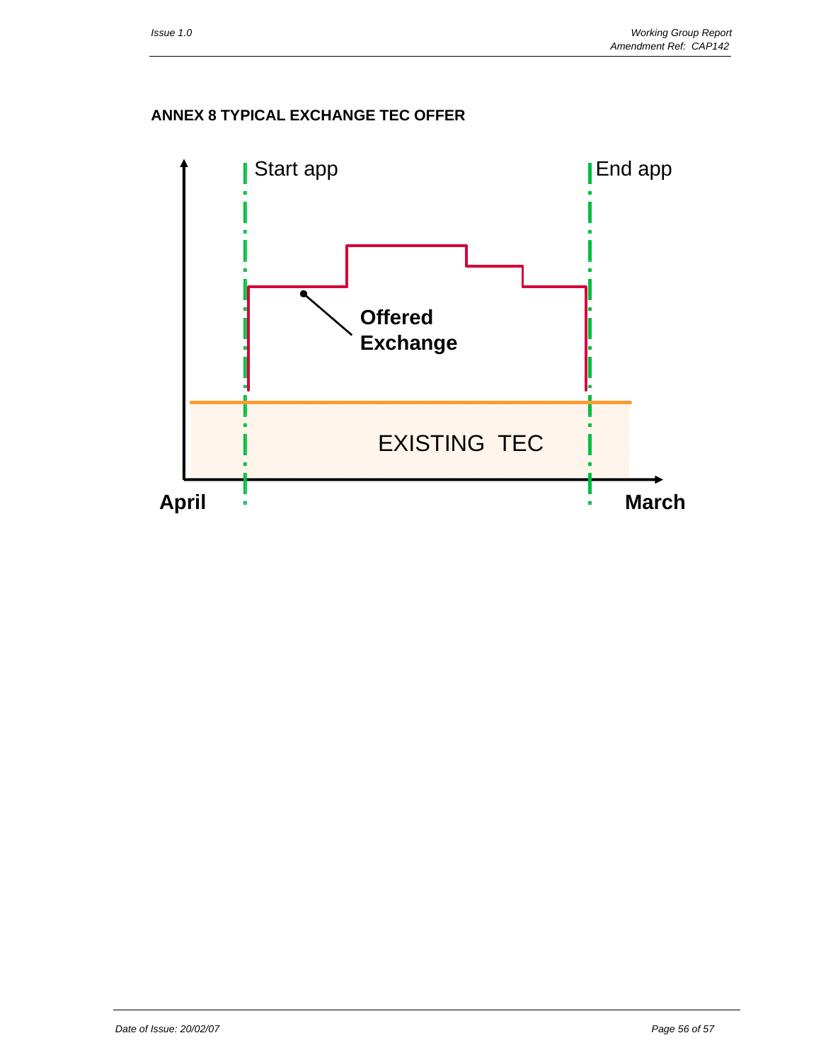## ANNEX 8 TYPICAL EXCHANGE TEC OFFER

Start app

End app

**Offered Exchange**

EXISTING TEC

**April**

**March**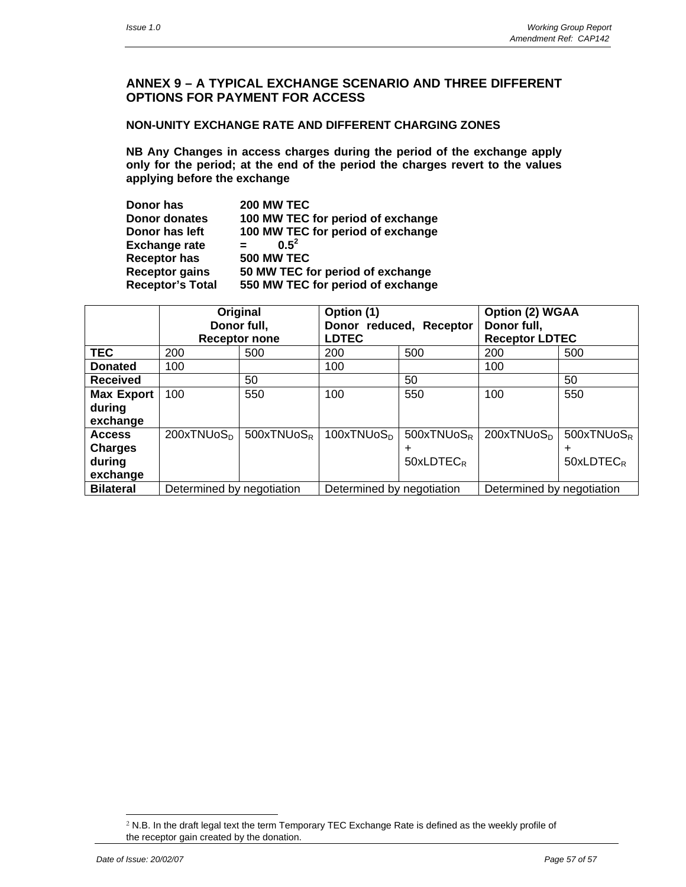## ANNEX 9 – A TYPICAL EXCHANGE SCENARIO AND THREE DIFFERENT OPTIONS FOR PAYMENT FOR ACCESS

### NON-UNITY EXCHANGE RATE AND DIFFERENT CHARGING ZONES

**NB Any Changes in access charges during the period of the exchange apply only for the period; at the end of the period the charges revert to the values applying before the exchange**

| | |
|---|---|
| **Donor has** | **200 MW TEC** |
| **Donor donates** | **100 MW TEC for period of exchange** |
| **Donor has left** | **100 MW TEC for period of exchange** |
| **Exchange rate** | **= 0.5**[2] |
| **Receptor has** | **500 MW TEC** |
| **Receptor gains** | **50 MW TEC for period of exchange** |
| **Receptor's Total** | **550 MW TEC for period of exchange** |

| | **Original Donor full, Receptor none** | | **Option (1) Donor reduced, Receptor LDTEC** | | **Option (2) WGAA Donor full, Receptor LDTEC** | |
|---|---|---|---|---|---|---|
| **TEC** | 200 | 500 | 200 | 500 | 200 | 500 |
| **Donated** | 100 | | 100 | | 100 | |
| **Received** | | 50 | | 50 | | 50 |
| **Max Export during exchange** | 100 | 550 | 100 | 550 | 100 | 550 |
| **Access Charges during exchange** | $200xTNUoS_D$ | $500xTNUoS_R$ | $100xTNUoS_D$ | $500xTNUoS_R$ + $50xLDTEC_R$ | $200xTNUoS_D$ | $500xTNUoS_R$ + $50xLDTEC_R$ |
| **Bilateral** | Determined by negotiation | | Determined by negotiation | | Determined by negotiation | |

[2] N.B. In the draft legal text the term Temporary TEC Exchange Rate is defined as the weekly profile of the receptor gain created by the donation.